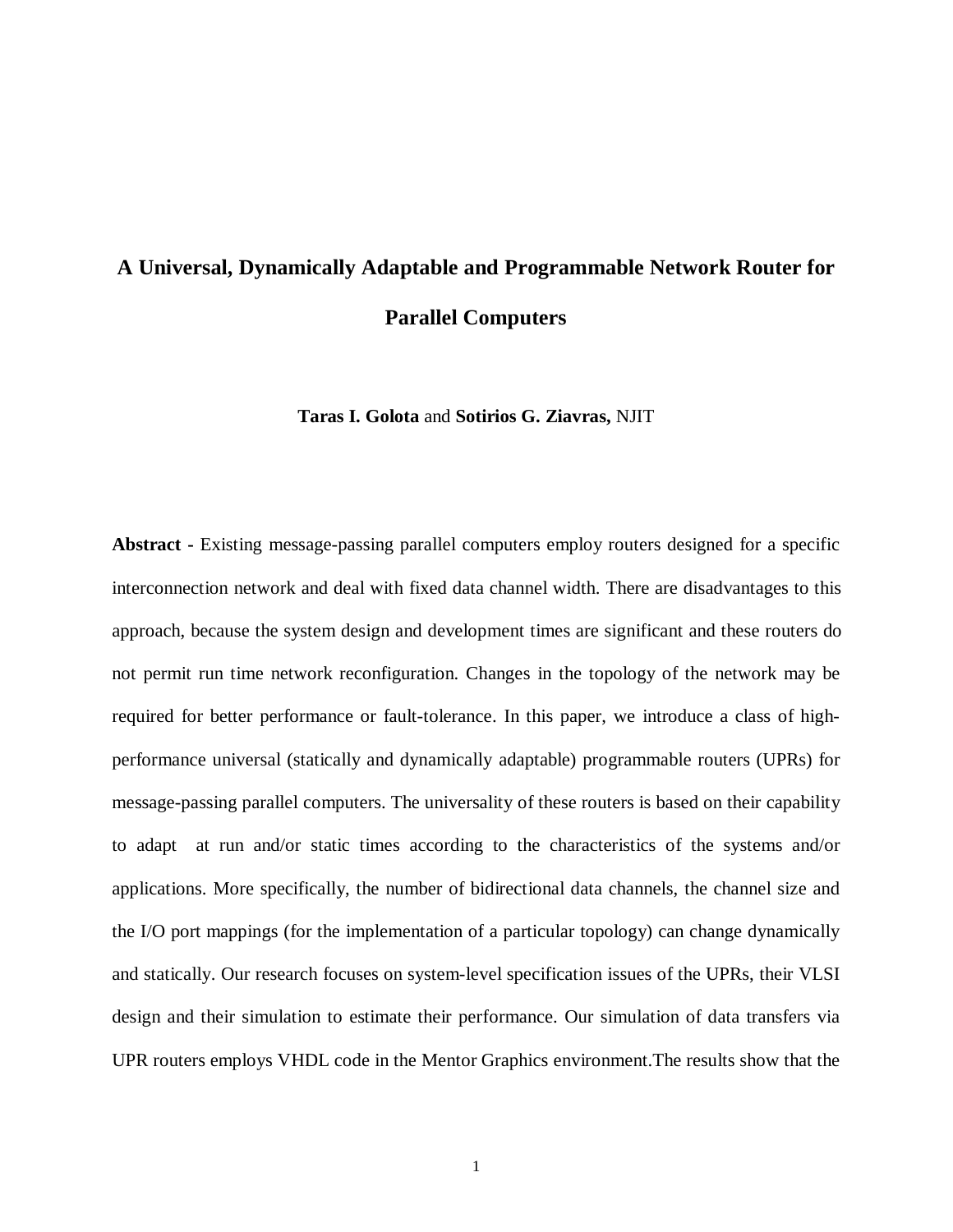# A Universal, Dynamically Adaptable and Programmable Network Router for Parallel Computers

**Taras I. Golota** and **Sotirios G. Ziavras,** NJIT

**Abstract -** Existing message-passing parallel computers employ routers designed for a specific interconnection network and deal with fixed data channel width. There are disadvantages to this approach, because the system design and development times are significant and these routers do not permit run time network reconfiguration. Changes in the topology of the network may be required for better performance or fault-tolerance. In this paper, we introduce a class of high-performance universal (statically and dynamically adaptable) programmable routers (UPRs) for message-passing parallel computers. The universality of these routers is based on their capability to adapt at run and/or static times according to the characteristics of the systems and/or applications. More specifically, the number of bidirectional data channels, the channel size and the I/O port mappings (for the implementation of a particular topology) can change dynamically and statically. Our research focuses on system-level specification issues of the UPRs, their VLSI design and their simulation to estimate their performance. Our simulation of data transfers via UPR routers employs VHDL code in the Mentor Graphics environment.The results show that the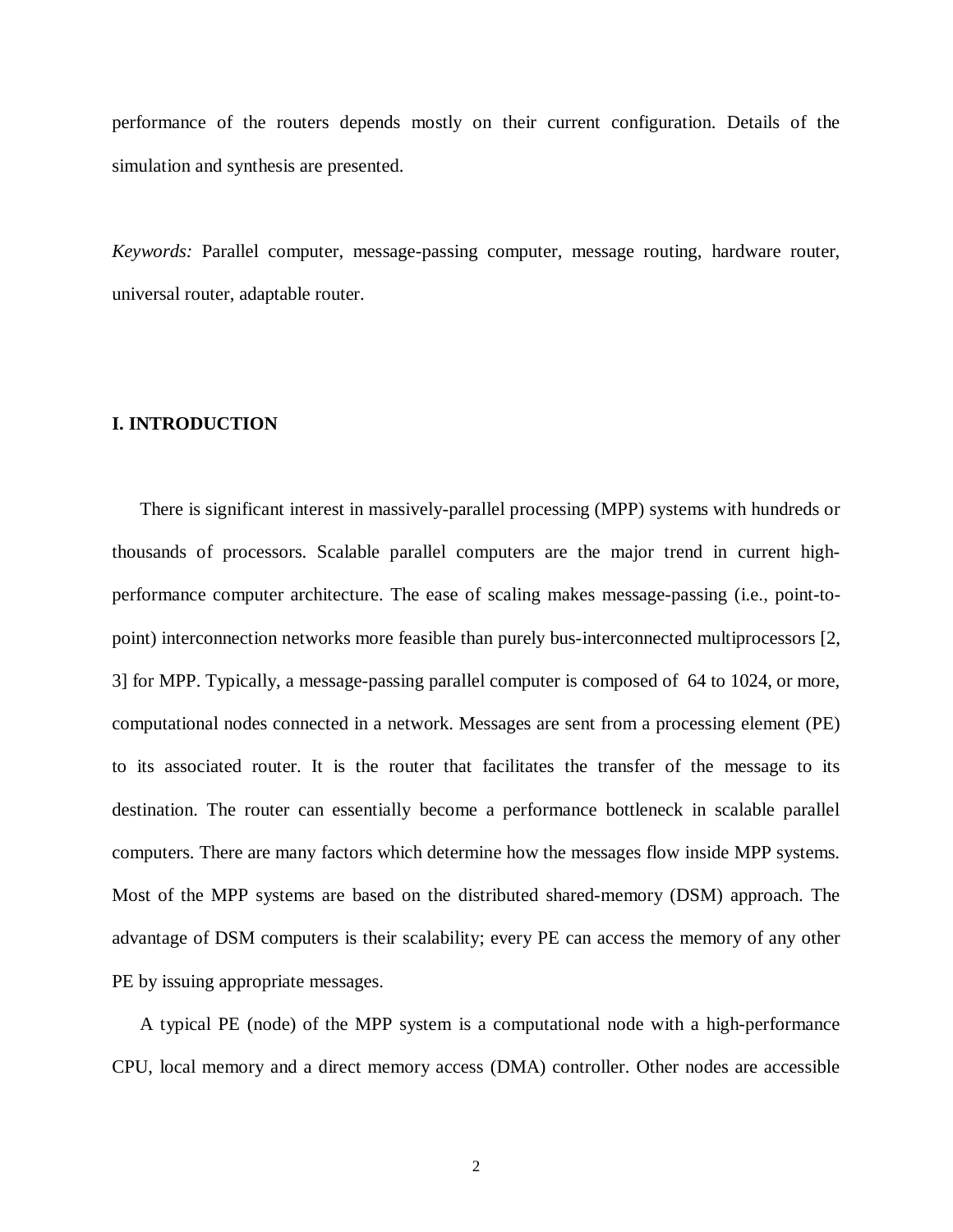performance of the routers depends mostly on their current configuration. Details of the simulation and synthesis are presented.

*Keywords:* Parallel computer, message-passing computer, message routing, hardware router, universal router, adaptable router.

## I. INTRODUCTION

There is significant interest in massively-parallel processing (MPP) systems with hundreds or thousands of processors. Scalable parallel computers are the major trend in current high-performance computer architecture. The ease of scaling makes message-passing (i.e., point-to-point) interconnection networks more feasible than purely bus-interconnected multiprocessors [2, 3] for MPP. Typically, a message-passing parallel computer is composed of 64 to 1024, or more, computational nodes connected in a network. Messages are sent from a processing element (PE) to its associated router. It is the router that facilitates the transfer of the message to its destination. The router can essentially become a performance bottleneck in scalable parallel computers. There are many factors which determine how the messages flow inside MPP systems. Most of the MPP systems are based on the distributed shared-memory (DSM) approach. The advantage of DSM computers is their scalability; every PE can access the memory of any other PE by issuing appropriate messages.

A typical PE (node) of the MPP system is a computational node with a high-performance CPU, local memory and a direct memory access (DMA) controller. Other nodes are accessible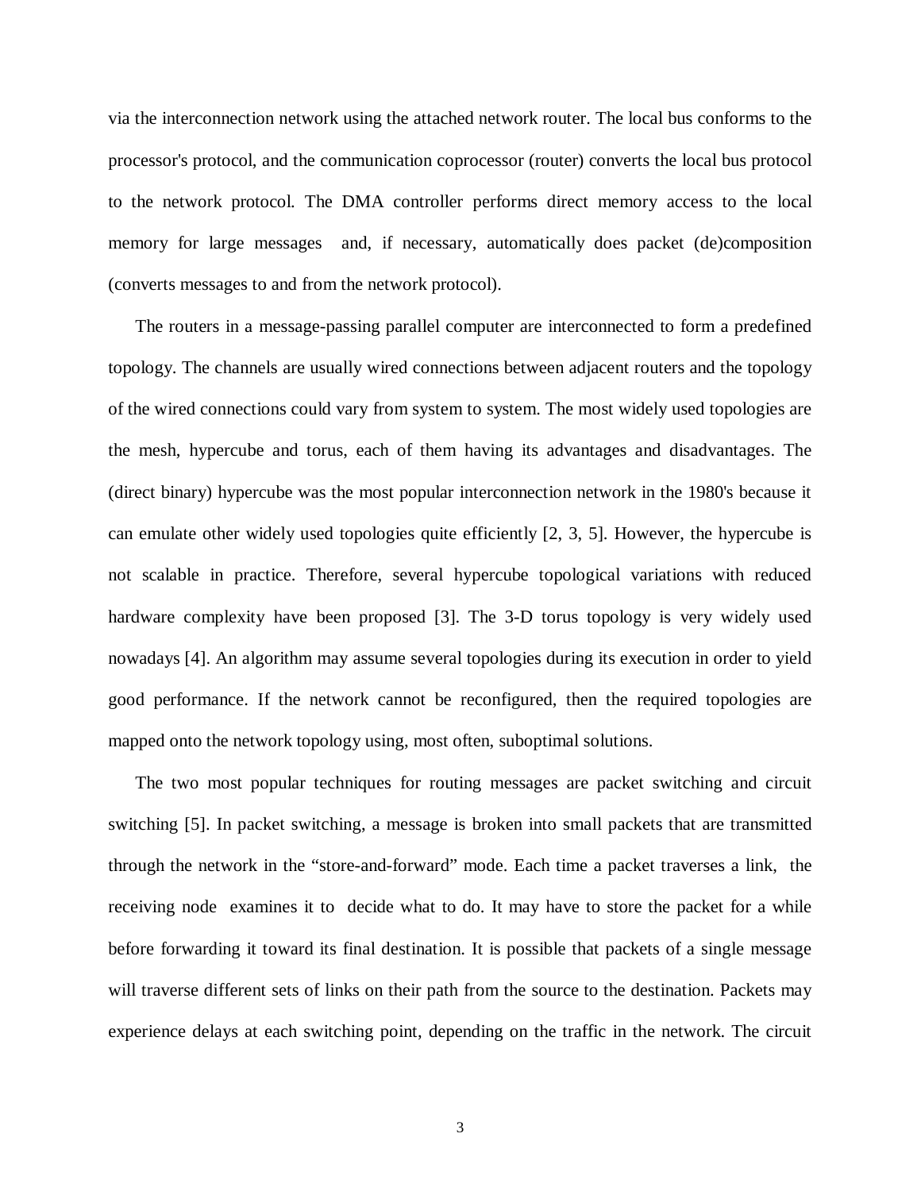via the interconnection network using the attached network router. The local bus conforms to the processor's protocol, and the communication coprocessor (router) converts the local bus protocol to the network protocol. The DMA controller performs direct memory access to the local memory for large messages and, if necessary, automatically does packet (de)composition (converts messages to and from the network protocol).

The routers in a message-passing parallel computer are interconnected to form a predefined topology. The channels are usually wired connections between adjacent routers and the topology of the wired connections could vary from system to system. The most widely used topologies are the mesh, hypercube and torus, each of them having its advantages and disadvantages. The (direct binary) hypercube was the most popular interconnection network in the 1980's because it can emulate other widely used topologies quite efficiently [2, 3, 5]. However, the hypercube is not scalable in practice. Therefore, several hypercube topological variations with reduced hardware complexity have been proposed [3]. The 3-D torus topology is very widely used nowadays [4]. An algorithm may assume several topologies during its execution in order to yield good performance. If the network cannot be reconfigured, then the required topologies are mapped onto the network topology using, most often, suboptimal solutions.

The two most popular techniques for routing messages are packet switching and circuit switching [5]. In packet switching, a message is broken into small packets that are transmitted through the network in the "store-and-forward" mode. Each time a packet traverses a link, the receiving node examines it to decide what to do. It may have to store the packet for a while before forwarding it toward its final destination. It is possible that packets of a single message will traverse different sets of links on their path from the source to the destination. Packets may experience delays at each switching point, depending on the traffic in the network. The circuit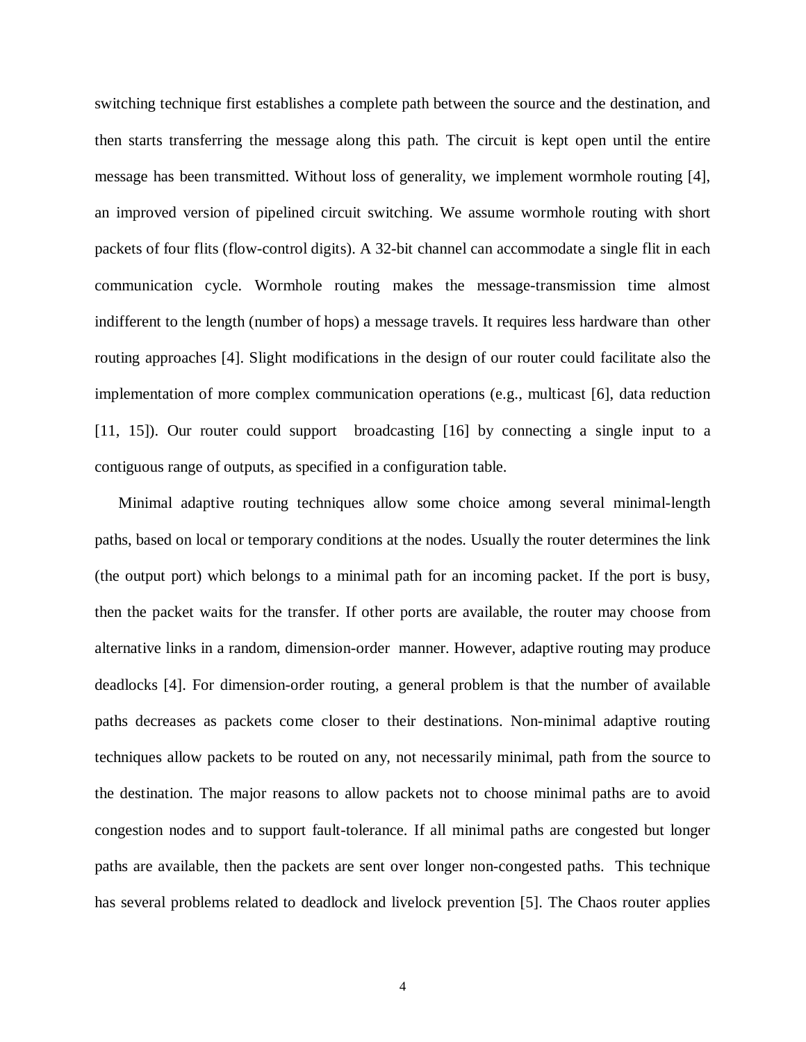switching technique first establishes a complete path between the source and the destination, and then starts transferring the message along this path. The circuit is kept open until the entire message has been transmitted. Without loss of generality, we implement wormhole routing [4], an improved version of pipelined circuit switching. We assume wormhole routing with short packets of four flits (flow-control digits). A 32-bit channel can accommodate a single flit in each communication cycle. Wormhole routing makes the message-transmission time almost indifferent to the length (number of hops) a message travels. It requires less hardware than other routing approaches [4]. Slight modifications in the design of our router could facilitate also the implementation of more complex communication operations (e.g., multicast [6], data reduction [11, 15]). Our router could support broadcasting [16] by connecting a single input to a contiguous range of outputs, as specified in a configuration table.

Minimal adaptive routing techniques allow some choice among several minimal-length paths, based on local or temporary conditions at the nodes. Usually the router determines the link (the output port) which belongs to a minimal path for an incoming packet. If the port is busy, then the packet waits for the transfer. If other ports are available, the router may choose from alternative links in a random, dimension-order manner. However, adaptive routing may produce deadlocks [4]. For dimension-order routing, a general problem is that the number of available paths decreases as packets come closer to their destinations. Non-minimal adaptive routing techniques allow packets to be routed on any, not necessarily minimal, path from the source to the destination. The major reasons to allow packets not to choose minimal paths are to avoid congestion nodes and to support fault-tolerance. If all minimal paths are congested but longer paths are available, then the packets are sent over longer non-congested paths. This technique has several problems related to deadlock and livelock prevention [5]. The Chaos router applies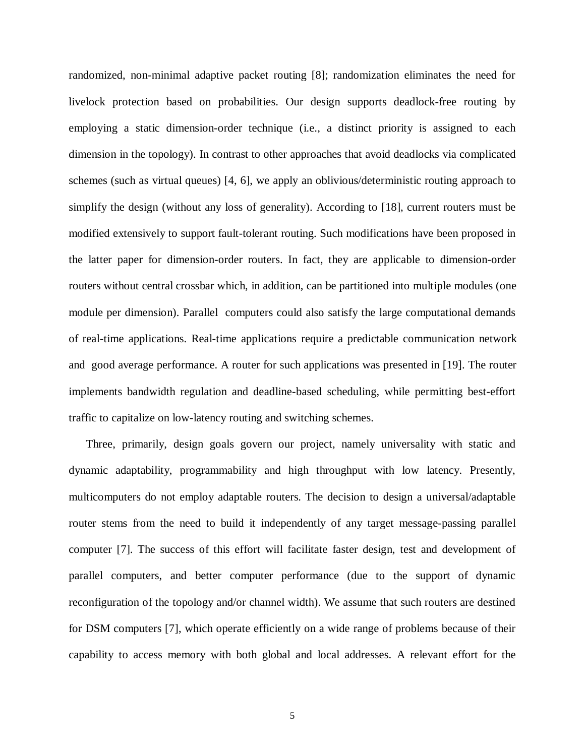randomized, non-minimal adaptive packet routing [8]; randomization eliminates the need for livelock protection based on probabilities. Our design supports deadlock-free routing by employing a static dimension-order technique (i.e., a distinct priority is assigned to each dimension in the topology). In contrast to other approaches that avoid deadlocks via complicated schemes (such as virtual queues) [4, 6], we apply an oblivious/deterministic routing approach to simplify the design (without any loss of generality). According to [18], current routers must be modified extensively to support fault-tolerant routing. Such modifications have been proposed in the latter paper for dimension-order routers. In fact, they are applicable to dimension-order routers without central crossbar which, in addition, can be partitioned into multiple modules (one module per dimension). Parallel computers could also satisfy the large computational demands of real-time applications. Real-time applications require a predictable communication network and good average performance. A router for such applications was presented in [19]. The router implements bandwidth regulation and deadline-based scheduling, while permitting best-effort traffic to capitalize on low-latency routing and switching schemes.

Three, primarily, design goals govern our project, namely universality with static and dynamic adaptability, programmability and high throughput with low latency. Presently, multicomputers do not employ adaptable routers. The decision to design a universal/adaptable router stems from the need to build it independently of any target message-passing parallel computer [7]. The success of this effort will facilitate faster design, test and development of parallel computers, and better computer performance (due to the support of dynamic reconfiguration of the topology and/or channel width). We assume that such routers are destined for DSM computers [7], which operate efficiently on a wide range of problems because of their capability to access memory with both global and local addresses. A relevant effort for the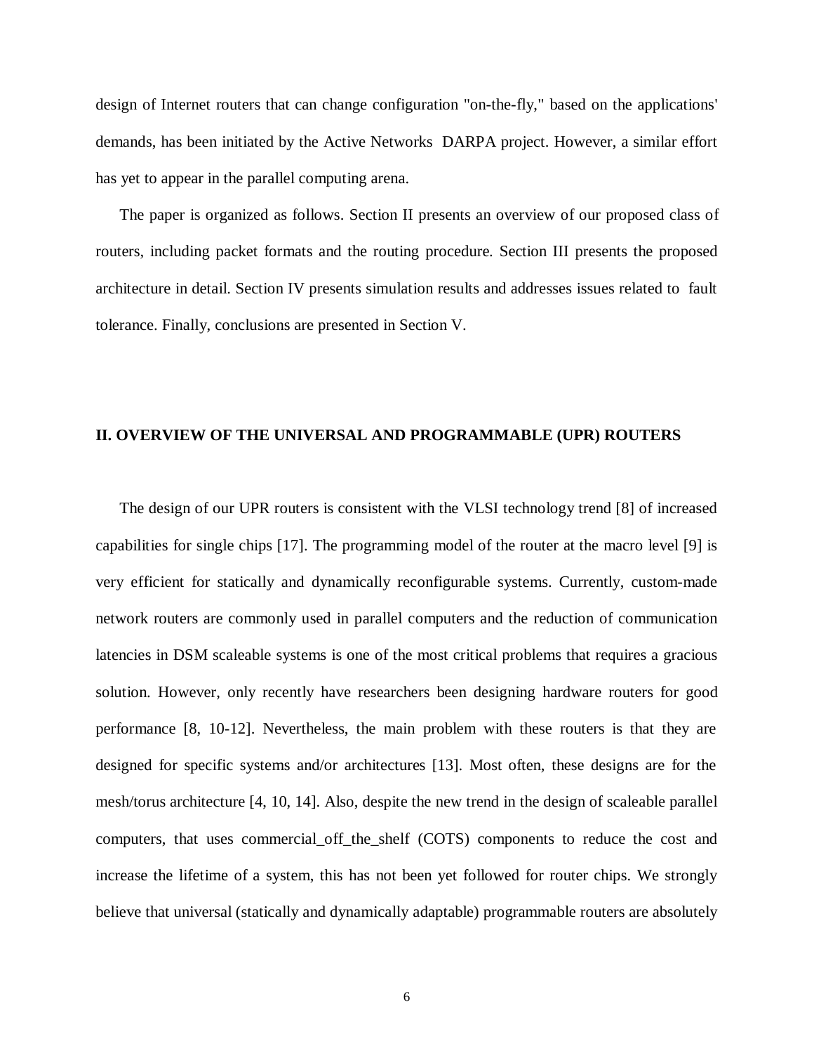design of Internet routers that can change configuration "on-the-fly," based on the applications' demands, has been initiated by the Active Networks DARPA project. However, a similar effort has yet to appear in the parallel computing arena.

The paper is organized as follows. Section II presents an overview of our proposed class of routers, including packet formats and the routing procedure. Section III presents the proposed architecture in detail. Section IV presents simulation results and addresses issues related to fault tolerance. Finally, conclusions are presented in Section V.

## II. OVERVIEW OF THE UNIVERSAL AND PROGRAMMABLE (UPR) ROUTERS

The design of our UPR routers is consistent with the VLSI technology trend [8] of increased capabilities for single chips [17]. The programming model of the router at the macro level [9] is very efficient for statically and dynamically reconfigurable systems. Currently, custom-made network routers are commonly used in parallel computers and the reduction of communication latencies in DSM scaleable systems is one of the most critical problems that requires a gracious solution. However, only recently have researchers been designing hardware routers for good performance [8, 10-12]. Nevertheless, the main problem with these routers is that they are designed for specific systems and/or architectures [13]. Most often, these designs are for the mesh/torus architecture [4, 10, 14]. Also, despite the new trend in the design of scaleable parallel computers, that uses commercial_off_the_shelf (COTS) components to reduce the cost and increase the lifetime of a system, this has not been yet followed for router chips. We strongly believe that universal (statically and dynamically adaptable) programmable routers are absolutely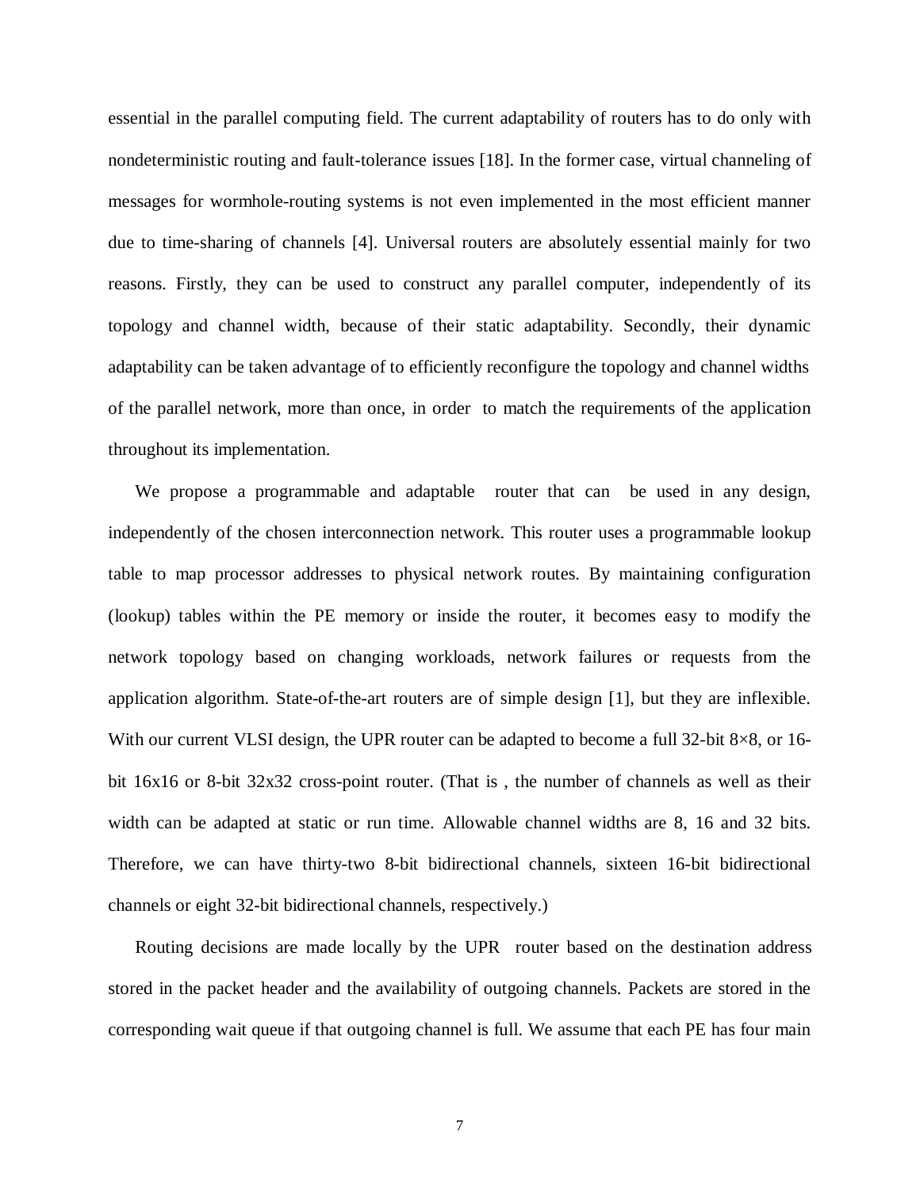essential in the parallel computing field. The current adaptability of routers has to do only with nondeterministic routing and fault-tolerance issues [18]. In the former case, virtual channeling of messages for wormhole-routing systems is not even implemented in the most efficient manner due to time-sharing of channels [4]. Universal routers are absolutely essential mainly for two reasons. Firstly, they can be used to construct any parallel computer, independently of its topology and channel width, because of their static adaptability. Secondly, their dynamic adaptability can be taken advantage of to efficiently reconfigure the topology and channel widths of the parallel network, more than once, in order to match the requirements of the application throughout its implementation.

We propose a programmable and adaptable router that can be used in any design, independently of the chosen interconnection network. This router uses a programmable lookup table to map processor addresses to physical network routes. By maintaining configuration (lookup) tables within the PE memory or inside the router, it becomes easy to modify the network topology based on changing workloads, network failures or requests from the application algorithm. State-of-the-art routers are of simple design [1], but they are inflexible. With our current VLSI design, the UPR router can be adapted to become a full 32-bit 8×8, or 16-bit 16x16 or 8-bit 32x32 cross-point router. (That is , the number of channels as well as their width can be adapted at static or run time. Allowable channel widths are 8, 16 and 32 bits. Therefore, we can have thirty-two 8-bit bidirectional channels, sixteen 16-bit bidirectional channels or eight 32-bit bidirectional channels, respectively.)

Routing decisions are made locally by the UPR router based on the destination address stored in the packet header and the availability of outgoing channels. Packets are stored in the corresponding wait queue if that outgoing channel is full. We assume that each PE has four main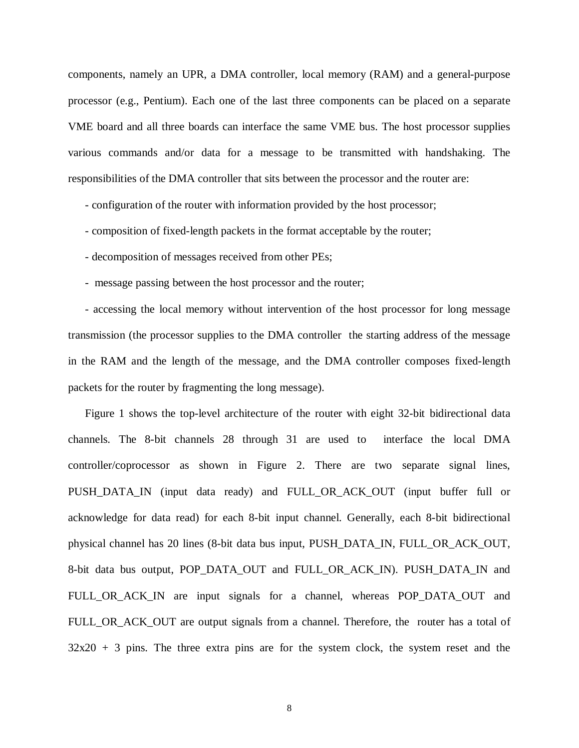components, namely an UPR, a DMA controller, local memory (RAM) and a general-purpose processor (e.g., Pentium). Each one of the last three components can be placed on a separate VME board and all three boards can interface the same VME bus. The host processor supplies various commands and/or data for a message to be transmitted with handshaking. The responsibilities of the DMA controller that sits between the processor and the router are:

- configuration of the router with information provided by the host processor;
- composition of fixed-length packets in the format acceptable by the router;
- decomposition of messages received from other PEs;
- message passing between the host processor and the router;
- accessing the local memory without intervention of the host processor for long message transmission (the processor supplies to the DMA controller the starting address of the message in the RAM and the length of the message, and the DMA controller composes fixed-length packets for the router by fragmenting the long message).

Figure 1 shows the top-level architecture of the router with eight 32-bit bidirectional data channels. The 8-bit channels 28 through 31 are used to interface the local DMA controller/coprocessor as shown in Figure 2. There are two separate signal lines, PUSH_DATA_IN (input data ready) and FULL_OR_ACK_OUT (input buffer full or acknowledge for data read) for each 8-bit input channel. Generally, each 8-bit bidirectional physical channel has 20 lines (8-bit data bus input, PUSH_DATA_IN, FULL_OR_ACK_OUT, 8-bit data bus output, POP_DATA_OUT and FULL_OR_ACK_IN). PUSH_DATA_IN and FULL_OR_ACK_IN are input signals for a channel, whereas POP_DATA_OUT and FULL_OR_ACK_OUT are output signals from a channel. Therefore, the router has a total of $32 \times 20 + 3$ pins. The three extra pins are for the system clock, the system reset and the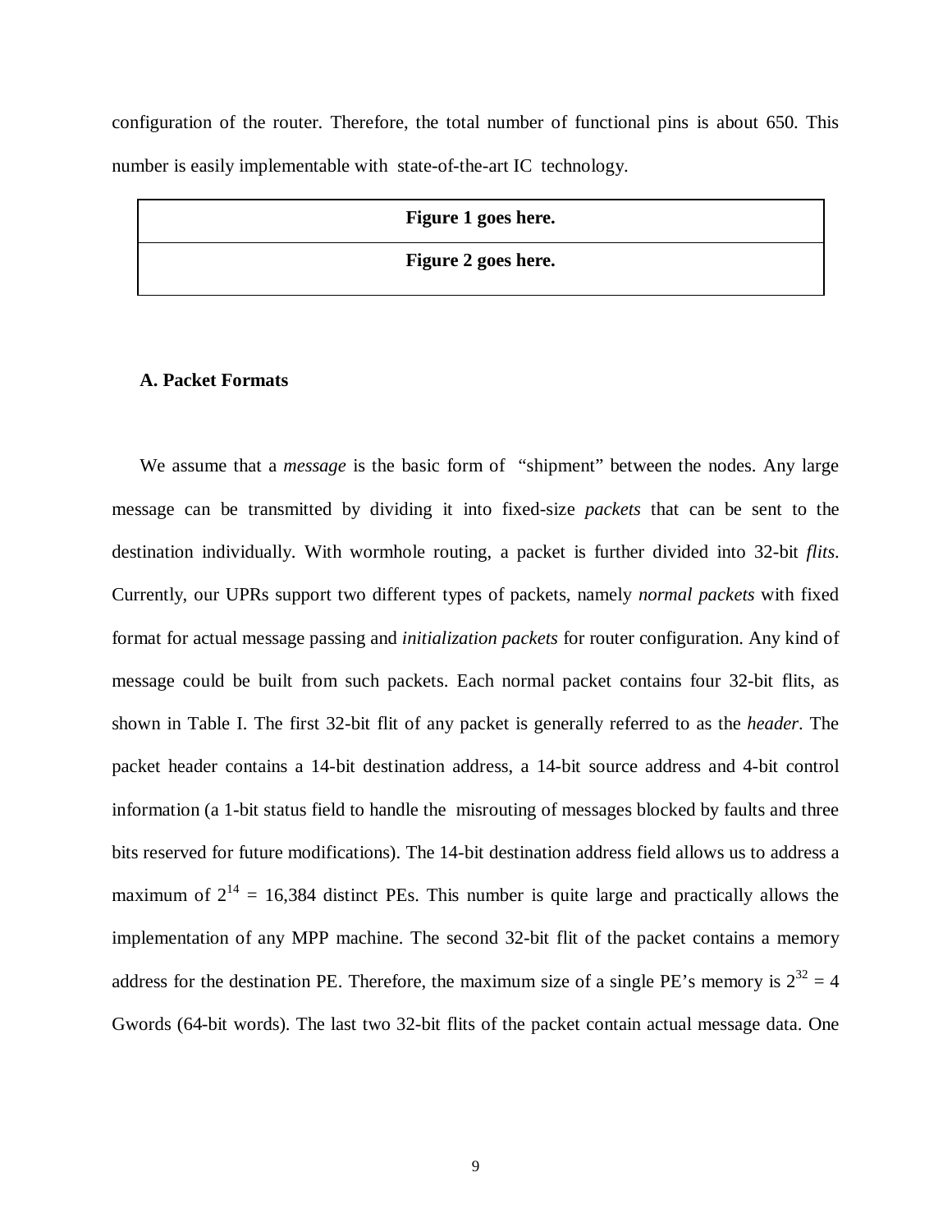configuration of the router. Therefore, the total number of functional pins is about 650. This number is easily implementable with state-of-the-art IC technology.

| **Figure 1 goes here.** |
| --- |
| **Figure 2 goes here.** |

### A. Packet Formats

We assume that a *message* is the basic form of "shipment" between the nodes. Any large message can be transmitted by dividing it into fixed-size *packets* that can be sent to the destination individually. With wormhole routing, a packet is further divided into 32-bit *flits*. Currently, our UPRs support two different types of packets, namely *normal packets* with fixed format for actual message passing and *initialization packets* for router configuration. Any kind of message could be built from such packets. Each normal packet contains four 32-bit flits, as shown in Table I. The first 32-bit flit of any packet is generally referred to as the *header*. The packet header contains a 14-bit destination address, a 14-bit source address and 4-bit control information (a 1-bit status field to handle the misrouting of messages blocked by faults and three bits reserved for future modifications). The 14-bit destination address field allows us to address a maximum of $2^{14}$ = 16,384 distinct PEs. This number is quite large and practically allows the implementation of any MPP machine. The second 32-bit flit of the packet contains a memory address for the destination PE. Therefore, the maximum size of a single PE's memory is $2^{32}$ = 4 Gwords (64-bit words). The last two 32-bit flits of the packet contain actual message data. One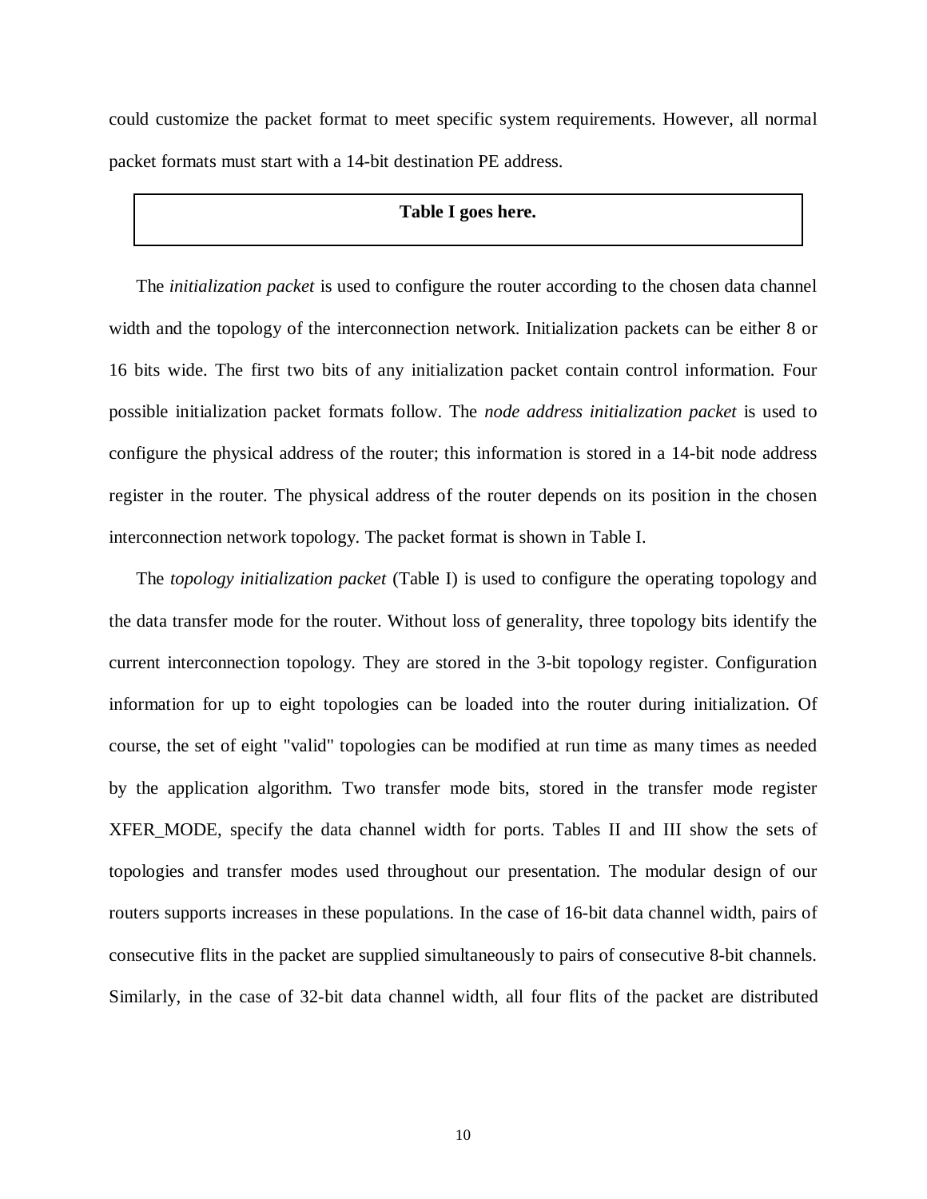could customize the packet format to meet specific system requirements. However, all normal packet formats must start with a 14-bit destination PE address.

**Table I goes here.**

The *initialization packet* is used to configure the router according to the chosen data channel width and the topology of the interconnection network. Initialization packets can be either 8 or 16 bits wide. The first two bits of any initialization packet contain control information. Four possible initialization packet formats follow. The *node address initialization packet* is used to configure the physical address of the router; this information is stored in a 14-bit node address register in the router. The physical address of the router depends on its position in the chosen interconnection network topology. The packet format is shown in Table I.

The *topology initialization packet* (Table I) is used to configure the operating topology and the data transfer mode for the router. Without loss of generality, three topology bits identify the current interconnection topology. They are stored in the 3-bit topology register. Configuration information for up to eight topologies can be loaded into the router during initialization. Of course, the set of eight "valid" topologies can be modified at run time as many times as needed by the application algorithm. Two transfer mode bits, stored in the transfer mode register XFER_MODE, specify the data channel width for ports. Tables II and III show the sets of topologies and transfer modes used throughout our presentation. The modular design of our routers supports increases in these populations. In the case of 16-bit data channel width, pairs of consecutive flits in the packet are supplied simultaneously to pairs of consecutive 8-bit channels. Similarly, in the case of 32-bit data channel width, all four flits of the packet are distributed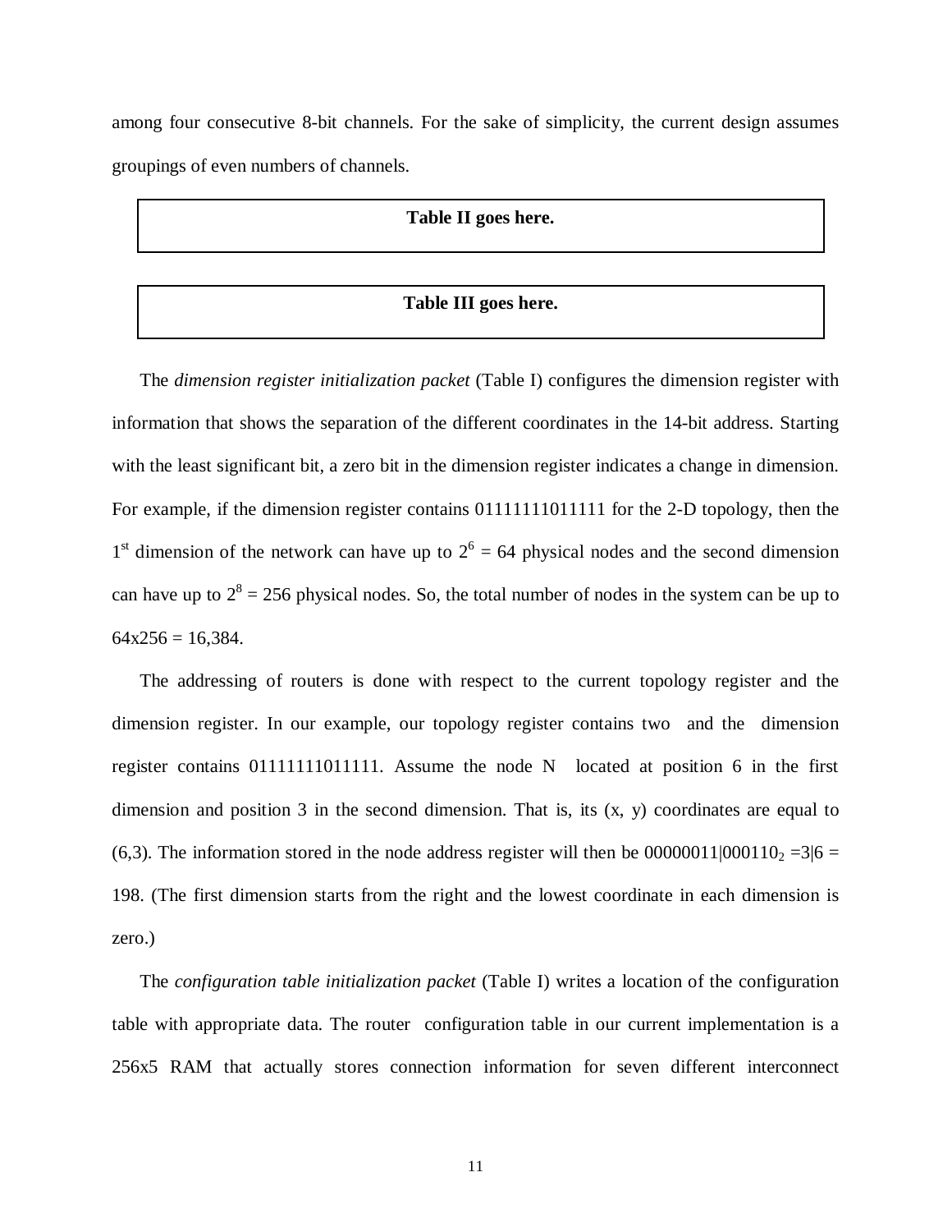among four consecutive 8-bit channels. For the sake of simplicity, the current design assumes groupings of even numbers of channels.

**Table II goes here.**

**Table III goes here.**

The *dimension register initialization packet* (Table I) configures the dimension register with information that shows the separation of the different coordinates in the 14-bit address. Starting with the least significant bit, a zero bit in the dimension register indicates a change in dimension. For example, if the dimension register contains 01111111011111 for the 2-D topology, then the 1st dimension of the network can have up to $2^6 = 64$ physical nodes and the second dimension can have up to $2^8 = 256$ physical nodes. So, the total number of nodes in the system can be up to 64x256 = 16,384.

The addressing of routers is done with respect to the current topology register and the dimension register. In our example, our topology register contains two and the dimension register contains 01111111011111. Assume the node N located at position 6 in the first dimension and position 3 in the second dimension. That is, its (x, y) coordinates are equal to (6,3). The information stored in the node address register will then be $00000011|000110_2$ =3|6 = 198. (The first dimension starts from the right and the lowest coordinate in each dimension is zero.)

The *configuration table initialization packet* (Table I) writes a location of the configuration table with appropriate data. The router configuration table in our current implementation is a 256x5 RAM that actually stores connection information for seven different interconnect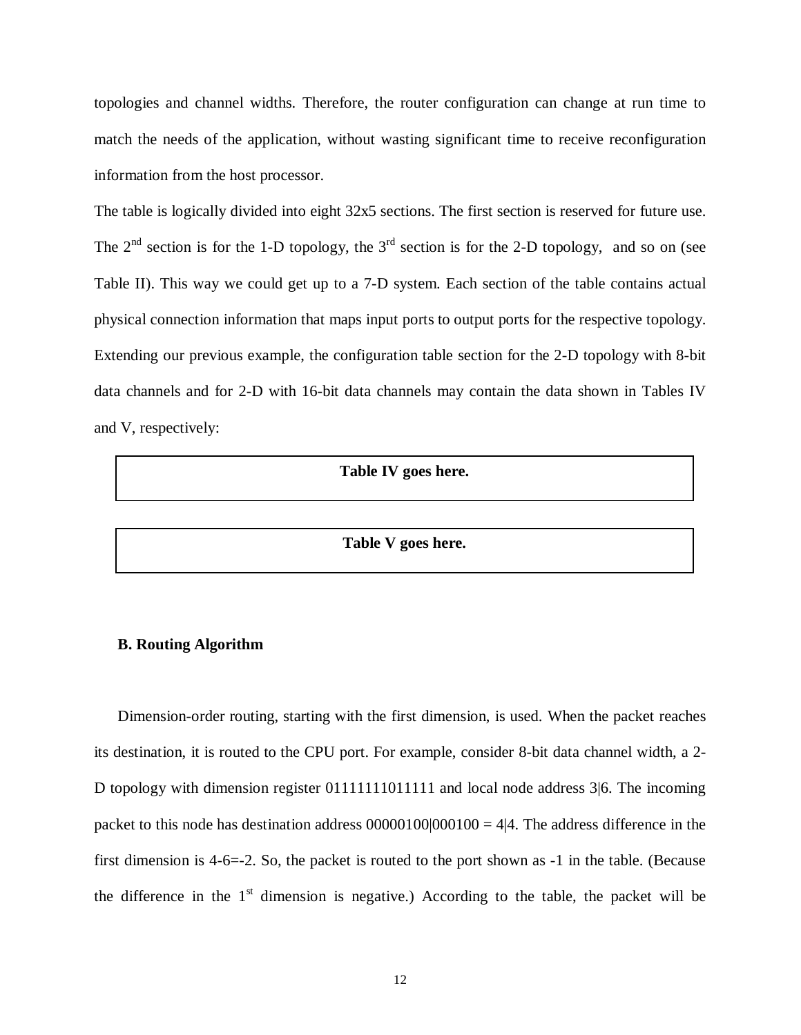topologies and channel widths. Therefore, the router configuration can change at run time to match the needs of the application, without wasting significant time to receive reconfiguration information from the host processor.

The table is logically divided into eight 32x5 sections. The first section is reserved for future use. The 2nd section is for the 1-D topology, the 3rd section is for the 2-D topology, and so on (see Table II). This way we could get up to a 7-D system. Each section of the table contains actual physical connection information that maps input ports to output ports for the respective topology. Extending our previous example, the configuration table section for the 2-D topology with 8-bit data channels and for 2-D with 16-bit data channels may contain the data shown in Tables IV and V, respectively:

**Table IV goes here.**

**Table V goes here.**

### B. Routing Algorithm

Dimension-order routing, starting with the first dimension, is used. When the packet reaches its destination, it is routed to the CPU port. For example, consider 8-bit data channel width, a 2-D topology with dimension register 01111111011111 and local node address 3|6. The incoming packet to this node has destination address 00000100|000100 = 4|4. The address difference in the first dimension is 4-6=-2. So, the packet is routed to the port shown as -1 in the table. (Because the difference in the 1st dimension is negative.) According to the table, the packet will be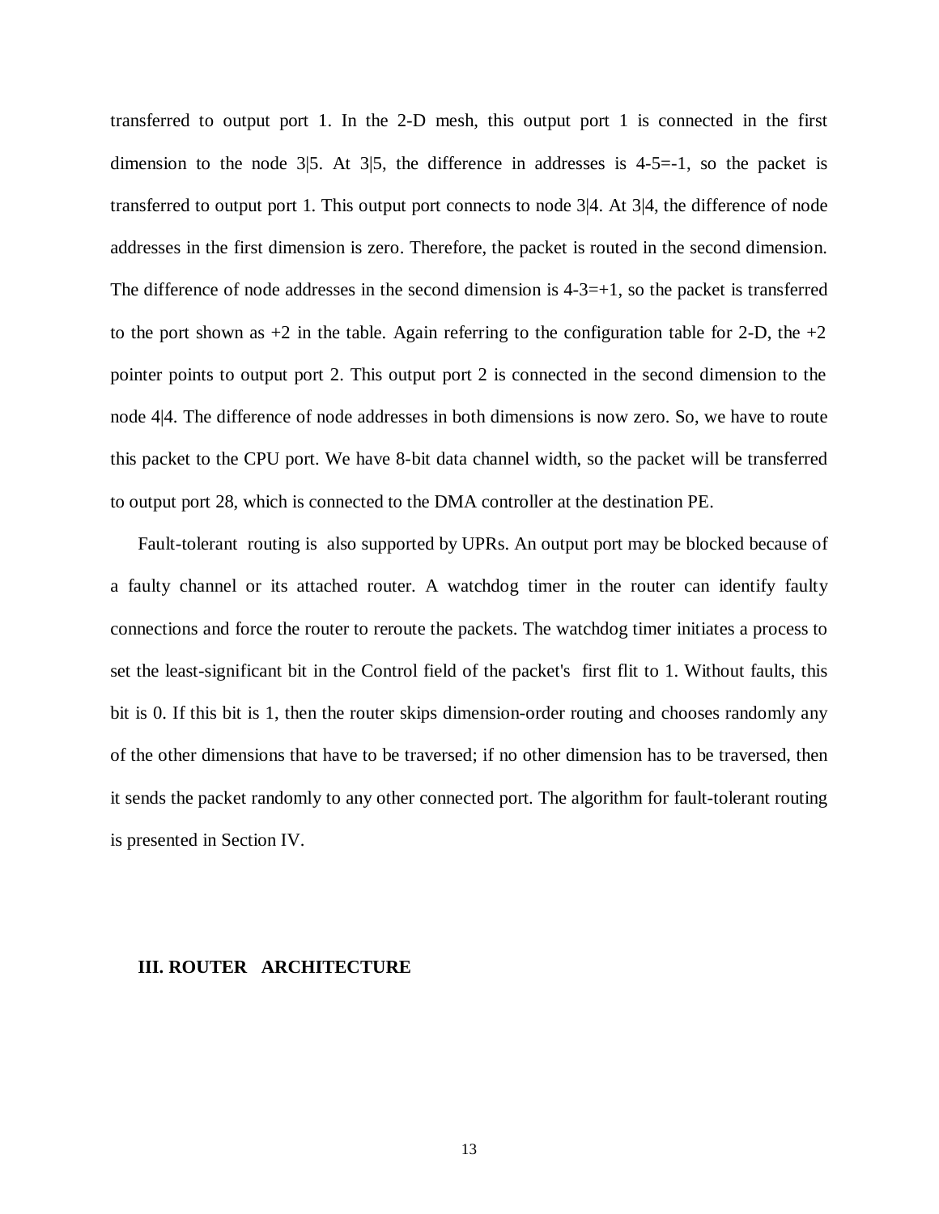transferred to output port 1. In the 2-D mesh, this output port 1 is connected in the first dimension to the node 3|5. At 3|5, the difference in addresses is 4-5=-1, so the packet is transferred to output port 1. This output port connects to node 3|4. At 3|4, the difference of node addresses in the first dimension is zero. Therefore, the packet is routed in the second dimension. The difference of node addresses in the second dimension is 4-3=+1, so the packet is transferred to the port shown as +2 in the table. Again referring to the configuration table for 2-D, the +2 pointer points to output port 2. This output port 2 is connected in the second dimension to the node 4|4. The difference of node addresses in both dimensions is now zero. So, we have to route this packet to the CPU port. We have 8-bit data channel width, so the packet will be transferred to output port 28, which is connected to the DMA controller at the destination PE.

Fault-tolerant routing is also supported by UPRs. An output port may be blocked because of a faulty channel or its attached router. A watchdog timer in the router can identify faulty connections and force the router to reroute the packets. The watchdog timer initiates a process to set the least-significant bit in the Control field of the packet's first flit to 1. Without faults, this bit is 0. If this bit is 1, then the router skips dimension-order routing and chooses randomly any of the other dimensions that have to be traversed; if no other dimension has to be traversed, then it sends the packet randomly to any other connected port. The algorithm for fault-tolerant routing is presented in Section IV.

## III. ROUTER ARCHITECTURE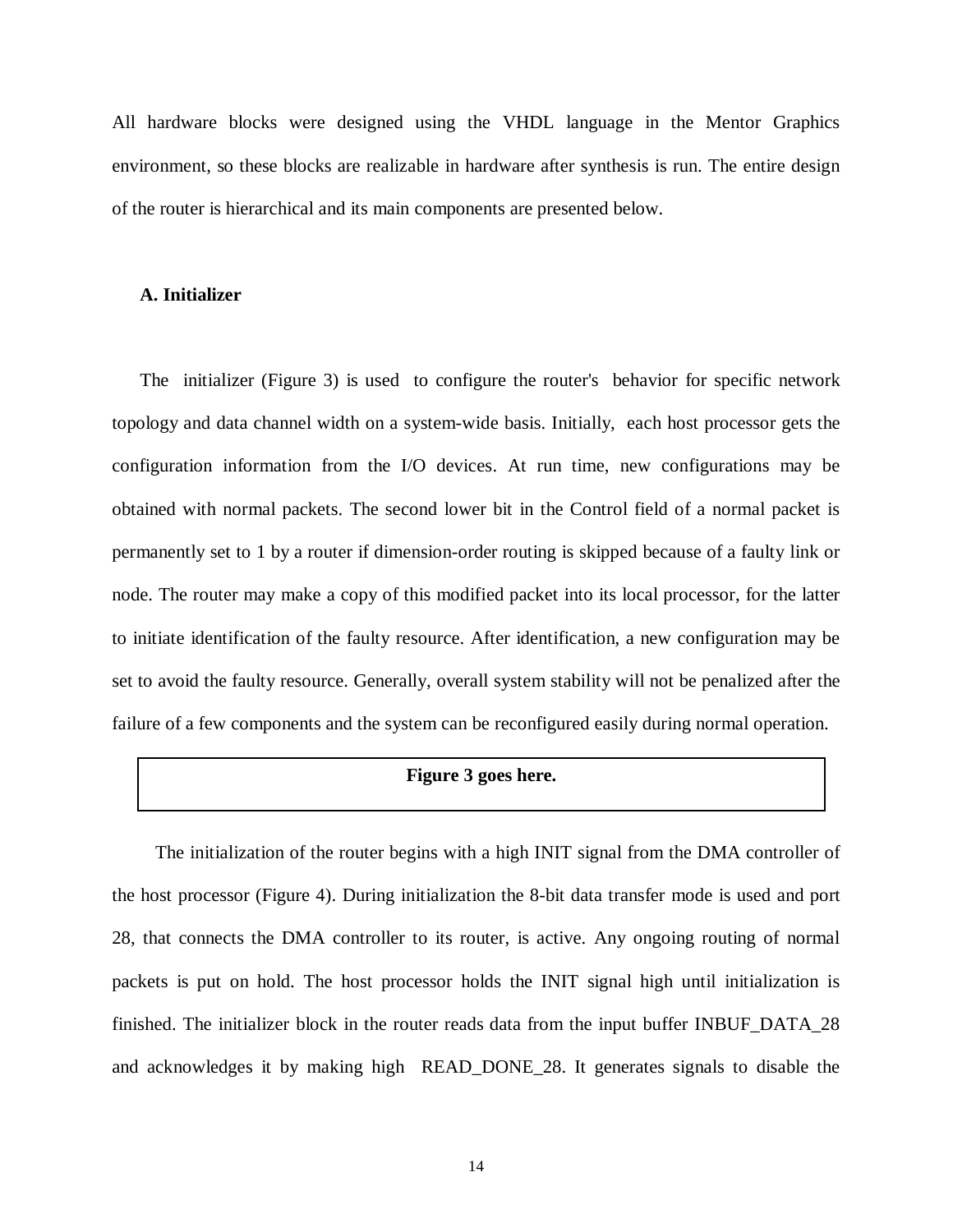All hardware blocks were designed using the VHDL language in the Mentor Graphics environment, so these blocks are realizable in hardware after synthesis is run. The entire design of the router is hierarchical and its main components are presented below.

### A. Initializer

The initializer (Figure 3) is used to configure the router's behavior for specific network topology and data channel width on a system-wide basis. Initially, each host processor gets the configuration information from the I/O devices. At run time, new configurations may be obtained with normal packets. The second lower bit in the Control field of a normal packet is permanently set to 1 by a router if dimension-order routing is skipped because of a faulty link or node. The router may make a copy of this modified packet into its local processor, for the latter to initiate identification of the faulty resource. After identification, a new configuration may be set to avoid the faulty resource. Generally, overall system stability will not be penalized after the failure of a few components and the system can be reconfigured easily during normal operation.

**Figure 3 goes here.**

The initialization of the router begins with a high INIT signal from the DMA controller of the host processor (Figure 4). During initialization the 8-bit data transfer mode is used and port 28, that connects the DMA controller to its router, is active. Any ongoing routing of normal packets is put on hold. The host processor holds the INIT signal high until initialization is finished. The initializer block in the router reads data from the input buffer INBUF_DATA_28 and acknowledges it by making high READ_DONE_28. It generates signals to disable the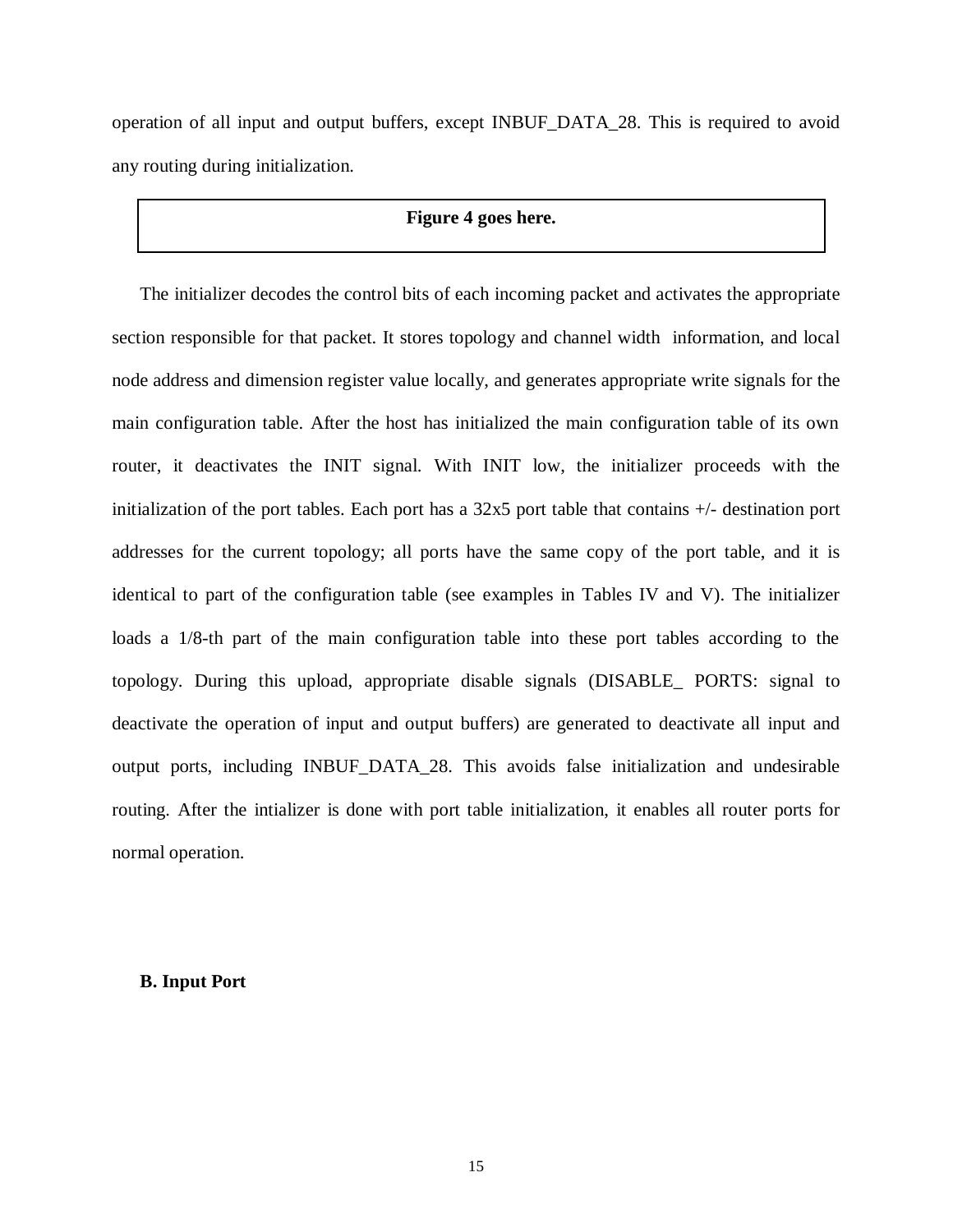operation of all input and output buffers, except INBUF_DATA_28. This is required to avoid any routing during initialization.

**Figure 4 goes here.**

The initializer decodes the control bits of each incoming packet and activates the appropriate section responsible for that packet. It stores topology and channel width information, and local node address and dimension register value locally, and generates appropriate write signals for the main configuration table. After the host has initialized the main configuration table of its own router, it deactivates the INIT signal. With INIT low, the initializer proceeds with the initialization of the port tables. Each port has a 32x5 port table that contains +/- destination port addresses for the current topology; all ports have the same copy of the port table, and it is identical to part of the configuration table (see examples in Tables IV and V). The initializer loads a 1/8-th part of the main configuration table into these port tables according to the topology. During this upload, appropriate disable signals (DISABLE_ PORTS: signal to deactivate the operation of input and output buffers) are generated to deactivate all input and output ports, including INBUF_DATA_28. This avoids false initialization and undesirable routing. After the intializer is done with port table initialization, it enables all router ports for normal operation.

### B. Input Port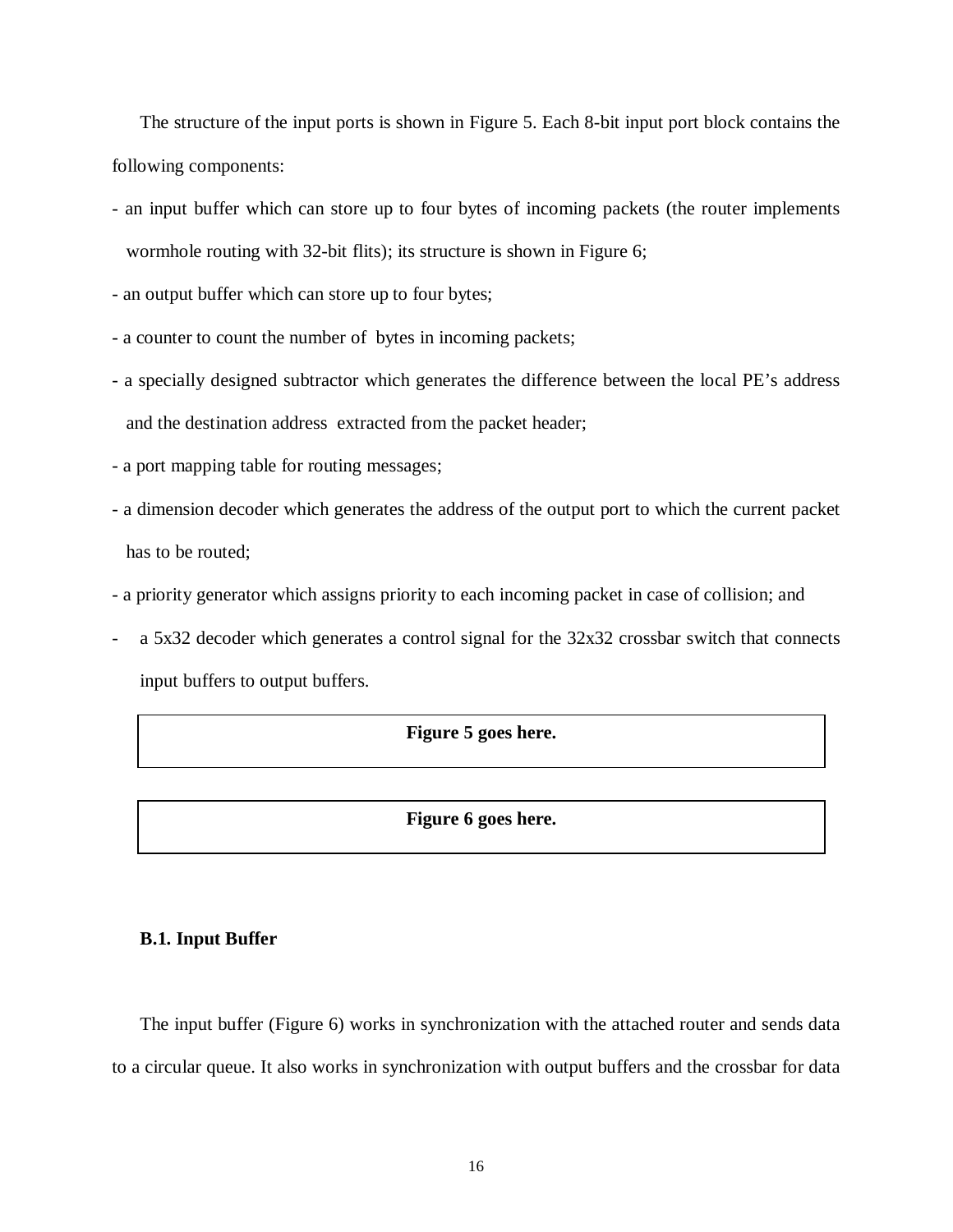The structure of the input ports is shown in Figure 5. Each 8-bit input port block contains the following components:

- an input buffer which can store up to four bytes of incoming packets (the router implements wormhole routing with 32-bit flits); its structure is shown in Figure 6;
- an output buffer which can store up to four bytes;
- a counter to count the number of bytes in incoming packets;
- a specially designed subtractor which generates the difference between the local PE's address and the destination address extracted from the packet header;
- a port mapping table for routing messages;
- a dimension decoder which generates the address of the output port to which the current packet has to be routed;
- a priority generator which assigns priority to each incoming packet in case of collision; and
- a 5x32 decoder which generates a control signal for the 32x32 crossbar switch that connects input buffers to output buffers.

**Figure 5 goes here.**

**Figure 6 goes here.**

### B.1. Input Buffer

The input buffer (Figure 6) works in synchronization with the attached router and sends data to a circular queue. It also works in synchronization with output buffers and the crossbar for data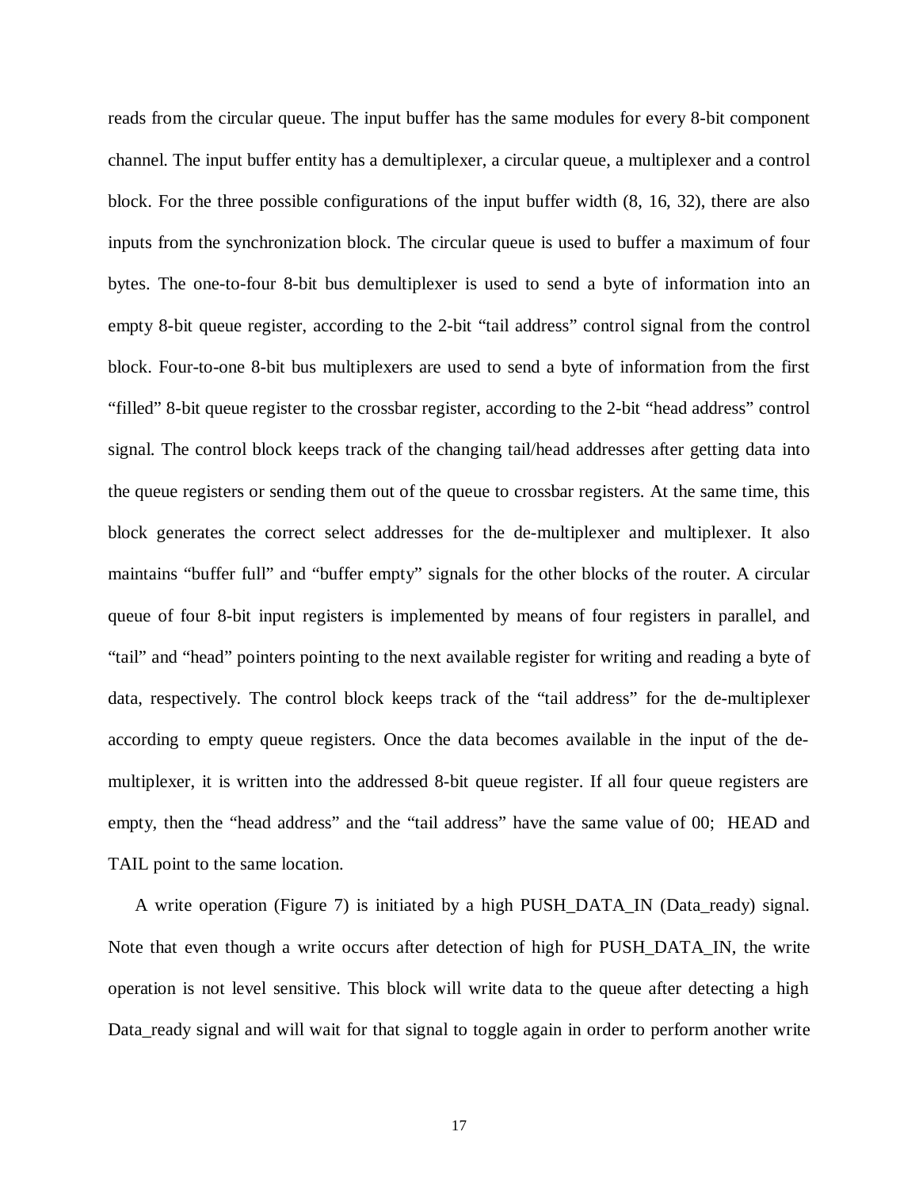reads from the circular queue. The input buffer has the same modules for every 8-bit component channel. The input buffer entity has a demultiplexer, a circular queue, a multiplexer and a control block. For the three possible configurations of the input buffer width (8, 16, 32), there are also inputs from the synchronization block. The circular queue is used to buffer a maximum of four bytes. The one-to-four 8-bit bus demultiplexer is used to send a byte of information into an empty 8-bit queue register, according to the 2-bit "tail address" control signal from the control block. Four-to-one 8-bit bus multiplexers are used to send a byte of information from the first "filled" 8-bit queue register to the crossbar register, according to the 2-bit "head address" control signal. The control block keeps track of the changing tail/head addresses after getting data into the queue registers or sending them out of the queue to crossbar registers. At the same time, this block generates the correct select addresses for the de-multiplexer and multiplexer. It also maintains "buffer full" and "buffer empty" signals for the other blocks of the router. A circular queue of four 8-bit input registers is implemented by means of four registers in parallel, and "tail" and "head" pointers pointing to the next available register for writing and reading a byte of data, respectively. The control block keeps track of the "tail address" for the de-multiplexer according to empty queue registers. Once the data becomes available in the input of the de-multiplexer, it is written into the addressed 8-bit queue register. If all four queue registers are empty, then the "head address" and the "tail address" have the same value of 00; HEAD and TAIL point to the same location.

A write operation (Figure 7) is initiated by a high PUSH_DATA_IN (Data_ready) signal. Note that even though a write occurs after detection of high for PUSH_DATA_IN, the write operation is not level sensitive. This block will write data to the queue after detecting a high Data_ready signal and will wait for that signal to toggle again in order to perform another write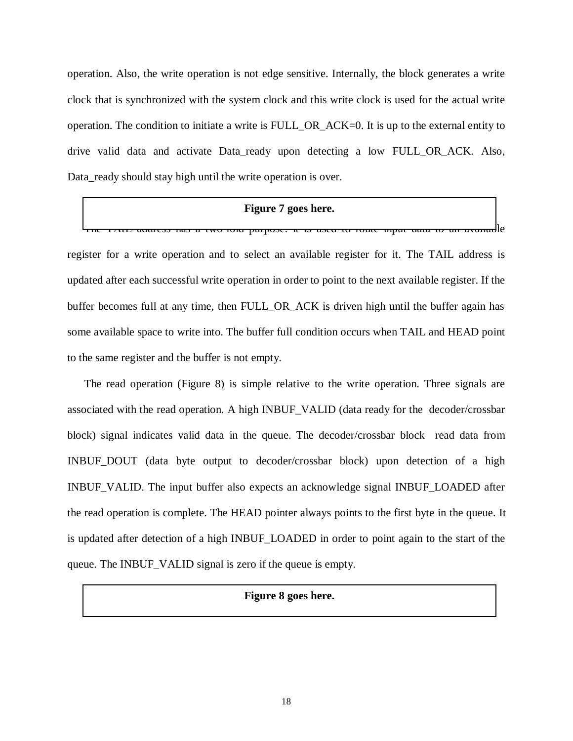operation. Also, the write operation is not edge sensitive. Internally, the block generates a write clock that is synchronized with the system clock and this write clock is used for the actual write operation. The condition to initiate a write is FULL_OR_ACK=0. It is up to the external entity to drive valid data and activate Data_ready upon detecting a low FULL_OR_ACK. Also, Data_ready should stay high until the write operation is over.

**Figure 7 goes here.**

The TAIL address has a two-fold purpose: it is used to route input data to an available register for a write operation and to select an available register for it. The TAIL address is updated after each successful write operation in order to point to the next available register. If the buffer becomes full at any time, then FULL_OR_ACK is driven high until the buffer again has some available space to write into. The buffer full condition occurs when TAIL and HEAD point to the same register and the buffer is not empty.

The read operation (Figure 8) is simple relative to the write operation. Three signals are associated with the read operation. A high INBUF_VALID (data ready for the decoder/crossbar block) signal indicates valid data in the queue. The decoder/crossbar block read data from INBUF_DOUT (data byte output to decoder/crossbar block) upon detection of a high INBUF_VALID. The input buffer also expects an acknowledge signal INBUF_LOADED after the read operation is complete. The HEAD pointer always points to the first byte in the queue. It is updated after detection of a high INBUF_LOADED in order to point again to the start of the queue. The INBUF_VALID signal is zero if the queue is empty.

**Figure 8 goes here.**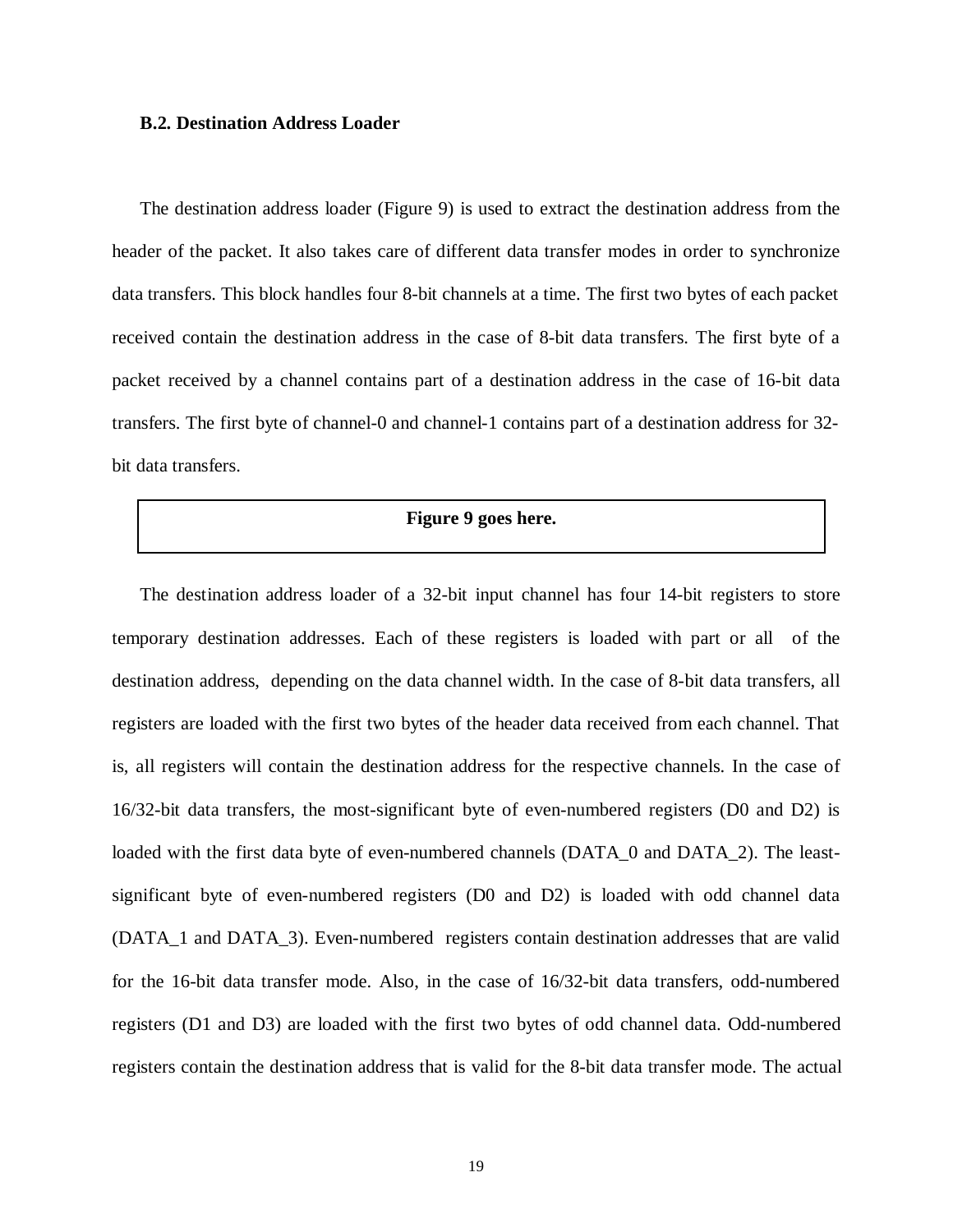### B.2. Destination Address Loader

The destination address loader (Figure 9) is used to extract the destination address from the header of the packet. It also takes care of different data transfer modes in order to synchronize data transfers. This block handles four 8-bit channels at a time. The first two bytes of each packet received contain the destination address in the case of 8-bit data transfers. The first byte of a packet received by a channel contains part of a destination address in the case of 16-bit data transfers. The first byte of channel-0 and channel-1 contains part of a destination address for 32-bit data transfers.

**Figure 9 goes here.**

The destination address loader of a 32-bit input channel has four 14-bit registers to store temporary destination addresses. Each of these registers is loaded with part or all of the destination address, depending on the data channel width. In the case of 8-bit data transfers, all registers are loaded with the first two bytes of the header data received from each channel. That is, all registers will contain the destination address for the respective channels. In the case of 16/32-bit data transfers, the most-significant byte of even-numbered registers (D0 and D2) is loaded with the first data byte of even-numbered channels (DATA_0 and DATA_2). The least-significant byte of even-numbered registers (D0 and D2) is loaded with odd channel data (DATA_1 and DATA_3). Even-numbered registers contain destination addresses that are valid for the 16-bit data transfer mode. Also, in the case of 16/32-bit data transfers, odd-numbered registers (D1 and D3) are loaded with the first two bytes of odd channel data. Odd-numbered registers contain the destination address that is valid for the 8-bit data transfer mode. The actual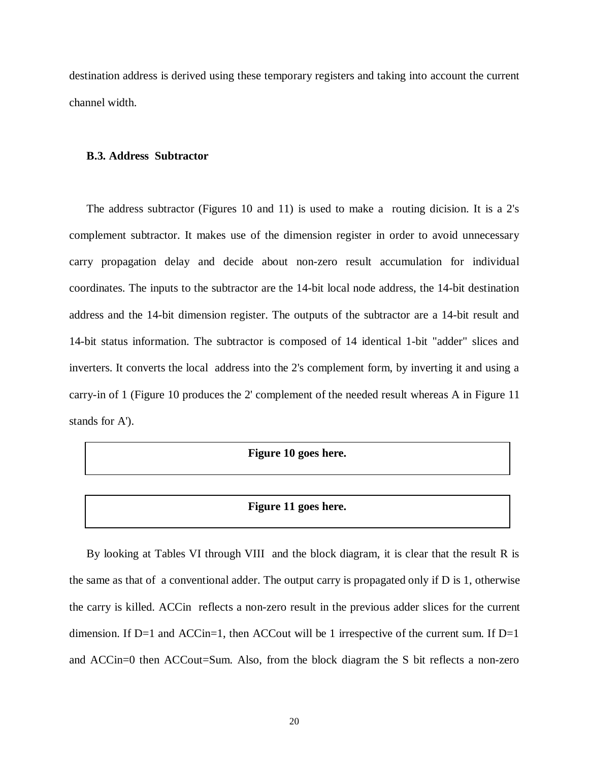destination address is derived using these temporary registers and taking into account the current channel width.

### B.3. Address Subtractor

The address subtractor (Figures 10 and 11) is used to make a routing dicision. It is a 2's complement subtractor. It makes use of the dimension register in order to avoid unnecessary carry propagation delay and decide about non-zero result accumulation for individual coordinates. The inputs to the subtractor are the 14-bit local node address, the 14-bit destination address and the 14-bit dimension register. The outputs of the subtractor are a 14-bit result and 14-bit status information. The subtractor is composed of 14 identical 1-bit "adder" slices and inverters. It converts the local address into the 2's complement form, by inverting it and using a carry-in of 1 (Figure 10 produces the 2' complement of the needed result whereas A in Figure 11 stands for A').

**Figure 10 goes here.**

**Figure 11 goes here.**

By looking at Tables VI through VIII and the block diagram, it is clear that the result R is the same as that of a conventional adder. The output carry is propagated only if D is 1, otherwise the carry is killed. ACCin reflects a non-zero result in the previous adder slices for the current dimension. If D=1 and ACCin=1, then ACCout will be 1 irrespective of the current sum. If D=1 and ACCin=0 then ACCout=Sum. Also, from the block diagram the S bit reflects a non-zero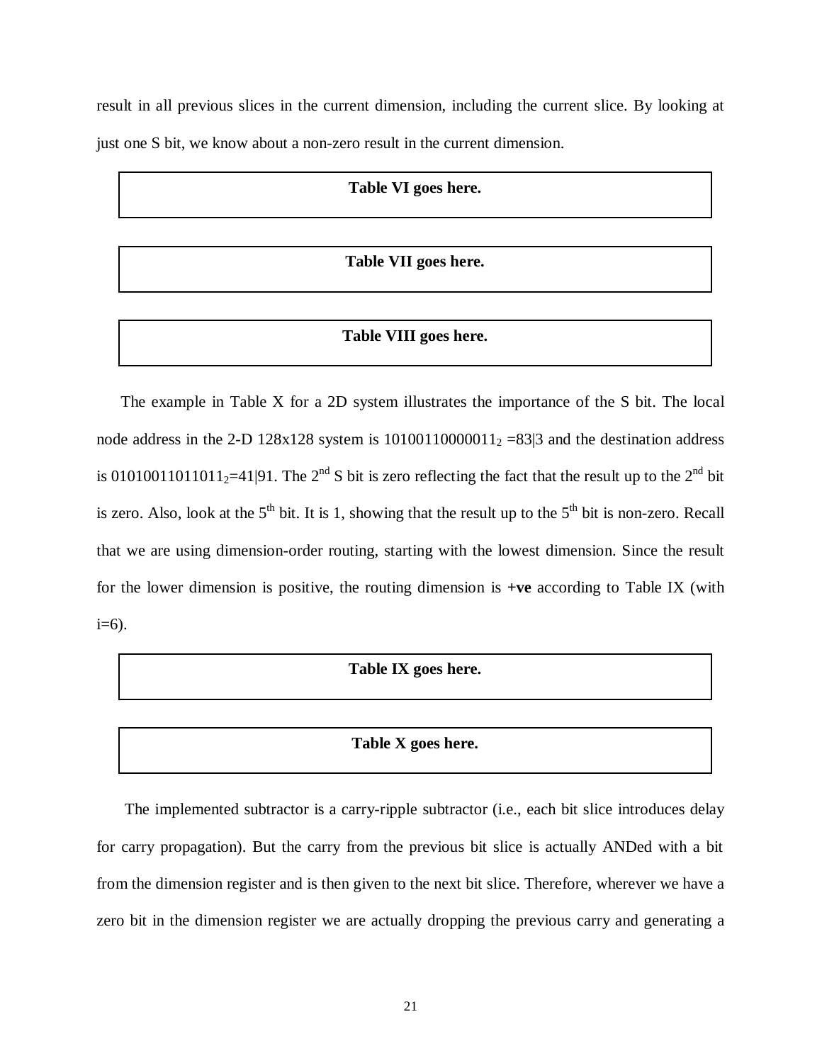result in all previous slices in the current dimension, including the current slice. By looking at just one S bit, we know about a non-zero result in the current dimension.

**Table VI goes here.**

**Table VII goes here.**

**Table VIII goes here.**

The example in Table X for a 2D system illustrates the importance of the S bit. The local node address in the 2-D 128x128 system is $10100110000011_2$ =83|3 and the destination address is $01010011011011_2$=41|91. The 2[nd] S bit is zero reflecting the fact that the result up to the 2[nd] bit is zero. Also, look at the 5[th] bit. It is 1, showing that the result up to the 5[th] bit is non-zero. Recall that we are using dimension-order routing, starting with the lowest dimension. Since the result for the lower dimension is positive, the routing dimension is **+ve** according to Table IX (with i=6).

**Table IX goes here.**

**Table X goes here.**

The implemented subtractor is a carry-ripple subtractor (i.e., each bit slice introduces delay for carry propagation). But the carry from the previous bit slice is actually ANDed with a bit from the dimension register and is then given to the next bit slice. Therefore, wherever we have a zero bit in the dimension register we are actually dropping the previous carry and generating a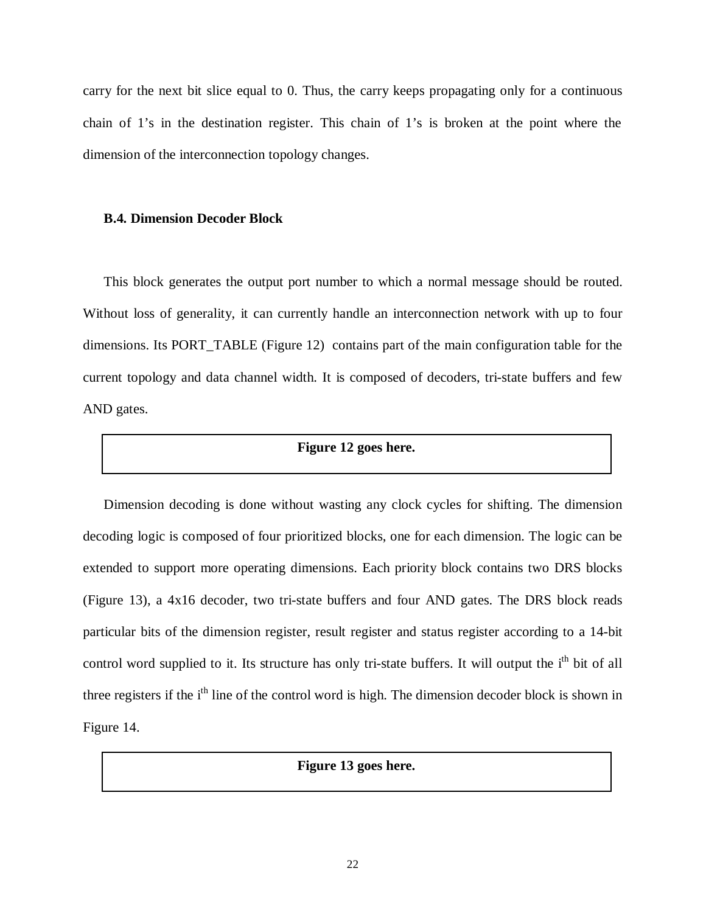carry for the next bit slice equal to 0. Thus, the carry keeps propagating only for a continuous chain of 1's in the destination register. This chain of 1's is broken at the point where the dimension of the interconnection topology changes.

### B.4. Dimension Decoder Block

This block generates the output port number to which a normal message should be routed. Without loss of generality, it can currently handle an interconnection network with up to four dimensions. Its PORT_TABLE (Figure 12) contains part of the main configuration table for the current topology and data channel width. It is composed of decoders, tri-state buffers and few AND gates.

**Figure 12 goes here.**

Dimension decoding is done without wasting any clock cycles for shifting. The dimension decoding logic is composed of four prioritized blocks, one for each dimension. The logic can be extended to support more operating dimensions. Each priority block contains two DRS blocks (Figure 13), a 4x16 decoder, two tri-state buffers and four AND gates. The DRS block reads particular bits of the dimension register, result register and status register according to a 14-bit control word supplied to it. Its structure has only tri-state buffers. It will output the $i^{th}$ bit of all three registers if the $i^{th}$ line of the control word is high. The dimension decoder block is shown in Figure 14.

**Figure 13 goes here.**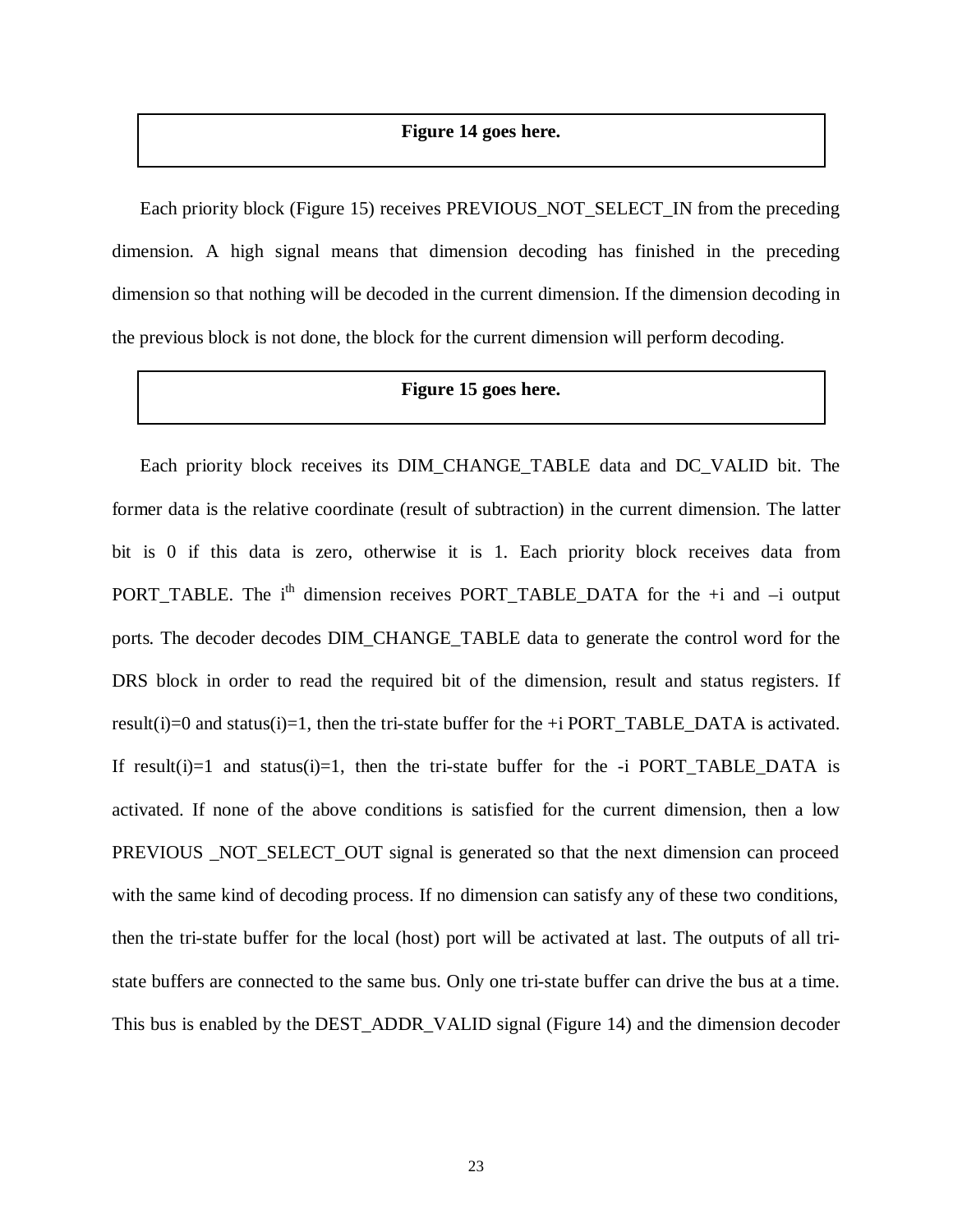**Figure 14 goes here.**

Each priority block (Figure 15) receives PREVIOUS_NOT_SELECT_IN from the preceding dimension. A high signal means that dimension decoding has finished in the preceding dimension so that nothing will be decoded in the current dimension. If the dimension decoding in the previous block is not done, the block for the current dimension will perform decoding.

**Figure 15 goes here.**

Each priority block receives its DIM_CHANGE_TABLE data and DC_VALID bit. The former data is the relative coordinate (result of subtraction) in the current dimension. The latter bit is 0 if this data is zero, otherwise it is 1. Each priority block receives data from PORT_TABLE. The $i^{th}$ dimension receives PORT_TABLE_DATA for the +i and –i output ports. The decoder decodes DIM_CHANGE_TABLE data to generate the control word for the DRS block in order to read the required bit of the dimension, result and status registers. If result(i)=0 and status(i)=1, then the tri-state buffer for the +i PORT_TABLE_DATA is activated. If result(i)=1 and status(i)=1, then the tri-state buffer for the -i PORT_TABLE_DATA is activated. If none of the above conditions is satisfied for the current dimension, then a low PREVIOUS _NOT_SELECT_OUT signal is generated so that the next dimension can proceed with the same kind of decoding process. If no dimension can satisfy any of these two conditions, then the tri-state buffer for the local (host) port will be activated at last. The outputs of all tri-state buffers are connected to the same bus. Only one tri-state buffer can drive the bus at a time. This bus is enabled by the DEST_ADDR_VALID signal (Figure 14) and the dimension decoder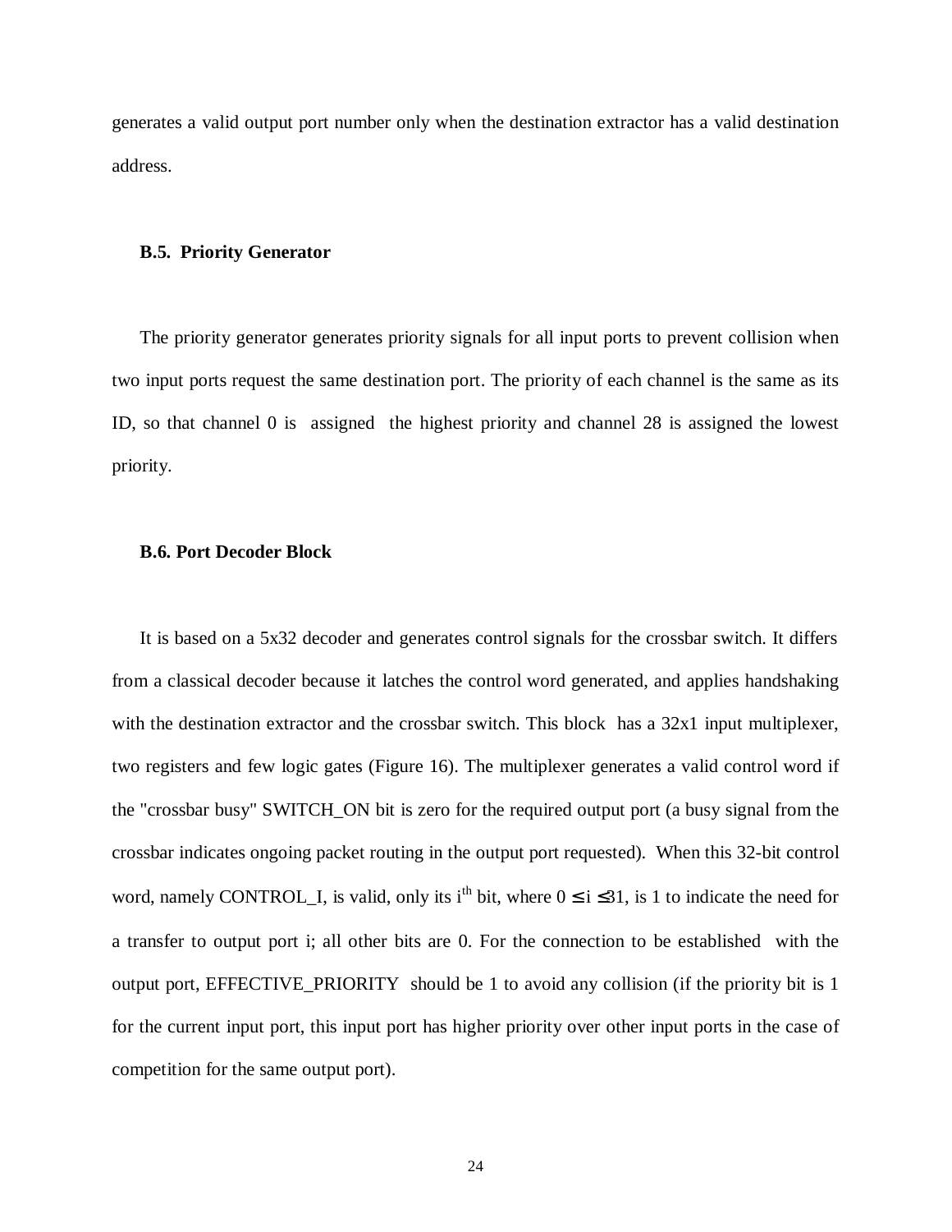generates a valid output port number only when the destination extractor has a valid destination address.

### B.5. Priority Generator

The priority generator generates priority signals for all input ports to prevent collision when two input ports request the same destination port. The priority of each channel is the same as its ID, so that channel 0 is assigned the highest priority and channel 28 is assigned the lowest priority.

### B.6. Port Decoder Block

It is based on a 5x32 decoder and generates control signals for the crossbar switch. It differs from a classical decoder because it latches the control word generated, and applies handshaking with the destination extractor and the crossbar switch. This block has a 32x1 input multiplexer, two registers and few logic gates (Figure 16). The multiplexer generates a valid control word if the "crossbar busy" SWITCH_ON bit is zero for the required output port (a busy signal from the crossbar indicates ongoing packet routing in the output port requested). When this 32-bit control word, namely CONTROL_I, is valid, only its $i^{th}$ bit, where $0 \leq i \leq 31$, is 1 to indicate the need for a transfer to output port i; all other bits are 0. For the connection to be established with the output port, EFFECTIVE_PRIORITY should be 1 to avoid any collision (if the priority bit is 1 for the current input port, this input port has higher priority over other input ports in the case of competition for the same output port).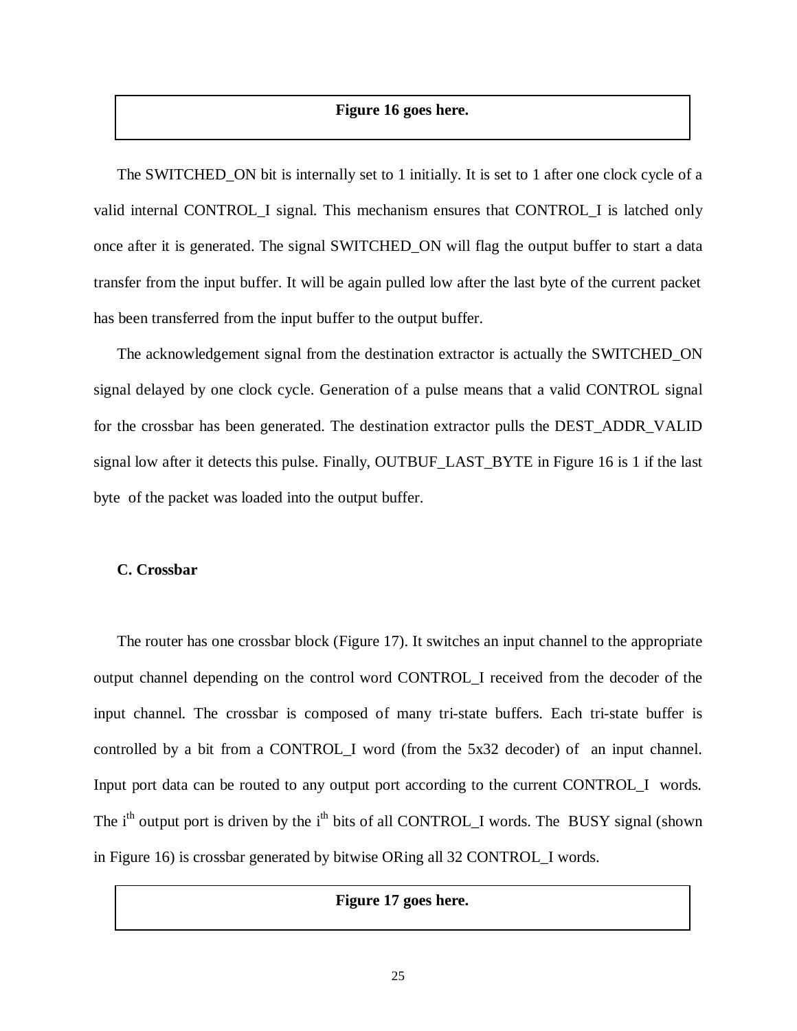**Figure 16 goes here.**

The SWITCHED_ON bit is internally set to 1 initially. It is set to 1 after one clock cycle of a valid internal CONTROL_I signal. This mechanism ensures that CONTROL_I is latched only once after it is generated. The signal SWITCHED_ON will flag the output buffer to start a data transfer from the input buffer. It will be again pulled low after the last byte of the current packet has been transferred from the input buffer to the output buffer.

The acknowledgement signal from the destination extractor is actually the SWITCHED_ON signal delayed by one clock cycle. Generation of a pulse means that a valid CONTROL signal for the crossbar has been generated. The destination extractor pulls the DEST_ADDR_VALID signal low after it detects this pulse. Finally, OUTBUF_LAST_BYTE in Figure 16 is 1 if the last byte of the packet was loaded into the output buffer.

### C. Crossbar

The router has one crossbar block (Figure 17). It switches an input channel to the appropriate output channel depending on the control word CONTROL_I received from the decoder of the input channel. The crossbar is composed of many tri-state buffers. Each tri-state buffer is controlled by a bit from a CONTROL_I word (from the 5x32 decoder) of an input channel. Input port data can be routed to any output port according to the current CONTROL_I words. The $i^{th}$ output port is driven by the $i^{th}$ bits of all CONTROL_I words. The BUSY signal (shown in Figure 16) is crossbar generated by bitwise ORing all 32 CONTROL_I words.

**Figure 17 goes here.**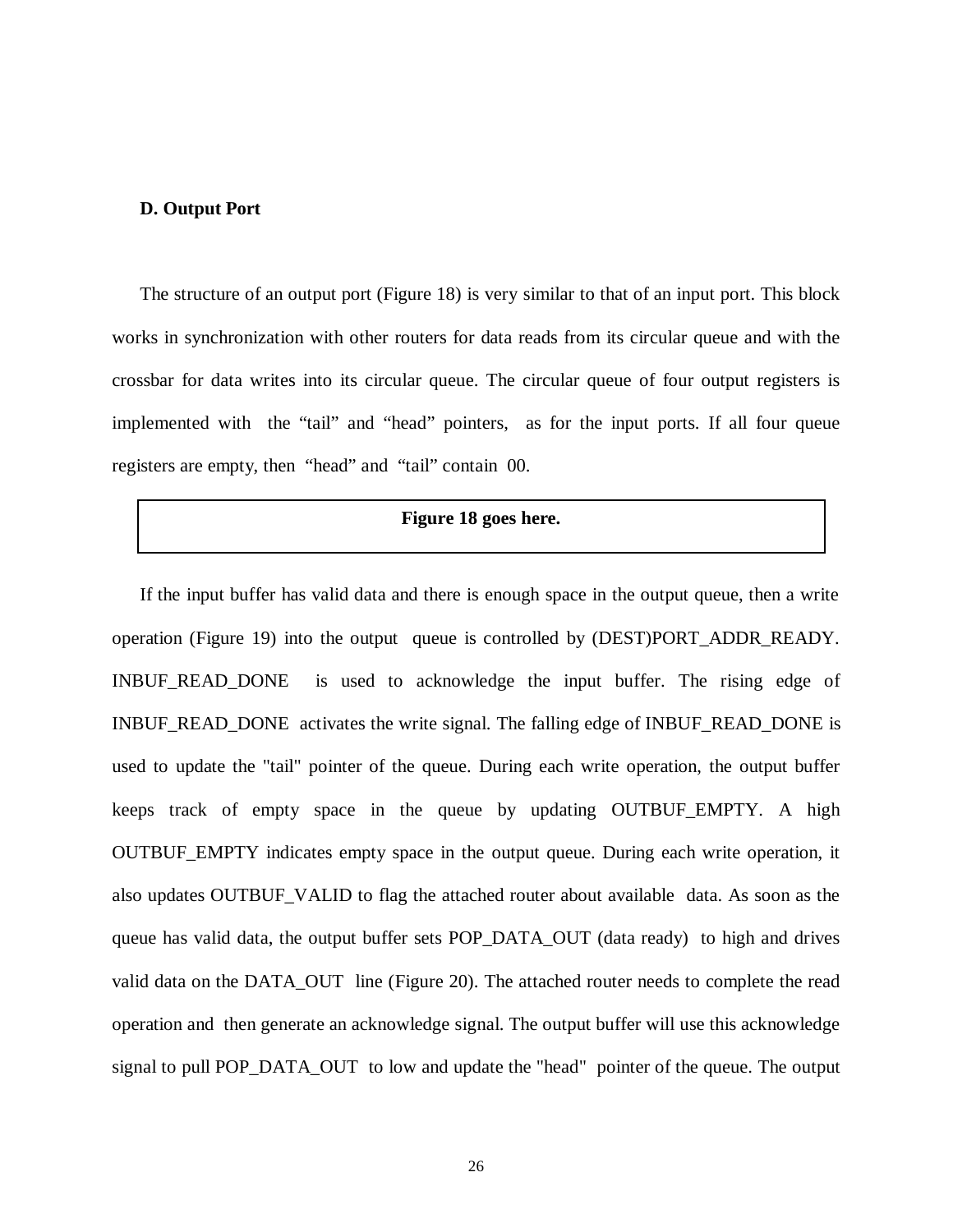### D. Output Port

The structure of an output port (Figure 18) is very similar to that of an input port. This block works in synchronization with other routers for data reads from its circular queue and with the crossbar for data writes into its circular queue. The circular queue of four output registers is implemented with the “tail” and “head” pointers, as for the input ports. If all four queue registers are empty, then “head” and “tail” contain 00.

**Figure 18 goes here.**

If the input buffer has valid data and there is enough space in the output queue, then a write operation (Figure 19) into the output queue is controlled by (DEST)PORT_ADDR_READY. INBUF_READ_DONE is used to acknowledge the input buffer. The rising edge of INBUF_READ_DONE activates the write signal. The falling edge of INBUF_READ_DONE is used to update the "tail" pointer of the queue. During each write operation, the output buffer keeps track of empty space in the queue by updating OUTBUF_EMPTY. A high OUTBUF_EMPTY indicates empty space in the output queue. During each write operation, it also updates OUTBUF_VALID to flag the attached router about available data. As soon as the queue has valid data, the output buffer sets POP_DATA_OUT (data ready) to high and drives valid data on the DATA_OUT line (Figure 20). The attached router needs to complete the read operation and then generate an acknowledge signal. The output buffer will use this acknowledge signal to pull POP_DATA_OUT to low and update the "head" pointer of the queue. The output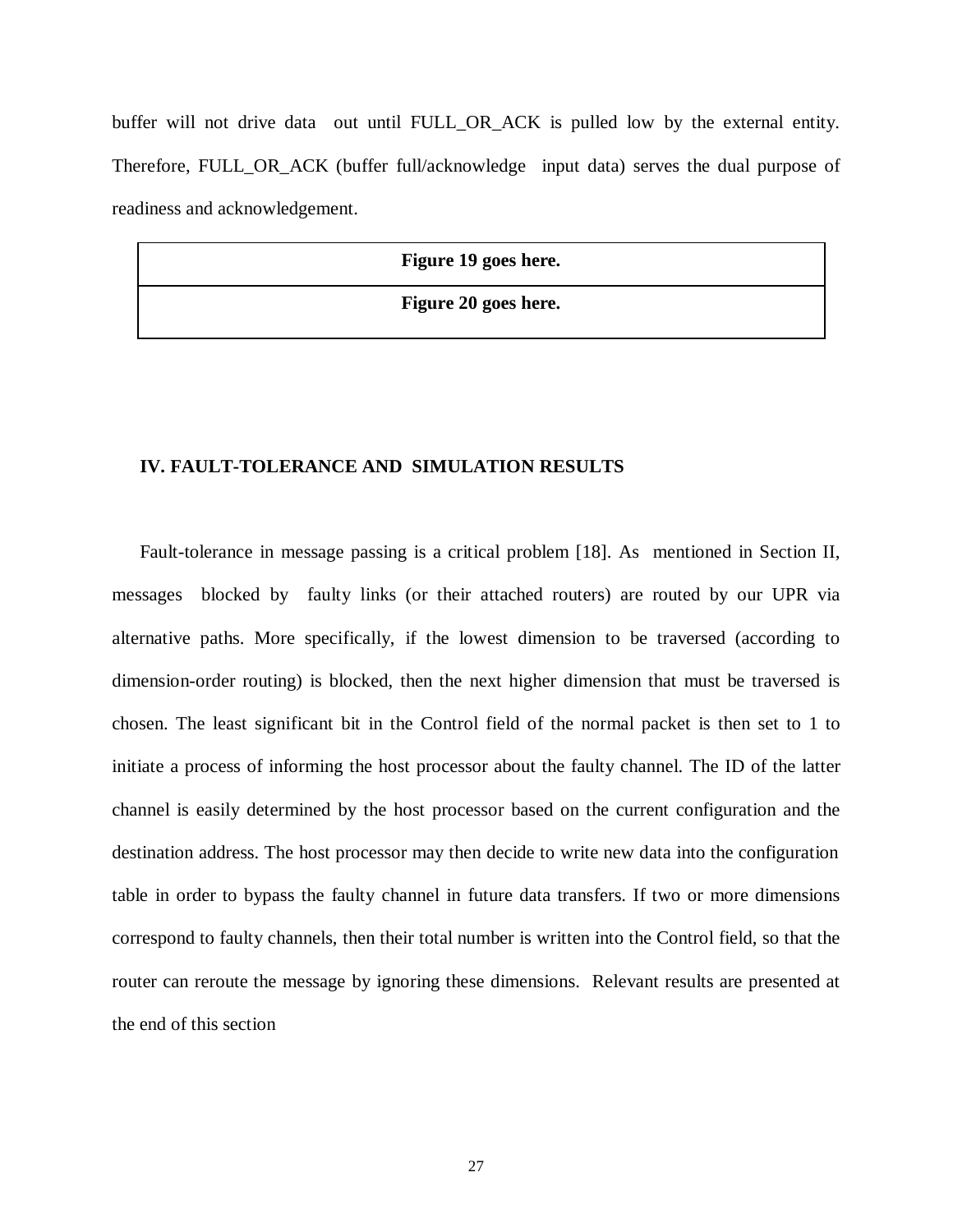buffer will not drive data out until FULL_OR_ACK is pulled low by the external entity. Therefore, FULL_OR_ACK (buffer full/acknowledge input data) serves the dual purpose of readiness and acknowledgement.

| **Figure 19 goes here.** |
| --- |
| **Figure 20 goes here.** |

## IV. FAULT-TOLERANCE AND SIMULATION RESULTS

Fault-tolerance in message passing is a critical problem [18]. As mentioned in Section II, messages blocked by faulty links (or their attached routers) are routed by our UPR via alternative paths. More specifically, if the lowest dimension to be traversed (according to dimension-order routing) is blocked, then the next higher dimension that must be traversed is chosen. The least significant bit in the Control field of the normal packet is then set to 1 to initiate a process of informing the host processor about the faulty channel. The ID of the latter channel is easily determined by the host processor based on the current configuration and the destination address. The host processor may then decide to write new data into the configuration table in order to bypass the faulty channel in future data transfers. If two or more dimensions correspond to faulty channels, then their total number is written into the Control field, so that the router can reroute the message by ignoring these dimensions. Relevant results are presented at the end of this section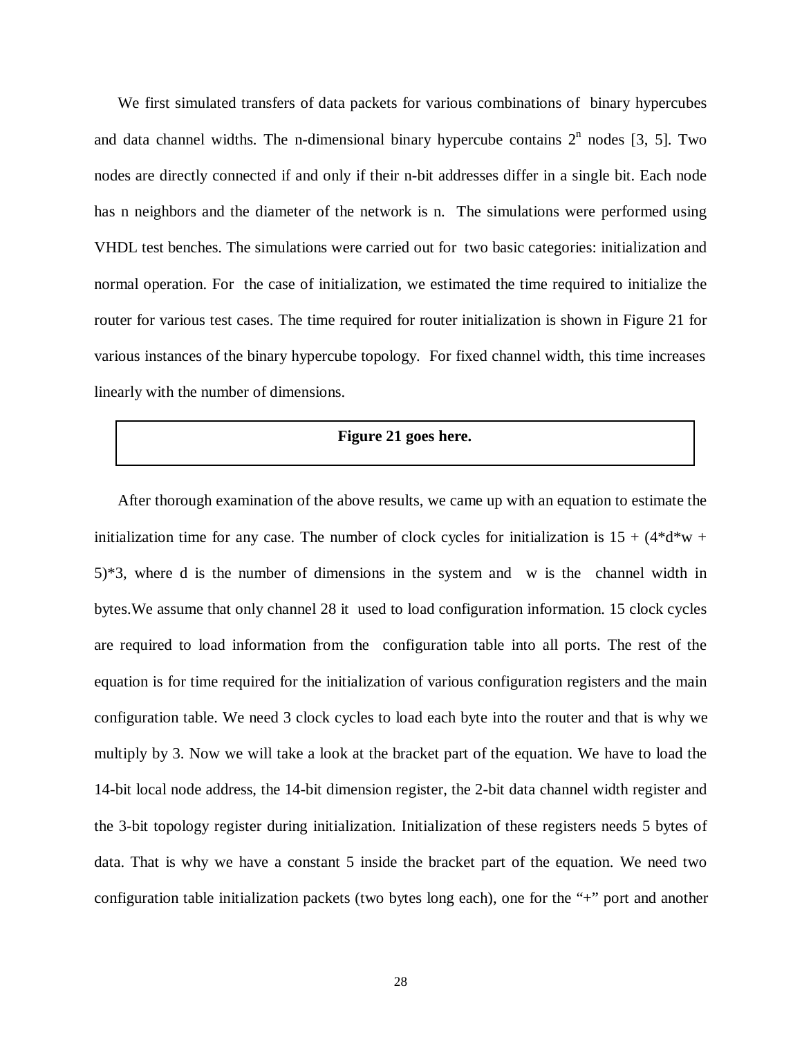We first simulated transfers of data packets for various combinations of binary hypercubes and data channel widths. The n-dimensional binary hypercube contains $2^n$ nodes [3, 5]. Two nodes are directly connected if and only if their n-bit addresses differ in a single bit. Each node has n neighbors and the diameter of the network is n. The simulations were performed using VHDL test benches. The simulations were carried out for two basic categories: initialization and normal operation. For the case of initialization, we estimated the time required to initialize the router for various test cases. The time required for router initialization is shown in Figure 21 for various instances of the binary hypercube topology. For fixed channel width, this time increases linearly with the number of dimensions.

**Figure 21 goes here.**

After thorough examination of the above results, we came up with an equation to estimate the initialization time for any case. The number of clock cycles for initialization is $15 + (4*d*w + 5)*3$, where d is the number of dimensions in the system and w is the channel width in bytes.We assume that only channel 28 it used to load configuration information. 15 clock cycles are required to load information from the configuration table into all ports. The rest of the equation is for time required for the initialization of various configuration registers and the main configuration table. We need 3 clock cycles to load each byte into the router and that is why we multiply by 3. Now we will take a look at the bracket part of the equation. We have to load the 14-bit local node address, the 14-bit dimension register, the 2-bit data channel width register and the 3-bit topology register during initialization. Initialization of these registers needs 5 bytes of data. That is why we have a constant 5 inside the bracket part of the equation. We need two configuration table initialization packets (two bytes long each), one for the "+" port and another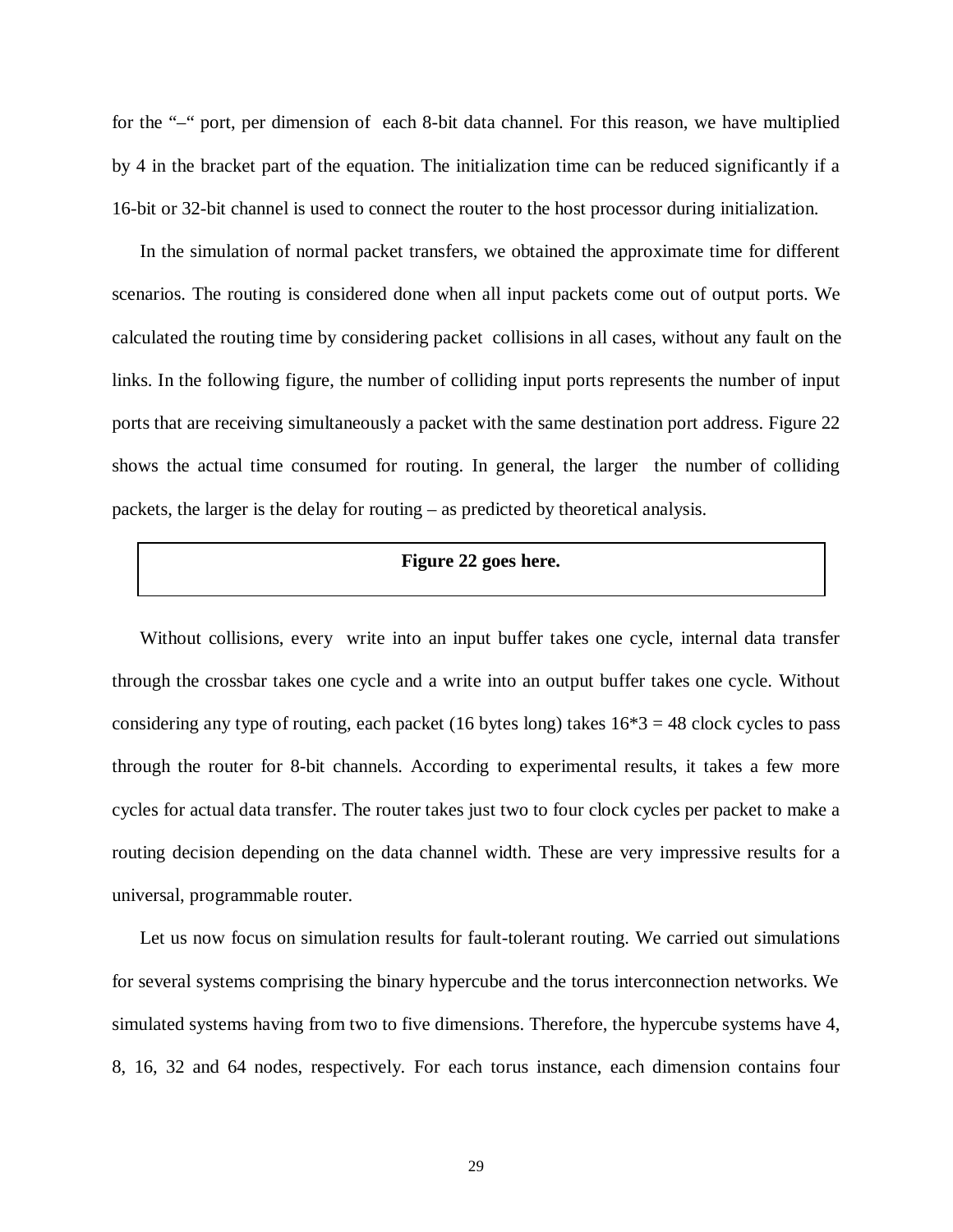for the "–" port, per dimension of each 8-bit data channel. For this reason, we have multiplied by 4 in the bracket part of the equation. The initialization time can be reduced significantly if a 16-bit or 32-bit channel is used to connect the router to the host processor during initialization.

In the simulation of normal packet transfers, we obtained the approximate time for different scenarios. The routing is considered done when all input packets come out of output ports. We calculated the routing time by considering packet collisions in all cases, without any fault on the links. In the following figure, the number of colliding input ports represents the number of input ports that are receiving simultaneously a packet with the same destination port address. Figure 22 shows the actual time consumed for routing. In general, the larger the number of colliding packets, the larger is the delay for routing – as predicted by theoretical analysis.

**Figure 22 goes here.**

Without collisions, every write into an input buffer takes one cycle, internal data transfer through the crossbar takes one cycle and a write into an output buffer takes one cycle. Without considering any type of routing, each packet (16 bytes long) takes $16*3 = 48$ clock cycles to pass through the router for 8-bit channels. According to experimental results, it takes a few more cycles for actual data transfer. The router takes just two to four clock cycles per packet to make a routing decision depending on the data channel width. These are very impressive results for a universal, programmable router.

Let us now focus on simulation results for fault-tolerant routing. We carried out simulations for several systems comprising the binary hypercube and the torus interconnection networks. We simulated systems having from two to five dimensions. Therefore, the hypercube systems have 4, 8, 16, 32 and 64 nodes, respectively. For each torus instance, each dimension contains four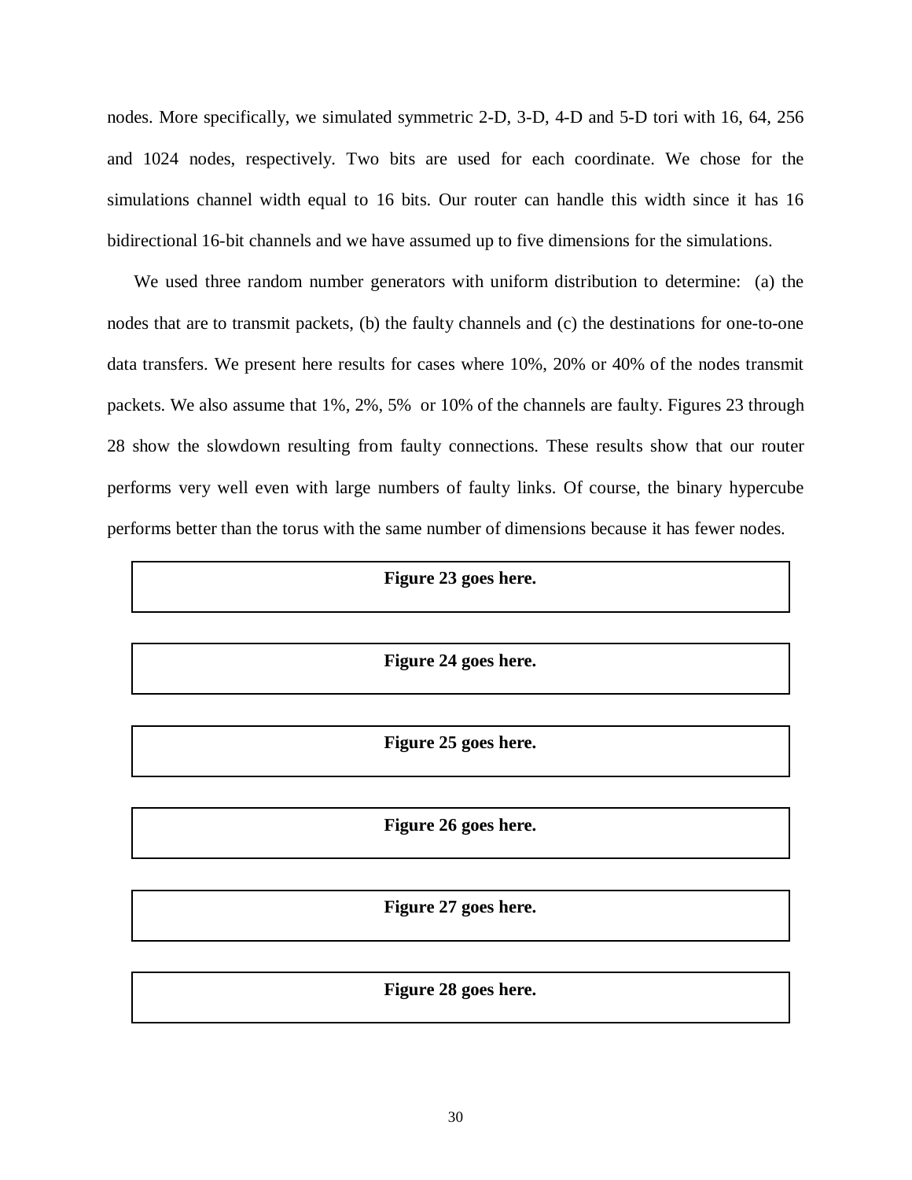nodes. More specifically, we simulated symmetric 2-D, 3-D, 4-D and 5-D tori with 16, 64, 256 and 1024 nodes, respectively. Two bits are used for each coordinate. We chose for the simulations channel width equal to 16 bits. Our router can handle this width since it has 16 bidirectional 16-bit channels and we have assumed up to five dimensions for the simulations.

We used three random number generators with uniform distribution to determine: (a) the nodes that are to transmit packets, (b) the faulty channels and (c) the destinations for one-to-one data transfers. We present here results for cases where 10%, 20% or 40% of the nodes transmit packets. We also assume that 1%, 2%, 5% or 10% of the channels are faulty. Figures 23 through 28 show the slowdown resulting from faulty connections. These results show that our router performs very well even with large numbers of faulty links. Of course, the binary hypercube performs better than the torus with the same number of dimensions because it has fewer nodes.

**Figure 23 goes here.**

**Figure 24 goes here.**

**Figure 25 goes here.**

**Figure 26 goes here.**

**Figure 27 goes here.**

**Figure 28 goes here.**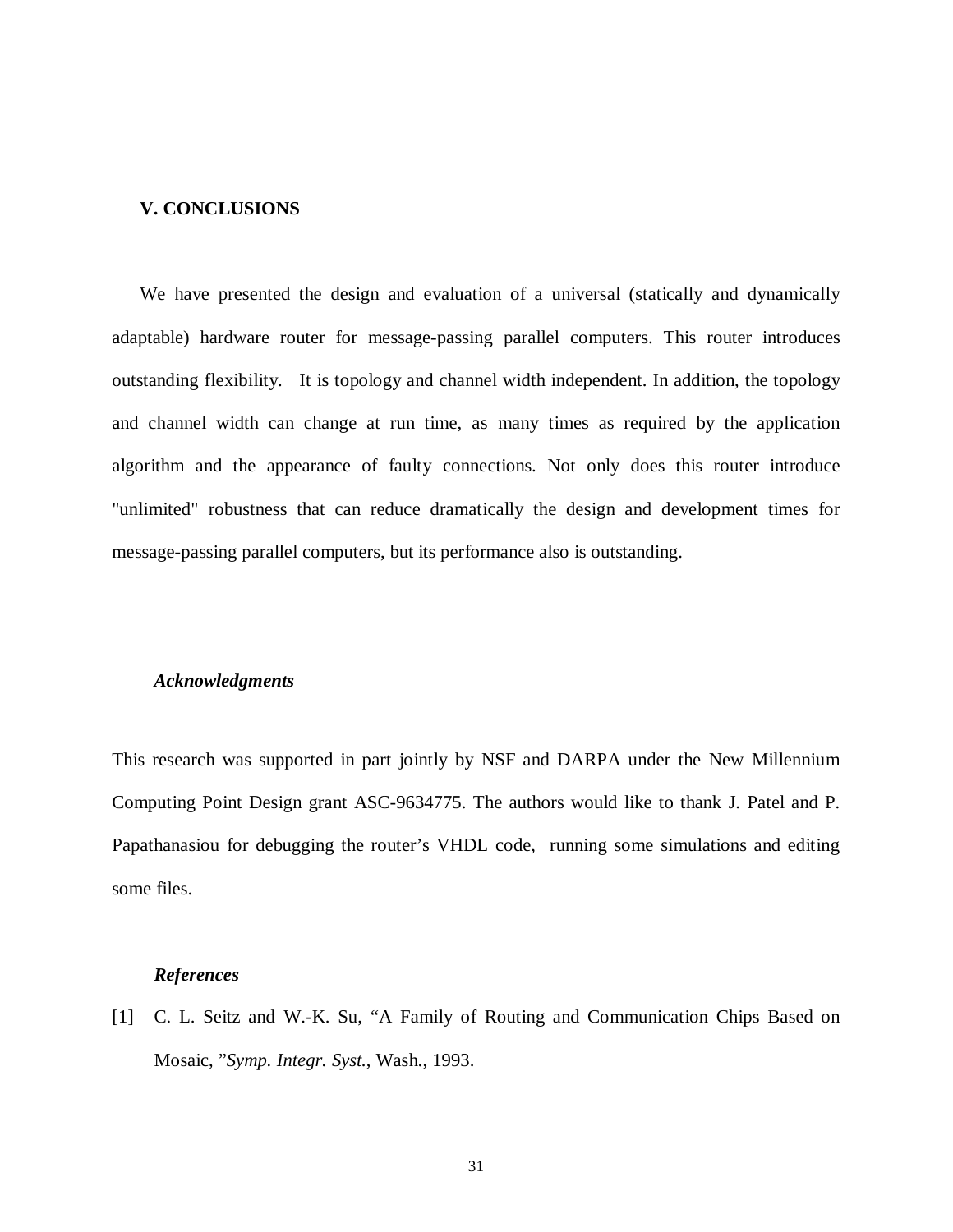## V. CONCLUSIONS

We have presented the design and evaluation of a universal (statically and dynamically adaptable) hardware router for message-passing parallel computers. This router introduces outstanding flexibility. It is topology and channel width independent. In addition, the topology and channel width can change at run time, as many times as required by the application algorithm and the appearance of faulty connections. Not only does this router introduce "unlimited" robustness that can reduce dramatically the design and development times for message-passing parallel computers, but its performance also is outstanding.

### *Acknowledgments*

This research was supported in part jointly by NSF and DARPA under the New Millennium Computing Point Design grant ASC-9634775. The authors would like to thank J. Patel and P. Papathanasiou for debugging the router's VHDL code, running some simulations and editing some files.

### *References*

[1] C. L. Seitz and W.-K. Su, "A Family of Routing and Communication Chips Based on Mosaic, "*Symp. Integr. Syst.*, Wash., 1993.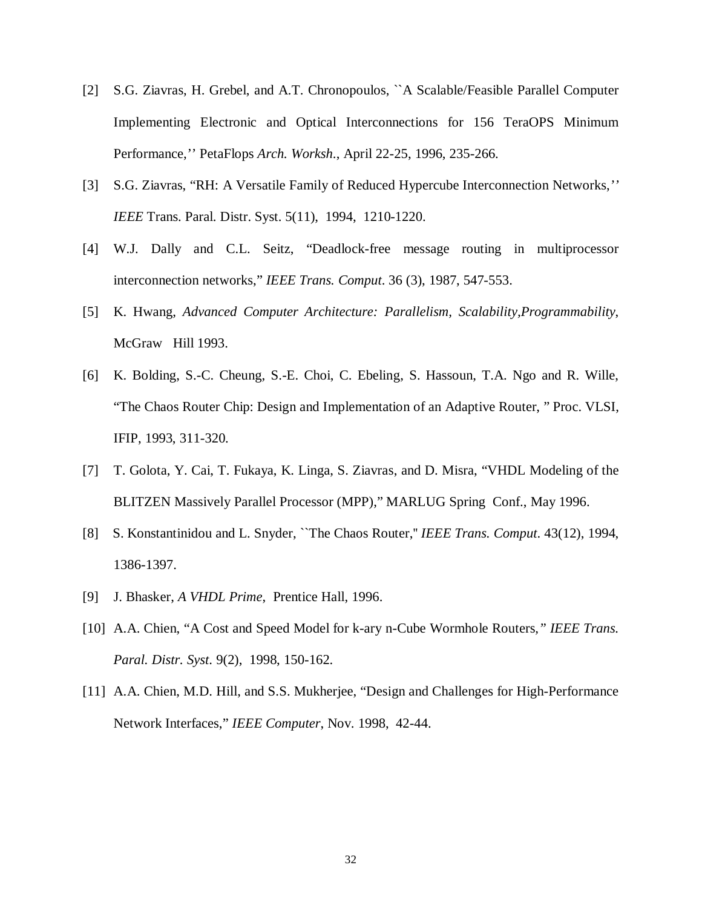[2] S.G. Ziavras, H. Grebel, and A.T. Chronopoulos, ``A Scalable/Feasible Parallel Computer Implementing Electronic and Optical Interconnections for 156 TeraOPS Minimum Performance,'' PetaFlops *Arch. Worksh.*, April 22-25, 1996, 235-266.

[3] S.G. Ziavras, "RH: A Versatile Family of Reduced Hypercube Interconnection Networks,'' *IEEE* Trans. Paral. Distr. Syst. 5(11), 1994, 1210-1220.

[4] W.J. Dally and C.L. Seitz, "Deadlock-free message routing in multiprocessor interconnection networks," *IEEE Trans. Comput*. 36 (3), 1987, 547-553.

[5] K. Hwang, *Advanced Computer Architecture: Parallelism, Scalability,Programmability*, McGraw Hill 1993.

[6] K. Bolding, S.-C. Cheung, S.-E. Choi, C. Ebeling, S. Hassoun, T.A. Ngo and R. Wille, "The Chaos Router Chip: Design and Implementation of an Adaptive Router, " Proc. VLSI, IFIP, 1993, 311-320.

[7] T. Golota, Y. Cai, T. Fukaya, K. Linga, S. Ziavras, and D. Misra, "VHDL Modeling of the BLITZEN Massively Parallel Processor (MPP)," MARLUG Spring Conf., May 1996.

[8] S. Konstantinidou and L. Snyder, ``The Chaos Router," *IEEE Trans. Comput*. 43(12), 1994, 1386-1397.

[9] J. Bhasker, *A VHDL Prime*, Prentice Hall, 1996.

[10] A.A. Chien, "A Cost and Speed Model for k-ary n-Cube Wormhole Routers," *IEEE Trans. Paral. Distr. Syst*. 9(2), 1998, 150-162.

[11] A.A. Chien, M.D. Hill, and S.S. Mukherjee, "Design and Challenges for High-Performance Network Interfaces," *IEEE Computer*, Nov. 1998, 42-44.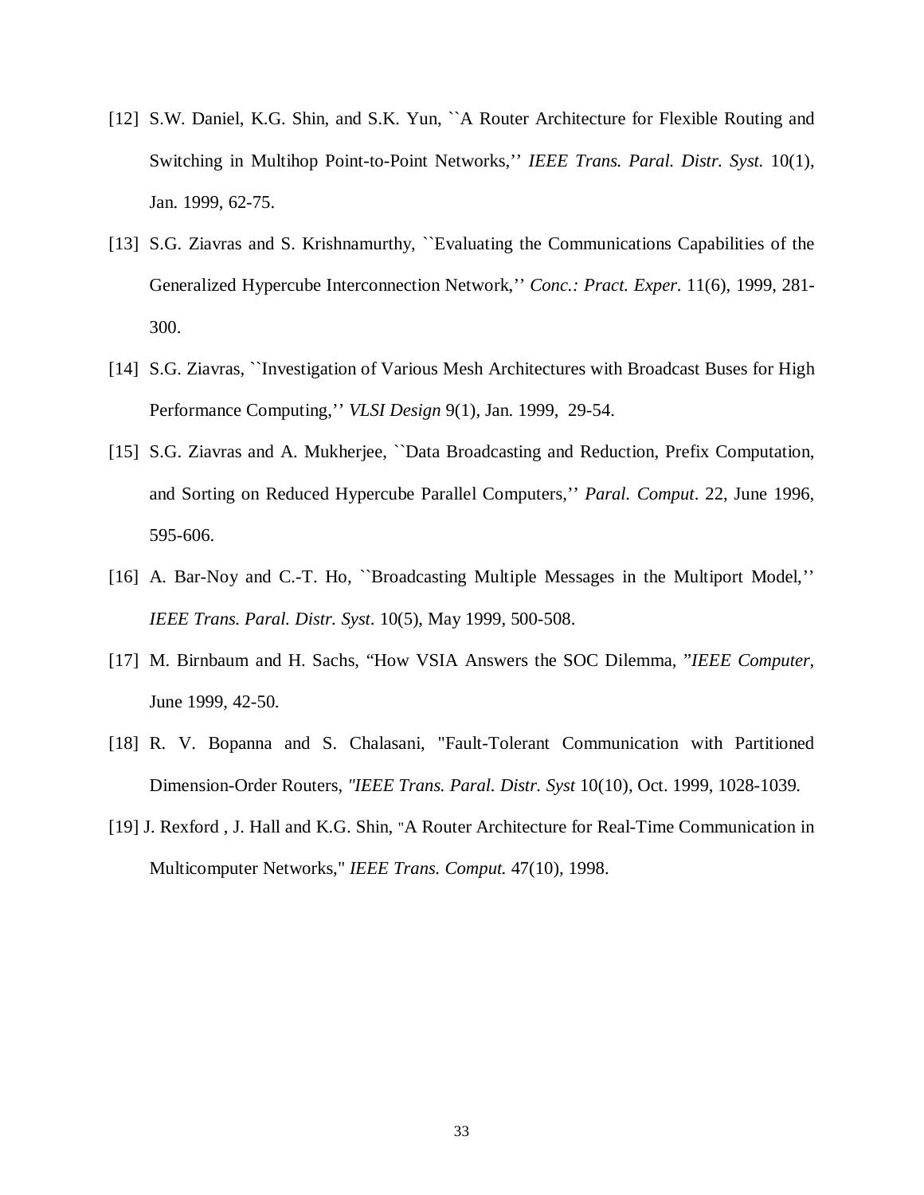[12] S.W. Daniel, K.G. Shin, and S.K. Yun, ``A Router Architecture for Flexible Routing and Switching in Multihop Point-to-Point Networks,'' *IEEE Trans. Paral. Distr. Syst.* 10(1), Jan. 1999, 62-75.

[13] S.G. Ziavras and S. Krishnamurthy, ``Evaluating the Communications Capabilities of the Generalized Hypercube Interconnection Network,'' *Conc.: Pract. Exper.* 11(6), 1999, 281-300.

[14] S.G. Ziavras, ``Investigation of Various Mesh Architectures with Broadcast Buses for High Performance Computing,'' *VLSI Design* 9(1), Jan. 1999, 29-54.

[15] S.G. Ziavras and A. Mukherjee, ``Data Broadcasting and Reduction, Prefix Computation, and Sorting on Reduced Hypercube Parallel Computers,'' *Paral. Comput*. 22, June 1996, 595-606.

[16] A. Bar-Noy and C.-T. Ho, ``Broadcasting Multiple Messages in the Multiport Model,'' *IEEE Trans. Paral. Distr. Syst*. 10(5), May 1999, 500-508.

[17] M. Birnbaum and H. Sachs, "How VSIA Answers the SOC Dilemma, "*IEEE Computer*, June 1999, 42-50.

[18] R. V. Bopanna and S. Chalasani, "Fault-Tolerant Communication with Partitioned Dimension-Order Routers, *"IEEE Trans. Paral. Distr. Syst* 10(10), Oct. 1999, 1028-1039.

[19] J. Rexford , J. Hall and K.G. Shin, "A Router Architecture for Real-Time Communication in Multicomputer Networks," *IEEE Trans. Comput.* 47(10), 1998.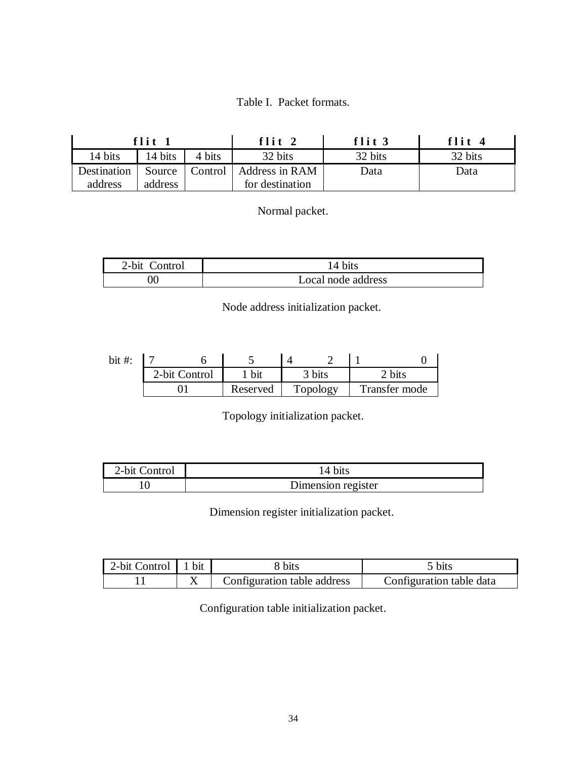Table I. Packet formats.

| flit 1 | | | flit 2 | flit 3 | flit 4 |
|---|---|---|---|---|---|
| 14 bits | 14 bits | 4 bits | 32 bits | 32 bits | 32 bits |
| Destination address | Source address | Control | Address in RAM for destination | Data | Data |

Normal packet.

| 2-bit Control | 14 bits |
|---|---|
| 00 | Local node address |

Node address initialization packet.

| bit #: | 7 6 | 5 | 4 2 | 1 0 |
|---|---|---|---|---|
| | 2-bit Control | 1 bit | 3 bits | 2 bits |
| | 01 | Reserved | Topology | Transfer mode |

Topology initialization packet.

| 2-bit Control | 14 bits |
|---|---|
| 10 | Dimension register |

Dimension register initialization packet.

| 2-bit Control | 1 bit | 8 bits | 5 bits |
|---|---|---|---|
| 11 | X | Configuration table address | Configuration table data |

Configuration table initialization packet.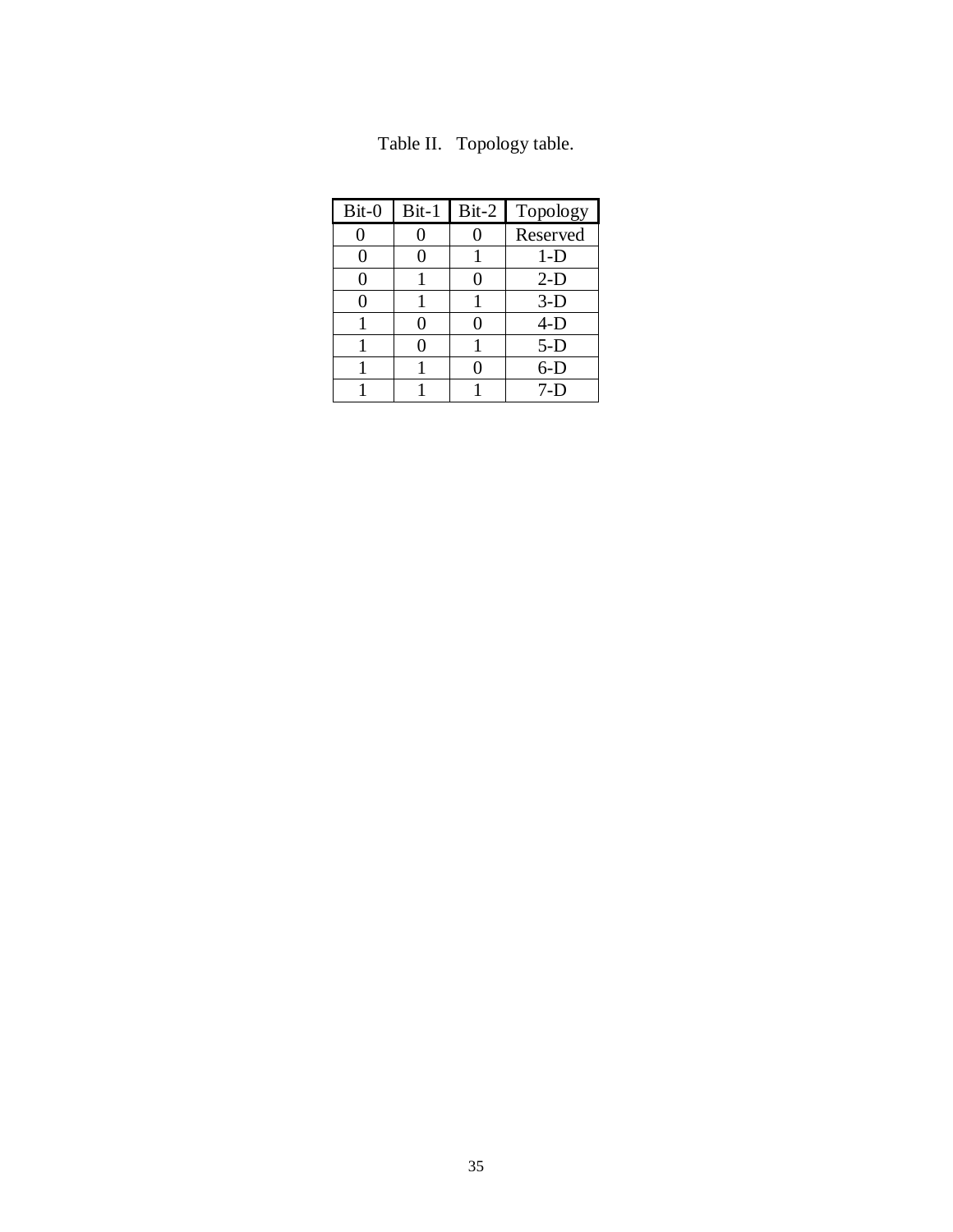Table II. Topology table.

| Bit-0 | Bit-1 | Bit-2 | Topology |
|---|---|---|---|
| 0 | 0 | 0 | Reserved |
| 0 | 0 | 1 | 1-D |
| 0 | 1 | 0 | 2-D |
| 0 | 1 | 1 | 3-D |
| 1 | 0 | 0 | 4-D |
| 1 | 0 | 1 | 5-D |
| 1 | 1 | 0 | 6-D |
| 1 | 1 | 1 | 7-D |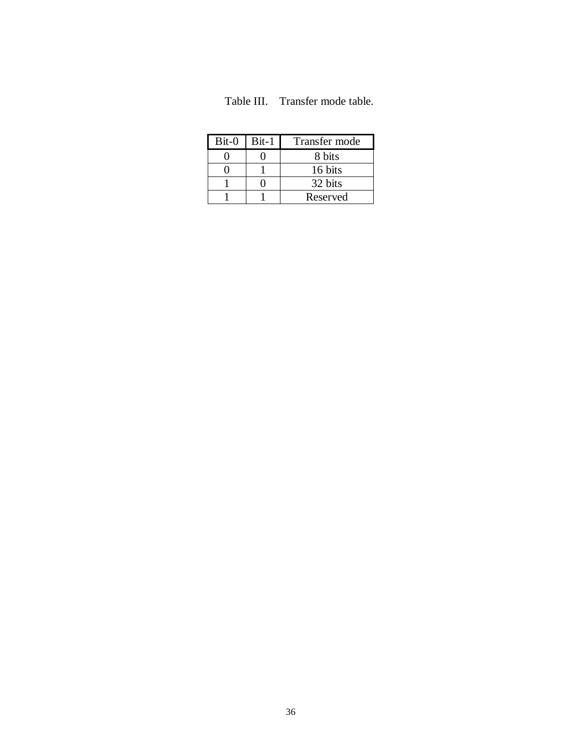Table III. Transfer mode table.

| Bit-0 | Bit-1 | Transfer mode |
|---|---|---|
| 0 | 0 | 8 bits |
| 0 | 1 | 16 bits |
| 1 | 0 | 32 bits |
| 1 | 1 | Reserved |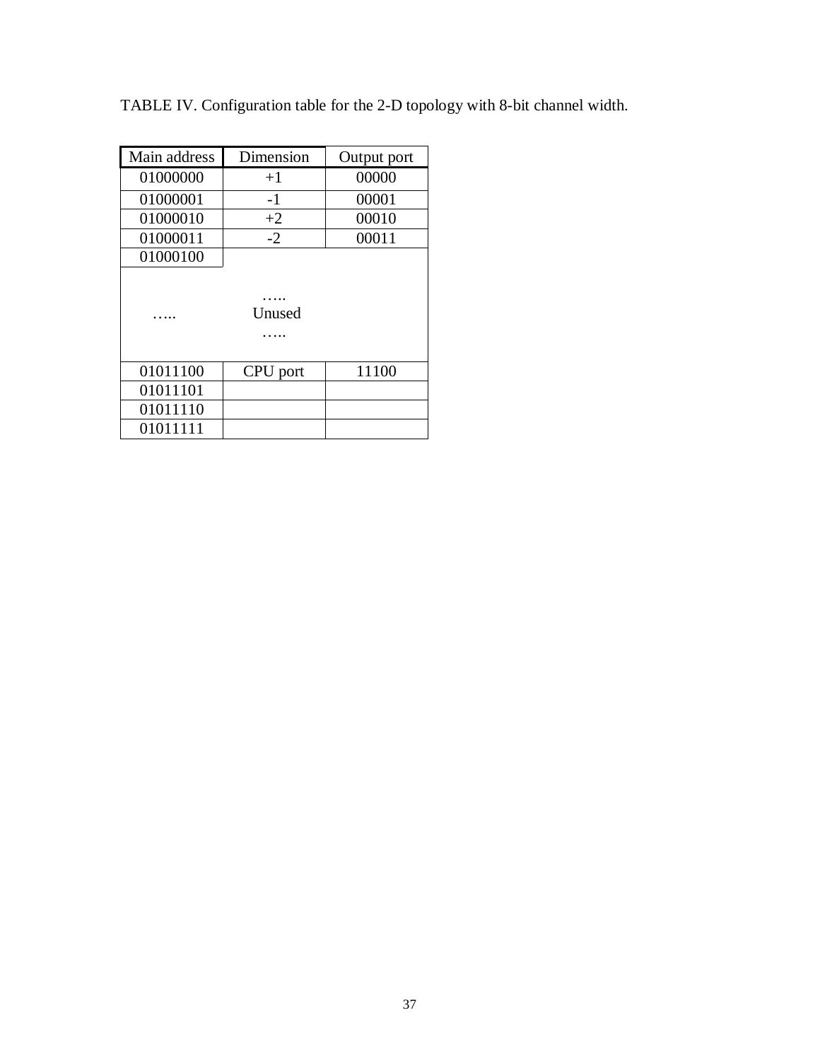TABLE IV. Configuration table for the 2-D topology with 8-bit channel width.

| Main address | Dimension | Output port |
|---|---|---|
| 01000000 | +1 | 00000 |
| 01000001 | -1 | 00001 |
| 01000010 | +2 | 00010 |
| 01000011 | -2 | 00011 |
| 01000100 | | |
| ….. | …..<br>Unused<br>….. | |
| 01011100 | CPU port | 11100 |
| 01011101 | | |
| 01011110 | | |
| 01011111 | | |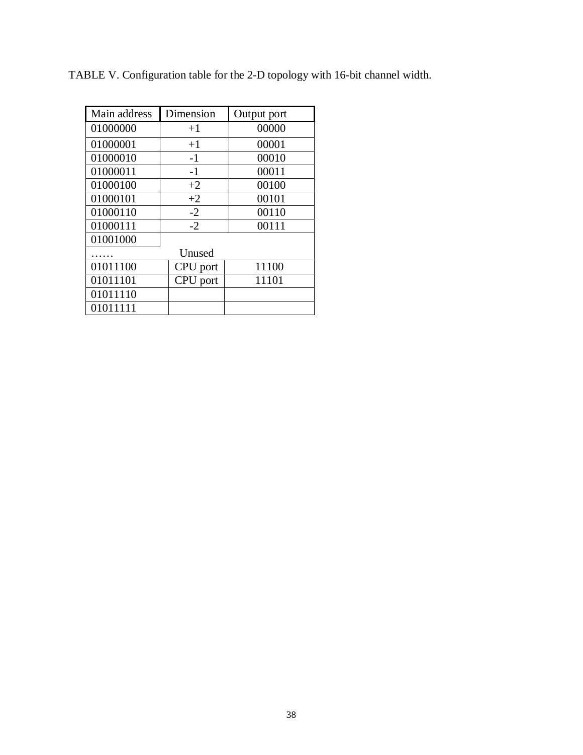TABLE V. Configuration table for the 2-D topology with 16-bit channel width.

| Main address | Dimension | Output port |
| --- | --- | --- |
| 01000000 | +1 | 00000 |
| 01000001 | +1 | 00001 |
| 01000010 | -1 | 00010 |
| 01000011 | -1 | 00011 |
| 01000100 | +2 | 00100 |
| 01000101 | +2 | 00101 |
| 01000110 | -2 | 00110 |
| 01000111 | -2 | 00111 |
| 01001000 | | |
| …… | Unused | |
| 01011100 | CPU port | 11100 |
| 01011101 | CPU port | 11101 |
| 01011110 | | |
| 01011111 | | |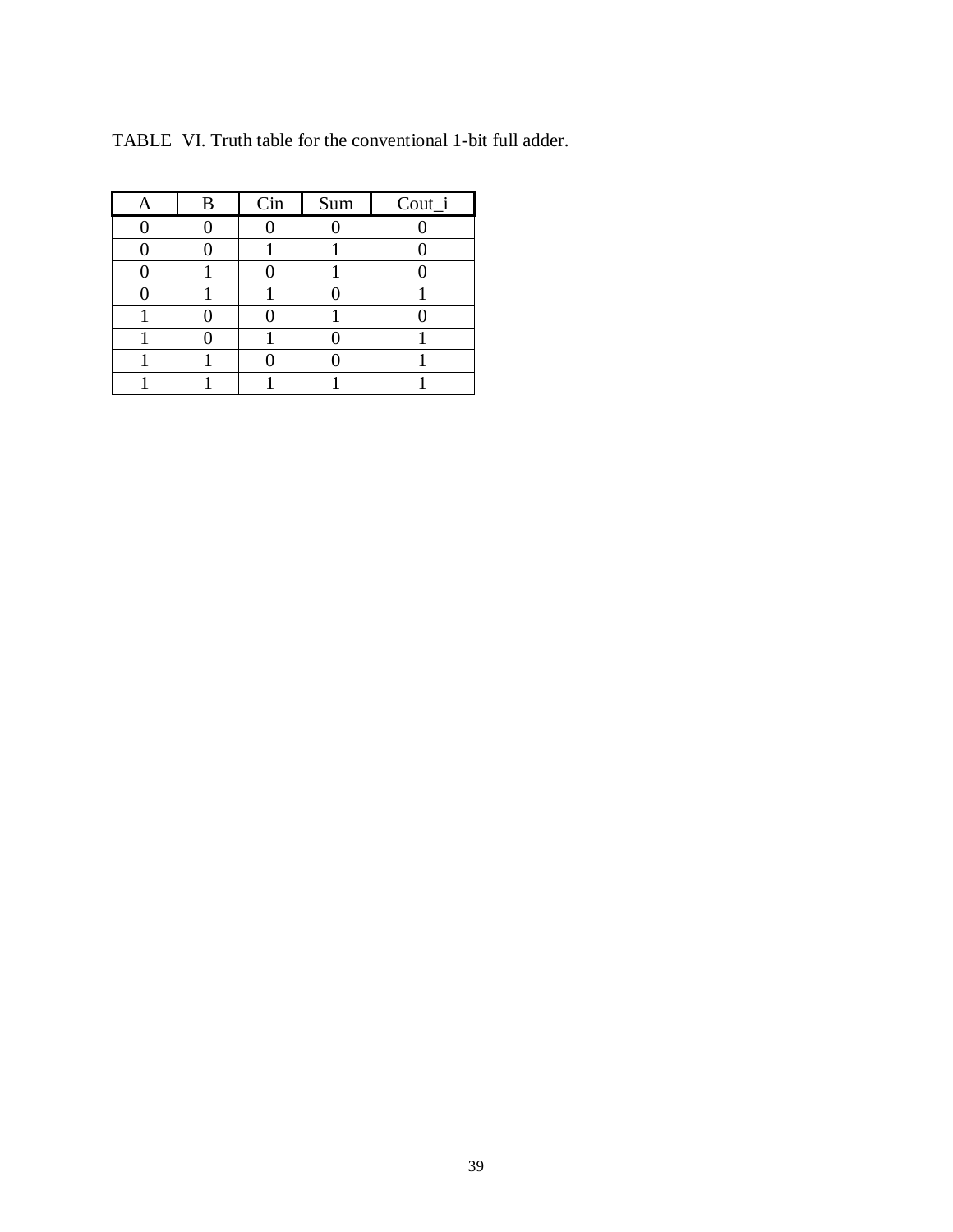TABLE VI. Truth table for the conventional 1-bit full adder.

| A | B | Cin | Sum | Cout_i |
|---|---|---|---|---|
| 0 | 0 | 0 | 0 | 0 |
| 0 | 0 | 1 | 1 | 0 |
| 0 | 1 | 0 | 1 | 0 |
| 0 | 1 | 1 | 0 | 1 |
| 1 | 0 | 0 | 1 | 0 |
| 1 | 0 | 1 | 0 | 1 |
| 1 | 1 | 0 | 0 | 1 |
| 1 | 1 | 1 | 1 | 1 |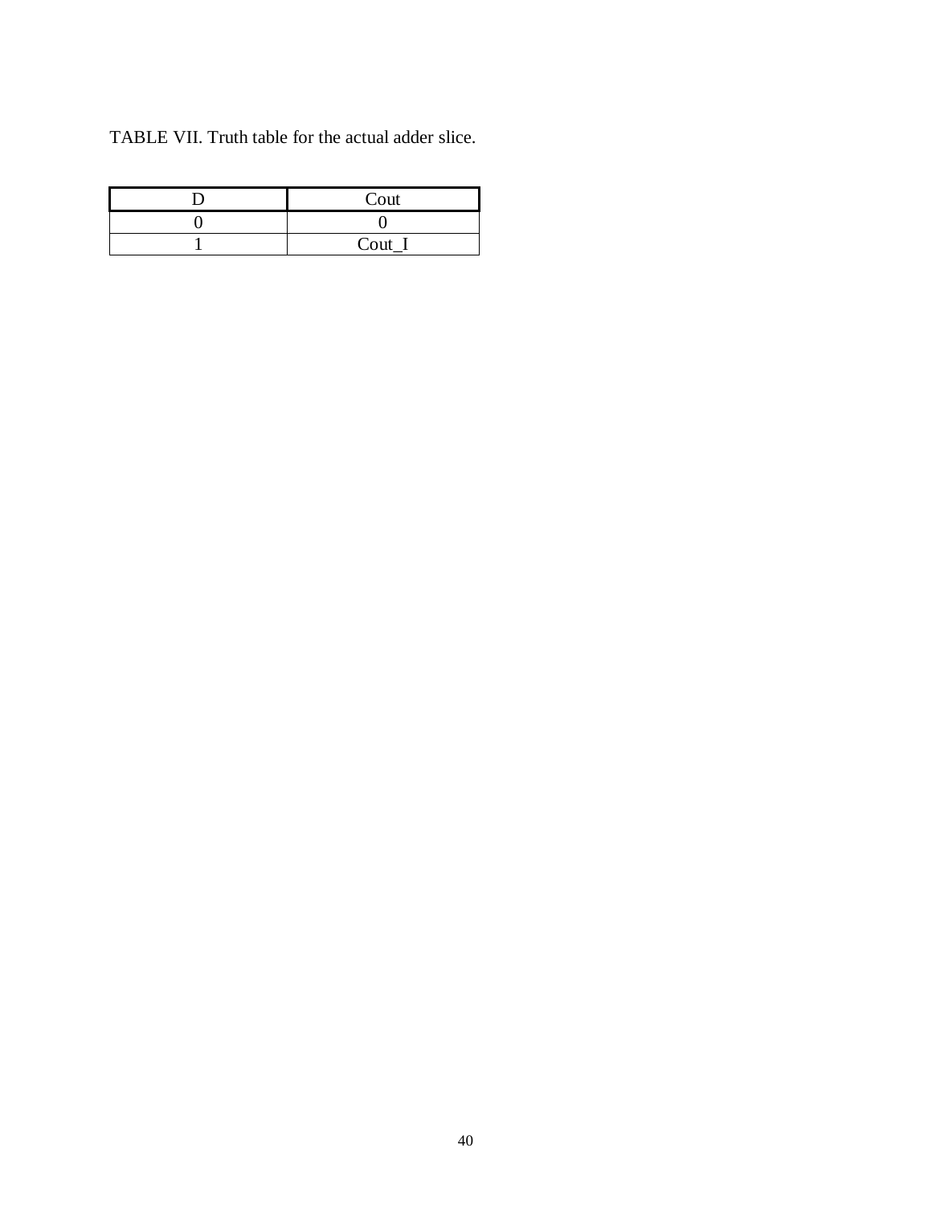TABLE VII. Truth table for the actual adder slice.

| D | Cout |
| --- | --- |
| 0 | 0 |
| 1 | Cout_I |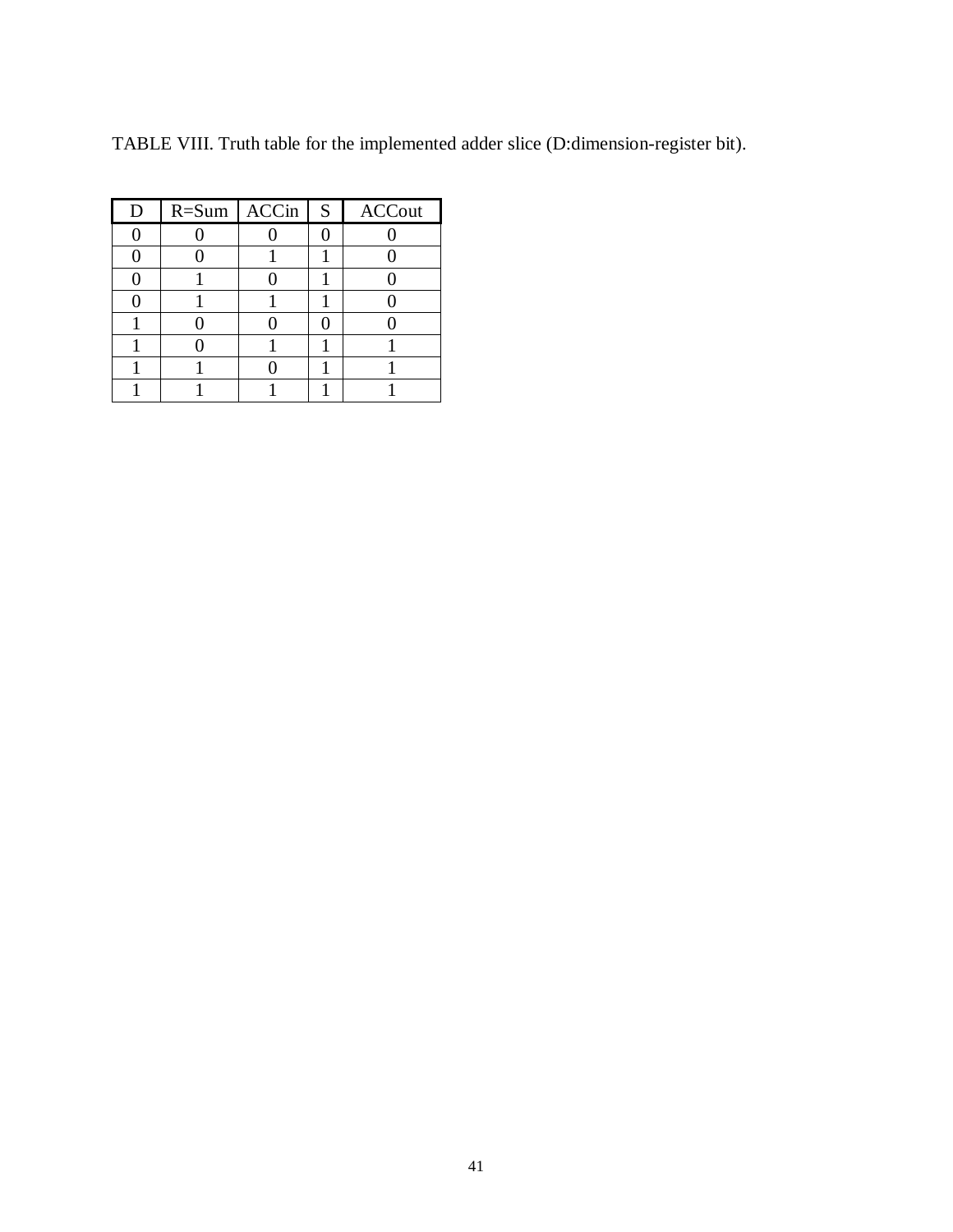TABLE VIII. Truth table for the implemented adder slice (D:dimension-register bit).

| D | R=Sum | ACCin | S | ACCout |
|---|---|---|---|---|
| 0 | 0 | 0 | 0 | 0 |
| 0 | 0 | 1 | 1 | 0 |
| 0 | 1 | 0 | 1 | 0 |
| 0 | 1 | 1 | 1 | 0 |
| 1 | 0 | 0 | 0 | 0 |
| 1 | 0 | 1 | 1 | 1 |
| 1 | 1 | 0 | 1 | 1 |
| 1 | 1 | 1 | 1 | 1 |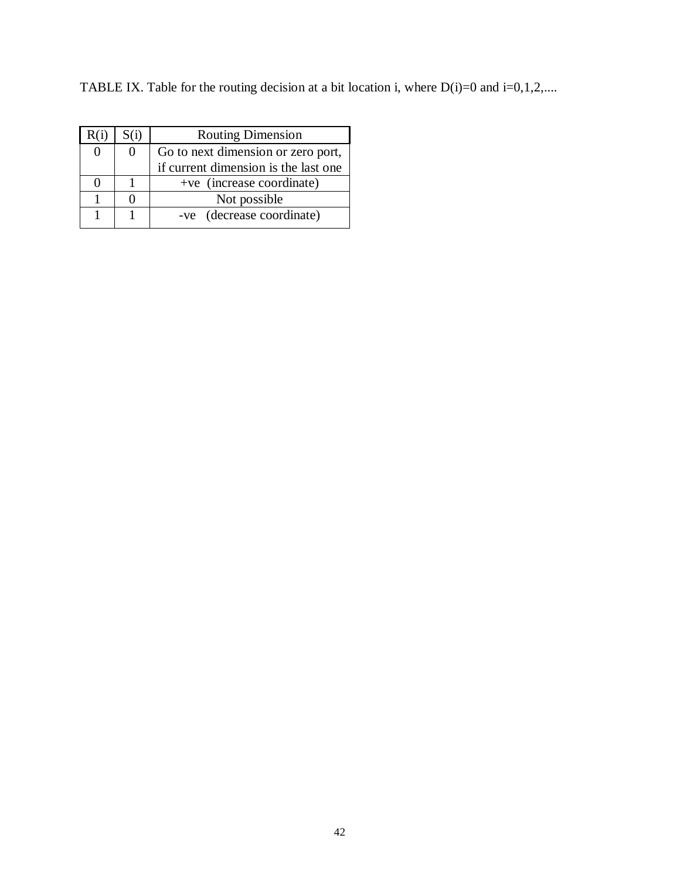TABLE IX. Table for the routing decision at a bit location i, where D(i)=0 and i=0,1,2,....

| R(i) | S(i) | Routing Dimension |
|---|---|---|
| 0 | 0 | Go to next dimension or zero port, if current dimension is the last one |
| 0 | 1 | +ve (increase coordinate) |
| 1 | 0 | Not possible |
| 1 | 1 | -ve (decrease coordinate) |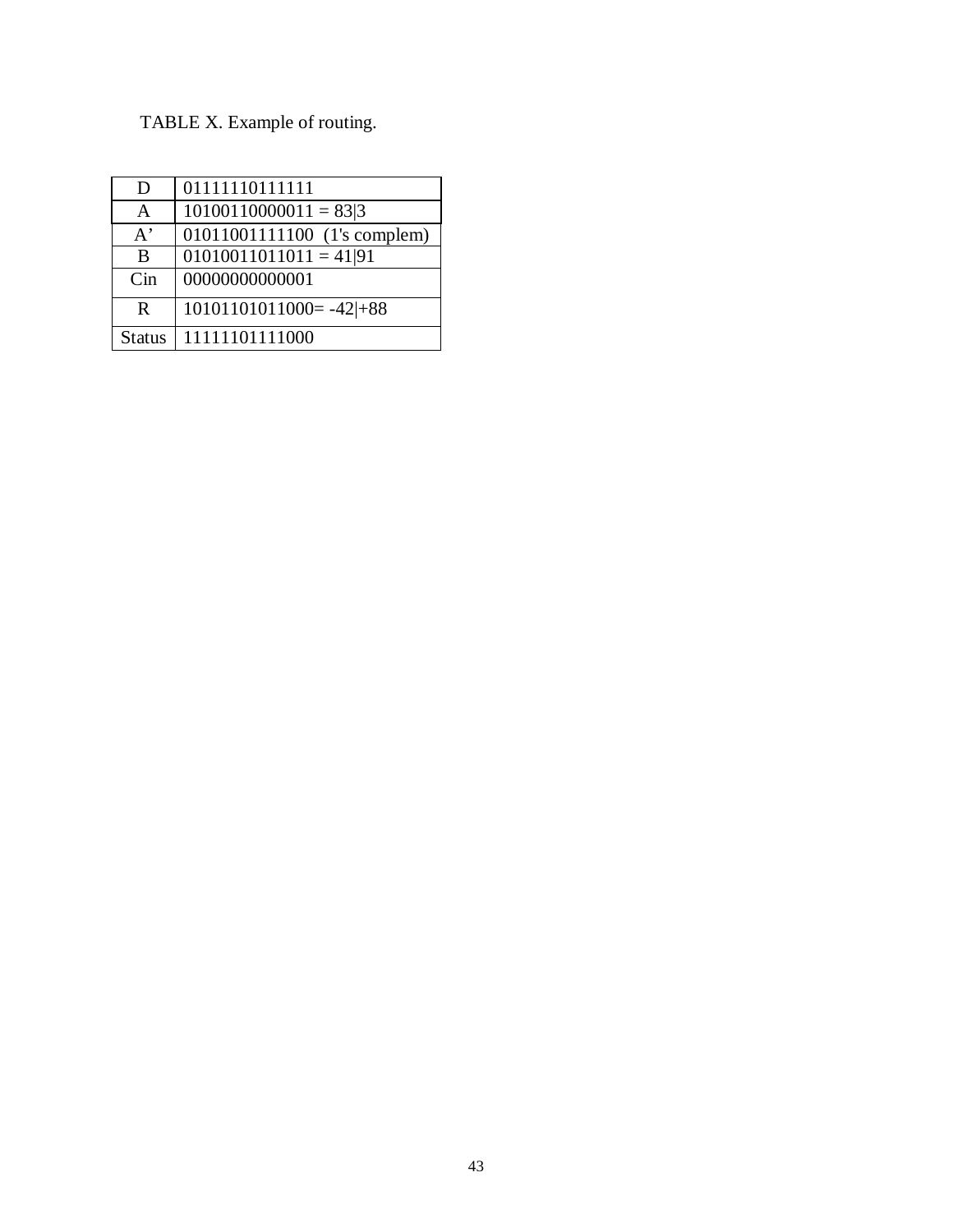TABLE X. Example of routing.

| | |
|---|---|
| D | 01111110111111 |
| A | 10100110000011 = 83\|3 |
| A' | 01011001111100 (1's complem) |
| B | 01010011011011 = 41\|91 |
| Cin | 00000000000001 |
| R | 10101101011000= -42\|+88 |
| Status | 11111101111000 |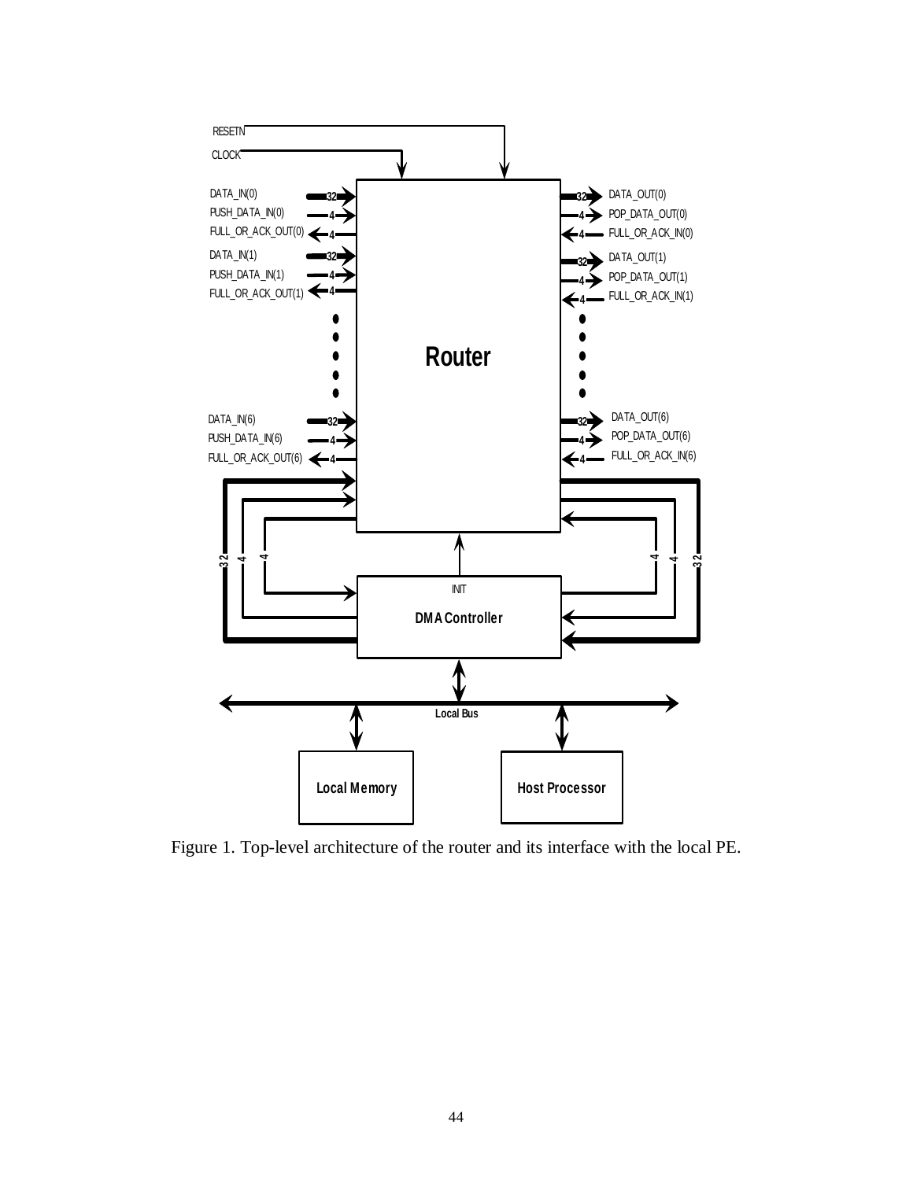Figure 1. Top-level architecture of the router and its interface with the local PE.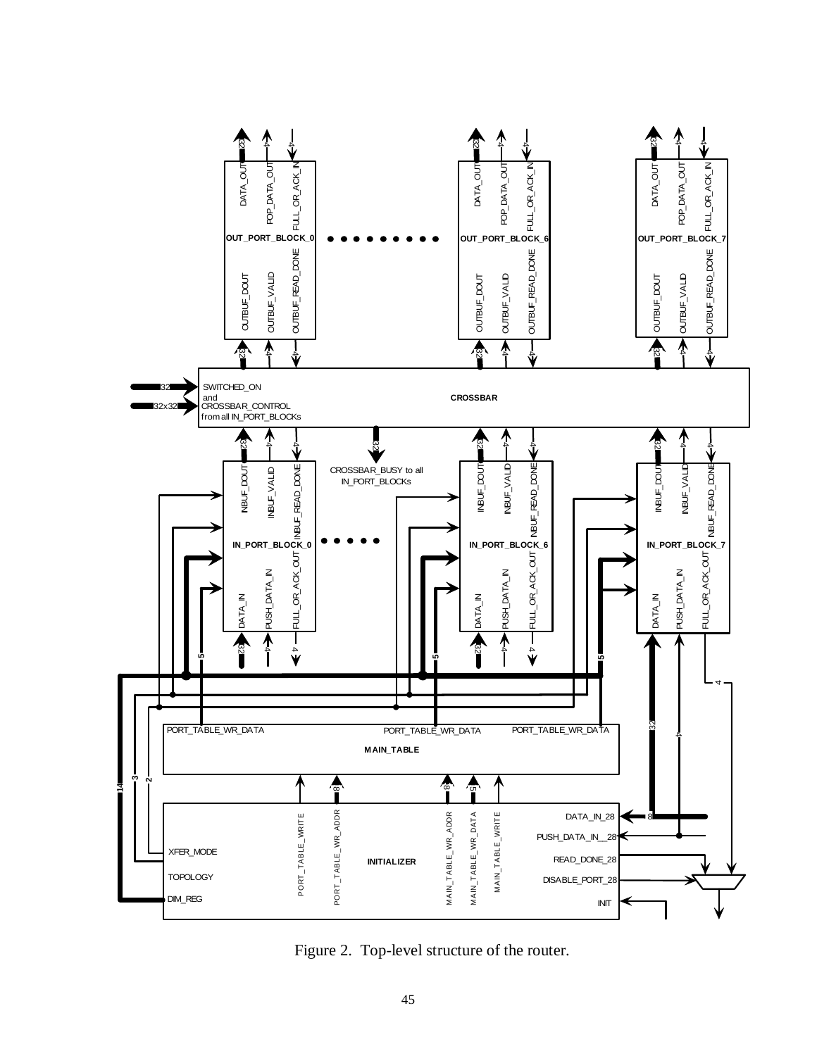Figure 2. Top-level structure of the router.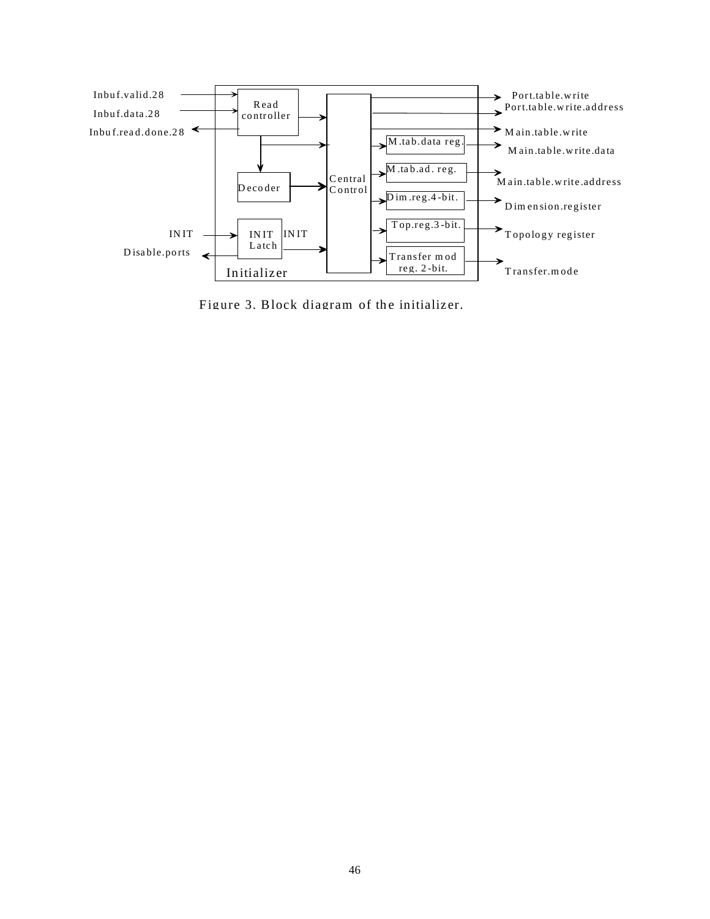Inbuf.valid.28

Inbuf.data.28

Inbuf.read.done.28

Read controller

Decoder

INIT

Disable.ports

INIT Latch

INIT

Initializer

Central Control

M.tab.data reg.

M.tab.ad. reg.

Dim.reg.4-bit.

Top.reg.3-bit.

Transfer mod reg. 2-bit.

Port.table.write

Port.table.write.address

Main.table.write

Main.table.write.data

Main.table.write.address

Dimension.register

Topology register

Transfer.mode

Figure 3. Block diagram of the initializer.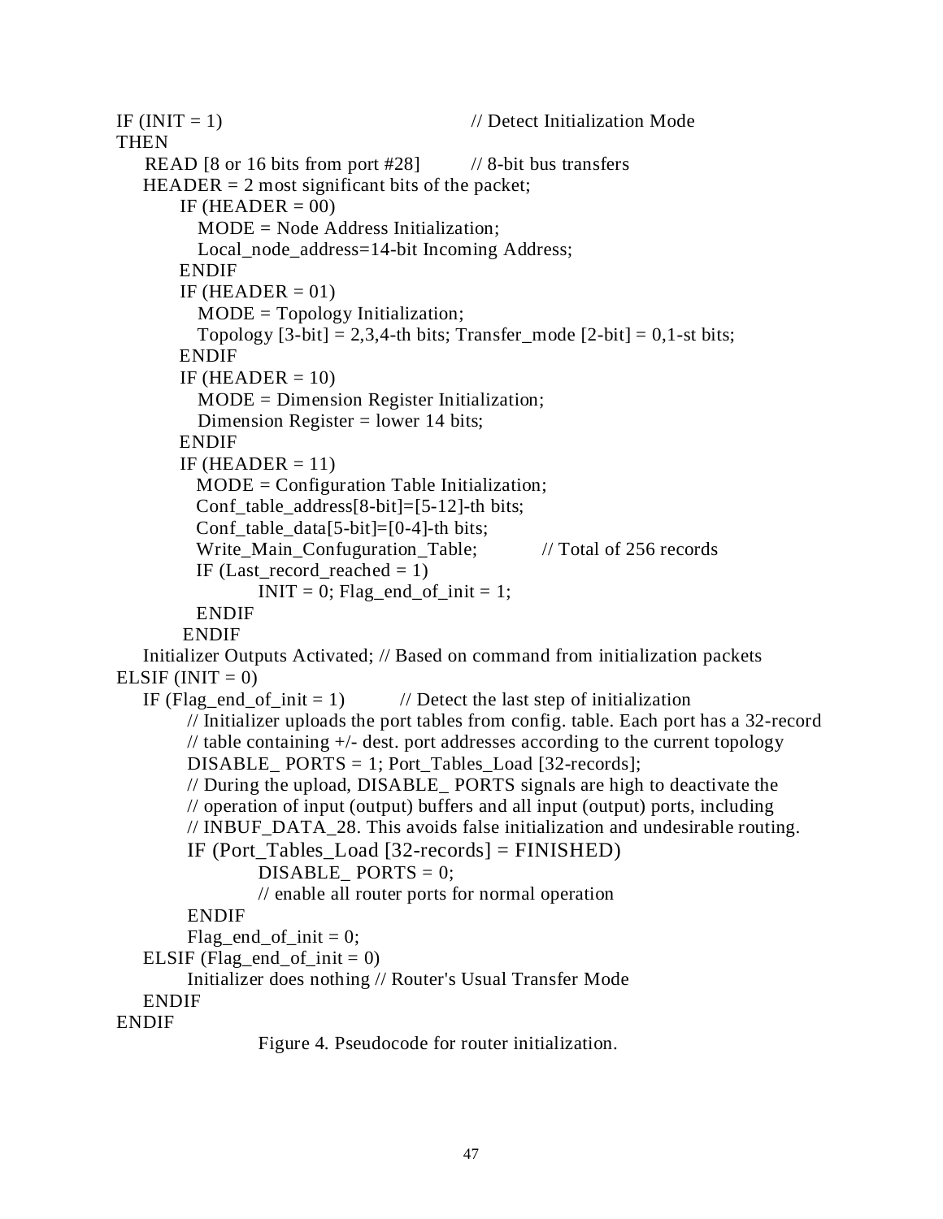```
IF (INIT = 1)                                   // Detect Initialization Mode
THEN
    READ [8 or 16 bits from port #28]           // 8-bit bus transfers
    HEADER = 2 most significant bits of the packet;
        IF (HEADER = 00)
           MODE = Node Address Initialization;
           Local_node_address=14-bit Incoming Address;
        ENDIF
        IF (HEADER = 01)
           MODE = Topology Initialization;
           Topology [3-bit] = 2,3,4-th bits; Transfer_mode [2-bit] = 0,1-st bits;
        ENDIF
        IF (HEADER = 10)
           MODE = Dimension Register Initialization;
           Dimension Register = lower 14 bits;
        ENDIF
        IF (HEADER = 11)
           MODE = Configuration Table Initialization;
           Conf_table_address[8-bit]=[5-12]-th bits;
           Conf_table_data[5-bit]=[0-4]-th bits;
           Write_Main_Confuguration_Table;          // Total of 256 records
           IF (Last_record_reached = 1)
                   INIT = 0; Flag_end_of_init = 1;
           ENDIF
        ENDIF
    Initializer Outputs Activated; // Based on command from initialization packets
ELSIF (INIT = 0)
    IF (Flag_end_of_init = 1)          // Detect the last step of initialization
         // Initializer uploads the port tables from config. table. Each port has a 32-record
         // table containing +/- dest. port addresses according to the current topology
         DISABLE_ PORTS = 1; Port_Tables_Load [32-records];
         // During the upload, DISABLE_ PORTS signals are high to deactivate the
         // operation of input (output) buffers and all input (output) ports, including
         // INBUF_DATA_28. This avoids false initialization and undesirable routing.
         IF (Port_Tables_Load [32-records] = FINISHED)
                   DISABLE_ PORTS = 0;
                   // enable all router ports for normal operation
         ENDIF
         Flag_end_of_init = 0;
    ELSIF (Flag_end_of_init = 0)
         Initializer does nothing // Router's Usual Transfer Mode
    ENDIF
ENDIF
```

Figure 4. Pseudocode for router initialization.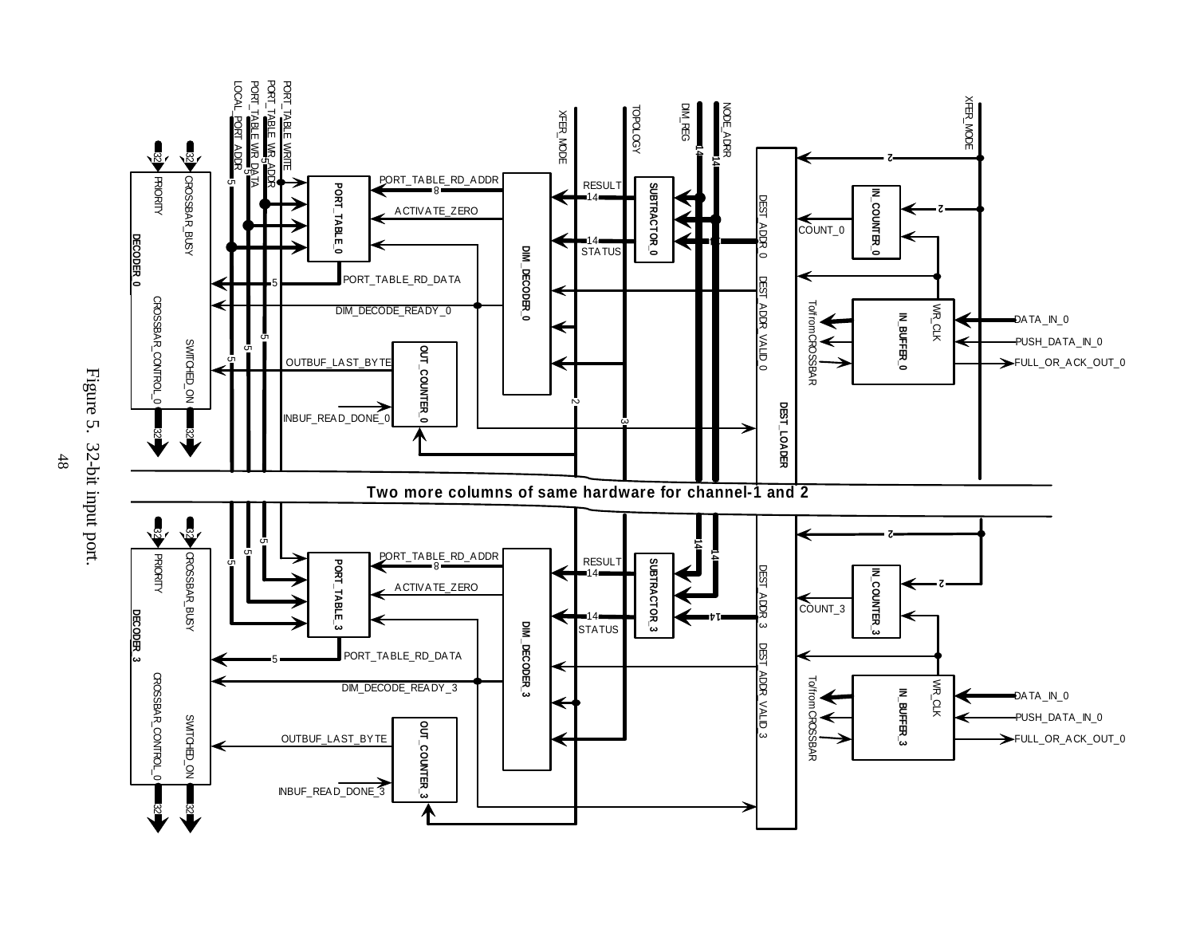Figure 5. 32-bit input port.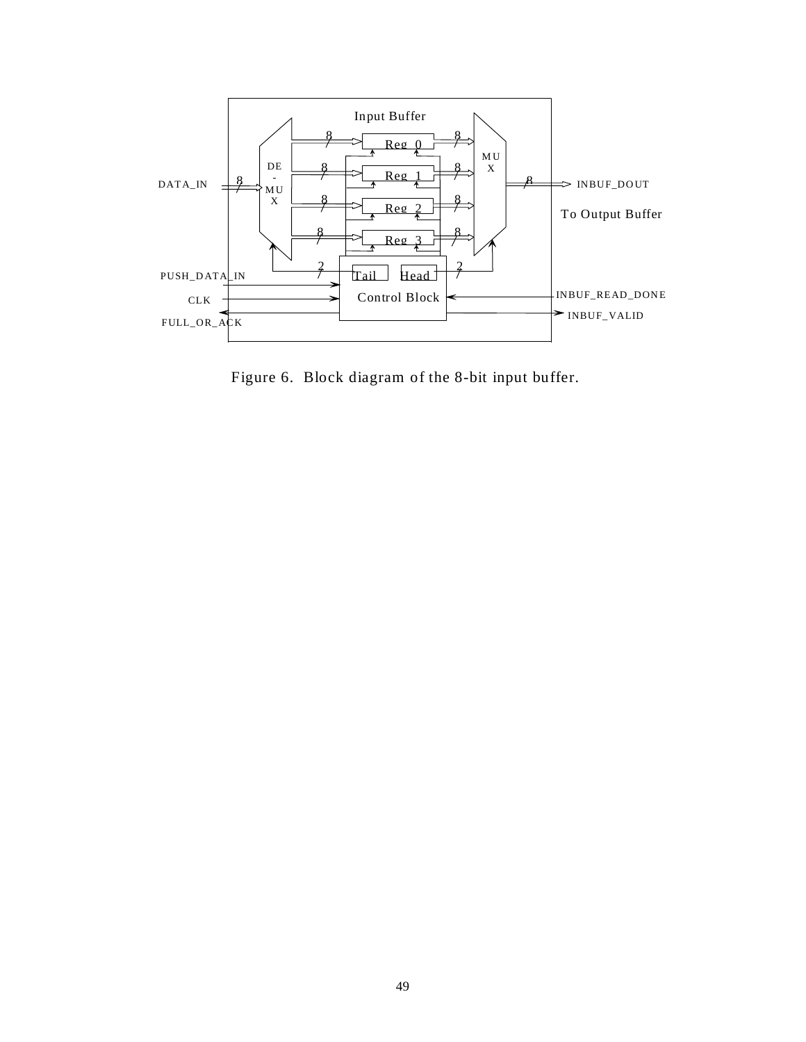Figure 6.  Block diagram of the 8-bit input buffer.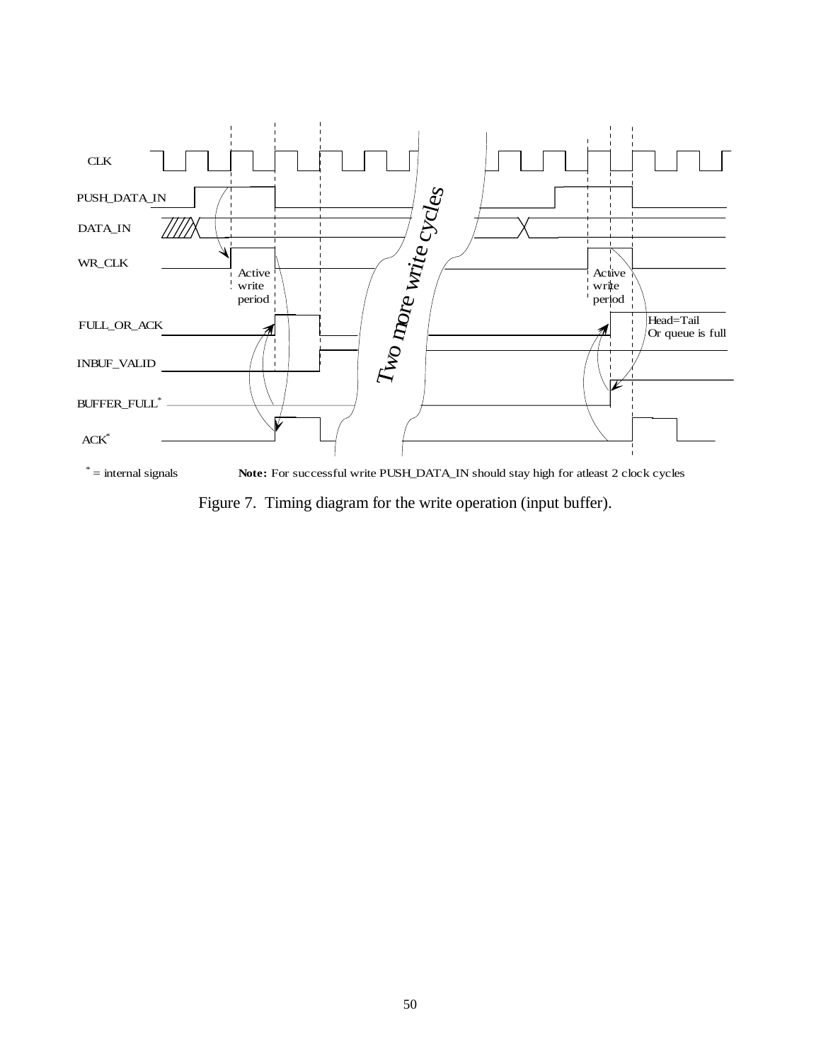CLK

PUSH_DATA_IN

DATA_IN

WR_CLK

Active write period

Active write period

FULL_OR_ACK

Head=Tail Or queue is full

INBUF_VALID

BUFFER_FULL*

ACK*

Two more write cycles

* = internal signals **Note:** For successful write PUSH_DATA_IN should stay high for atleast 2 clock cycles

Figure 7. Timing diagram for the write operation (input buffer).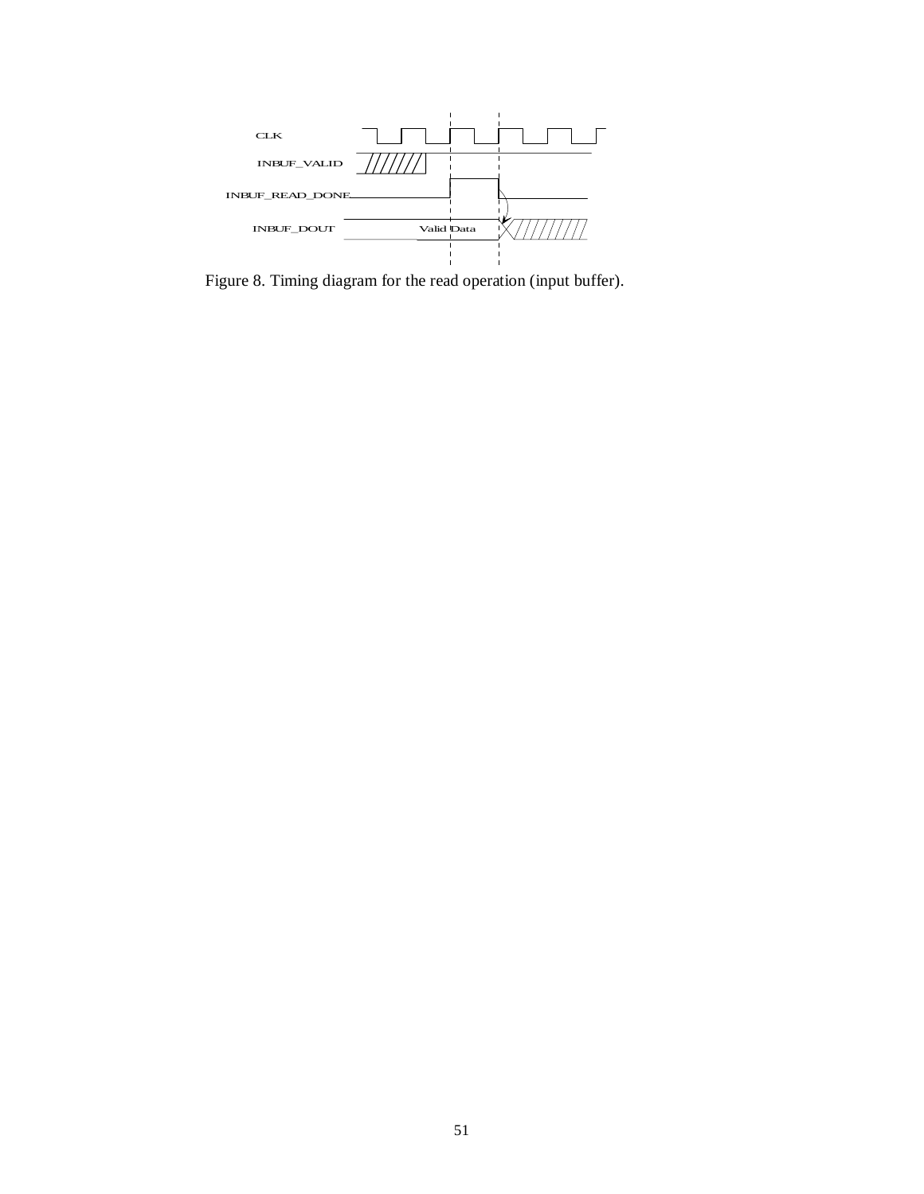CLK

INBUF_VALID

INBUF_READ_DONE

INBUF_DOUT

Valid Data

Figure 8. Timing diagram for the read operation (input buffer).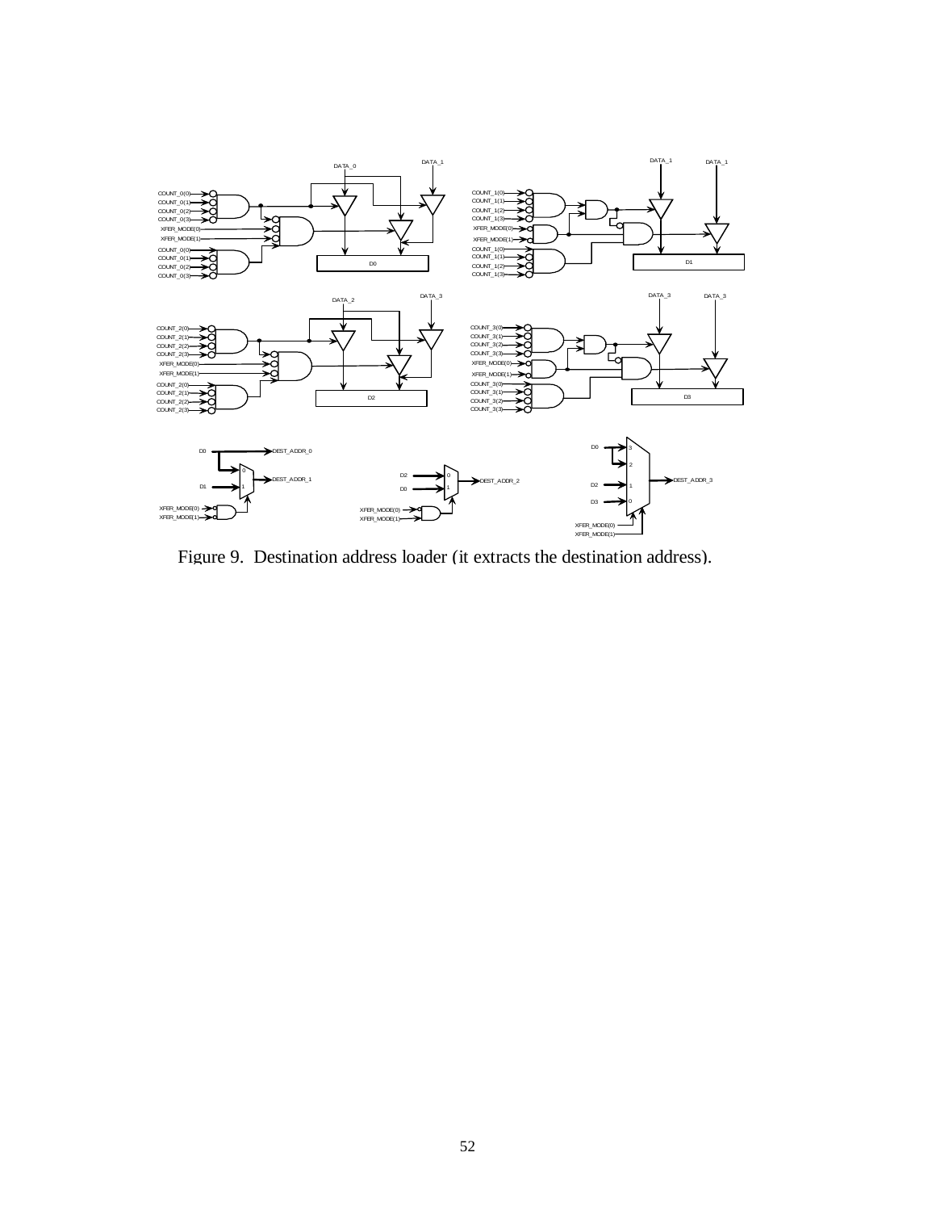Figure 9. Destination address loader (it extracts the destination address).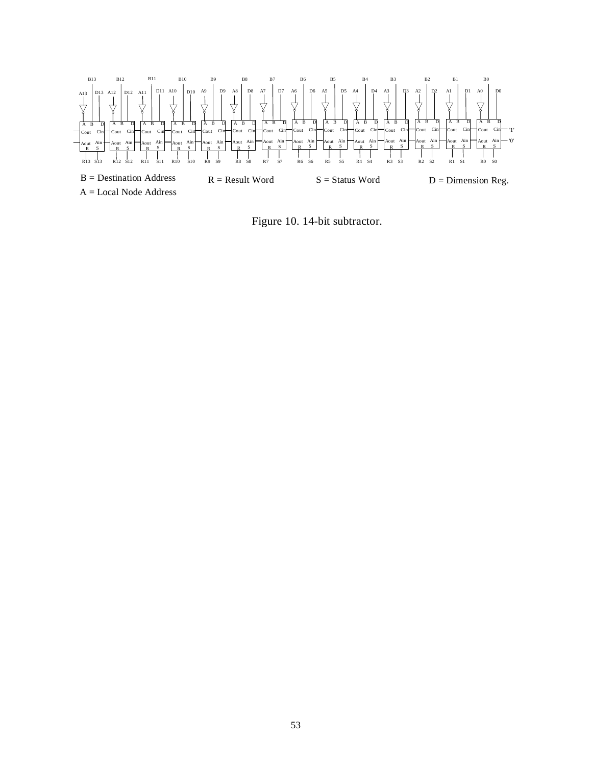B = Destination Address

A = Local Node Address

R = Result Word

S = Status Word

D = Dimension Reg.

Figure 10. 14-bit subtractor.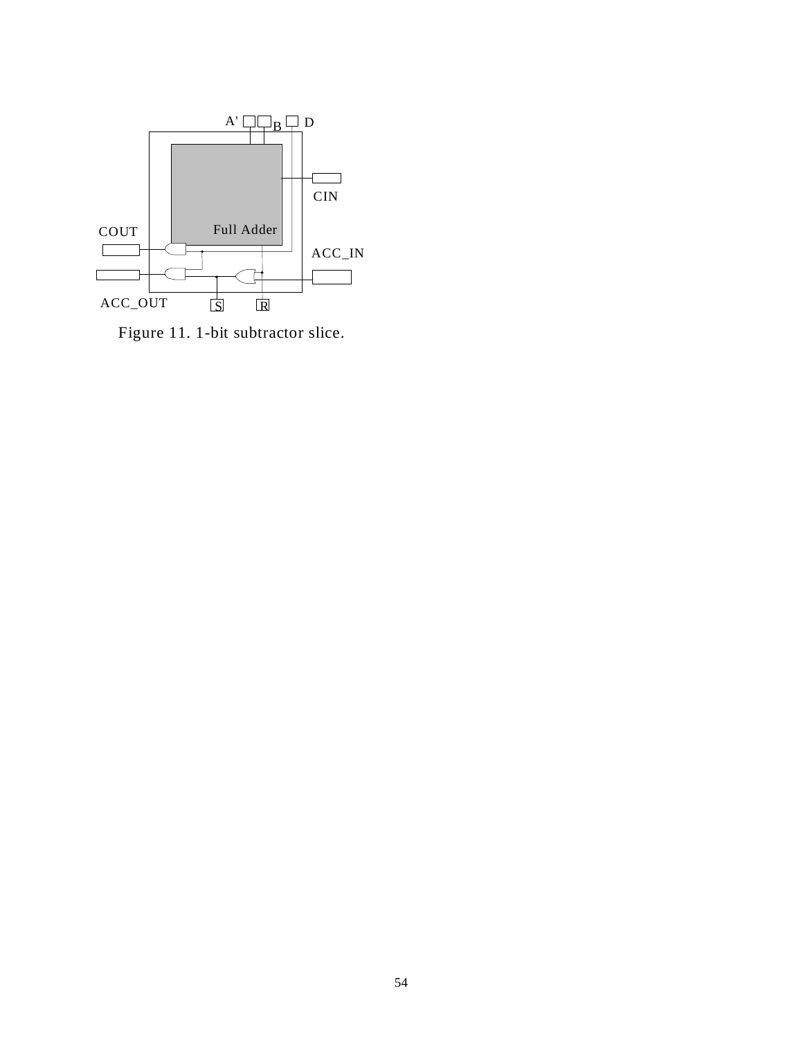Figure 11. 1-bit subtractor slice.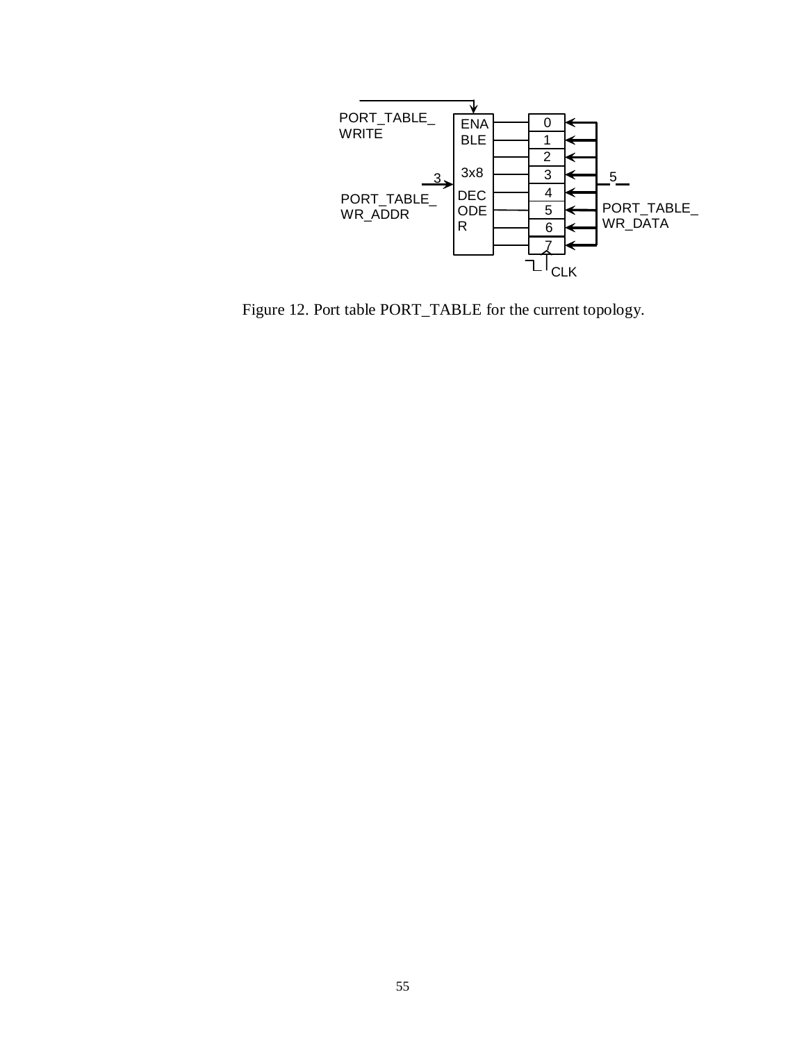PORT_TABLE_WRITE

PORT_TABLE_WR_ADDR

3

ENABLE

3x8

DECODER

0
1
2
3
4
5
6
7

5

PORT_TABLE_WR_DATA

CLK

Figure 12. Port table PORT_TABLE for the current topology.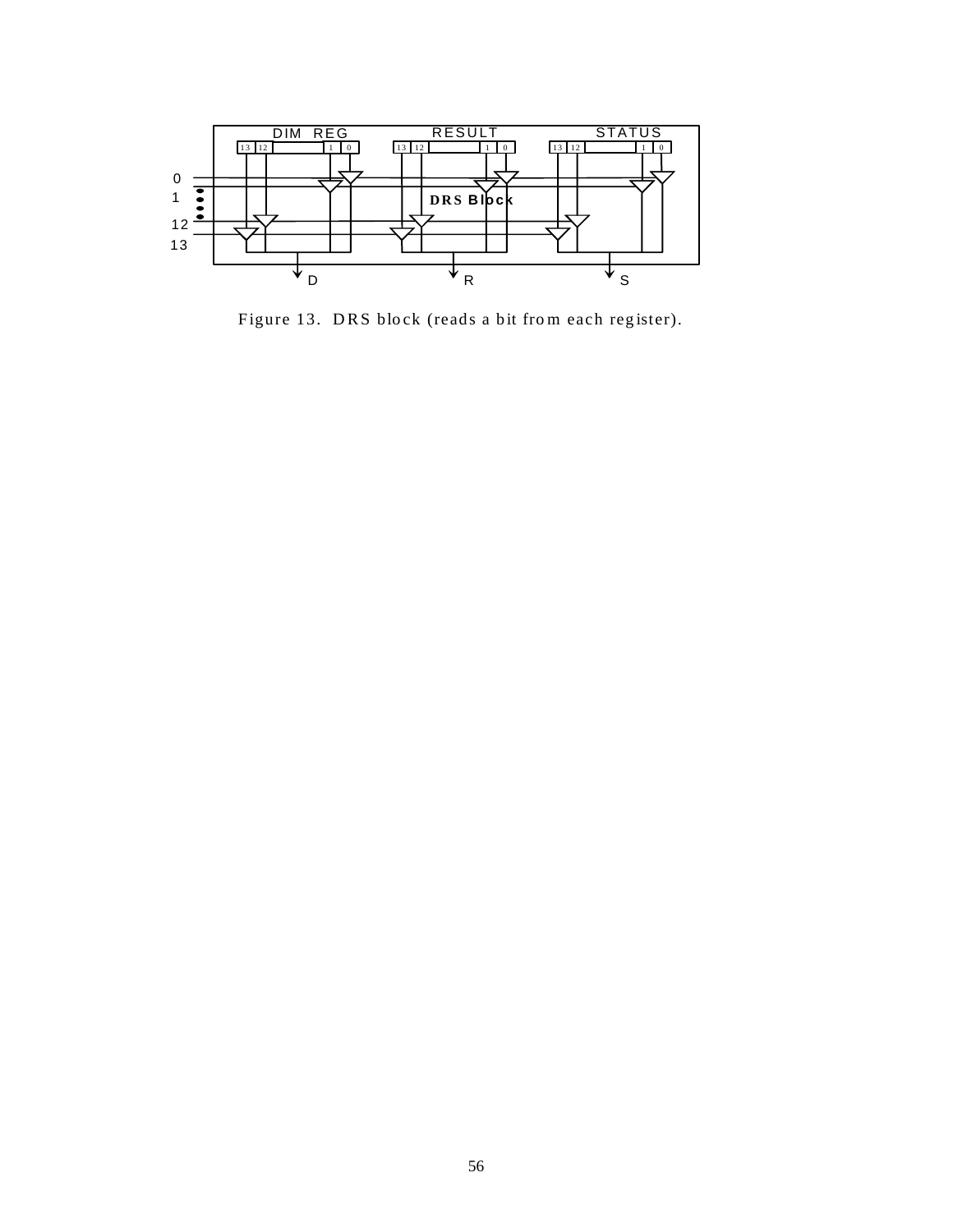Figure 13. DRS block (reads a bit from each register).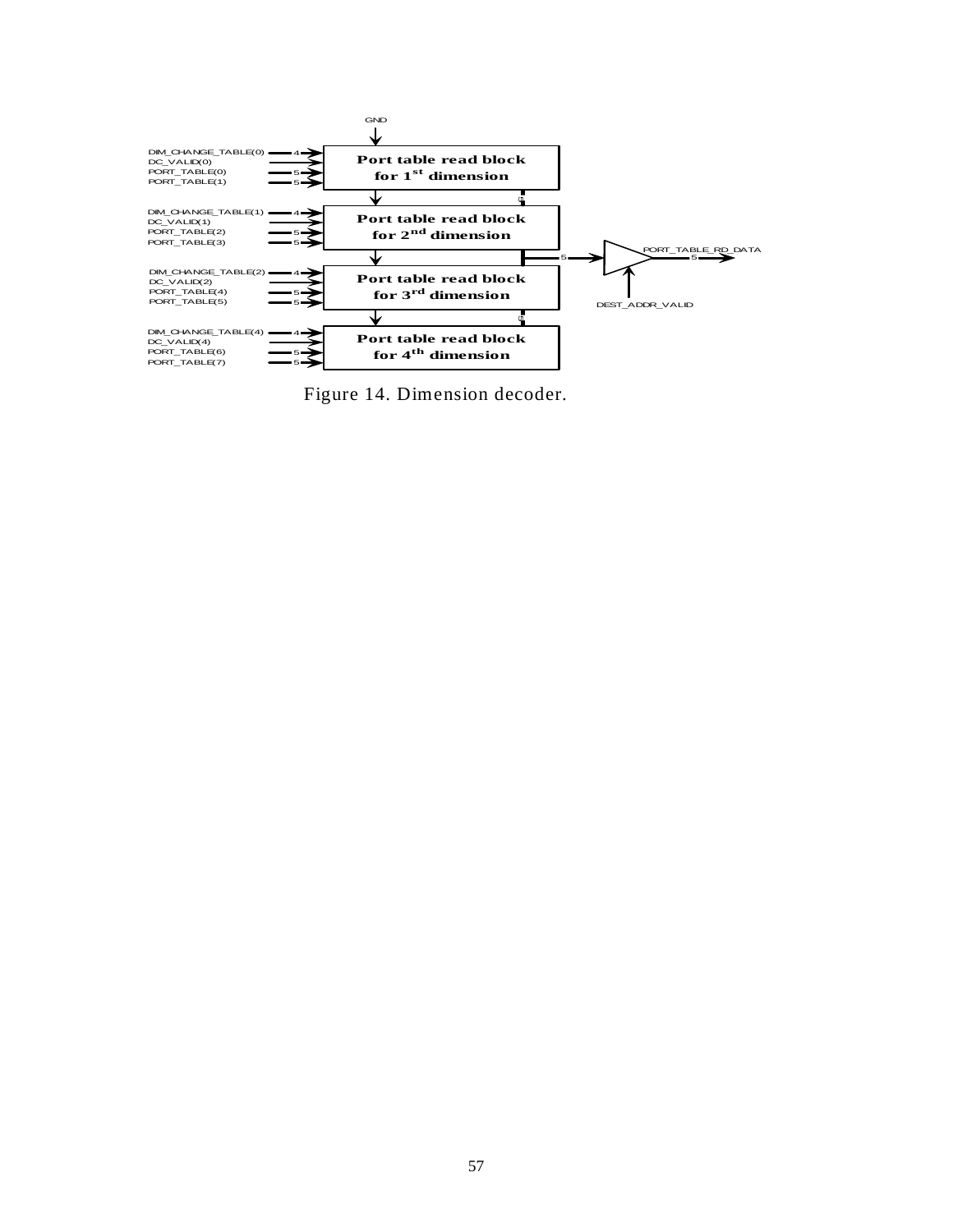Figure 14. Dimension decoder.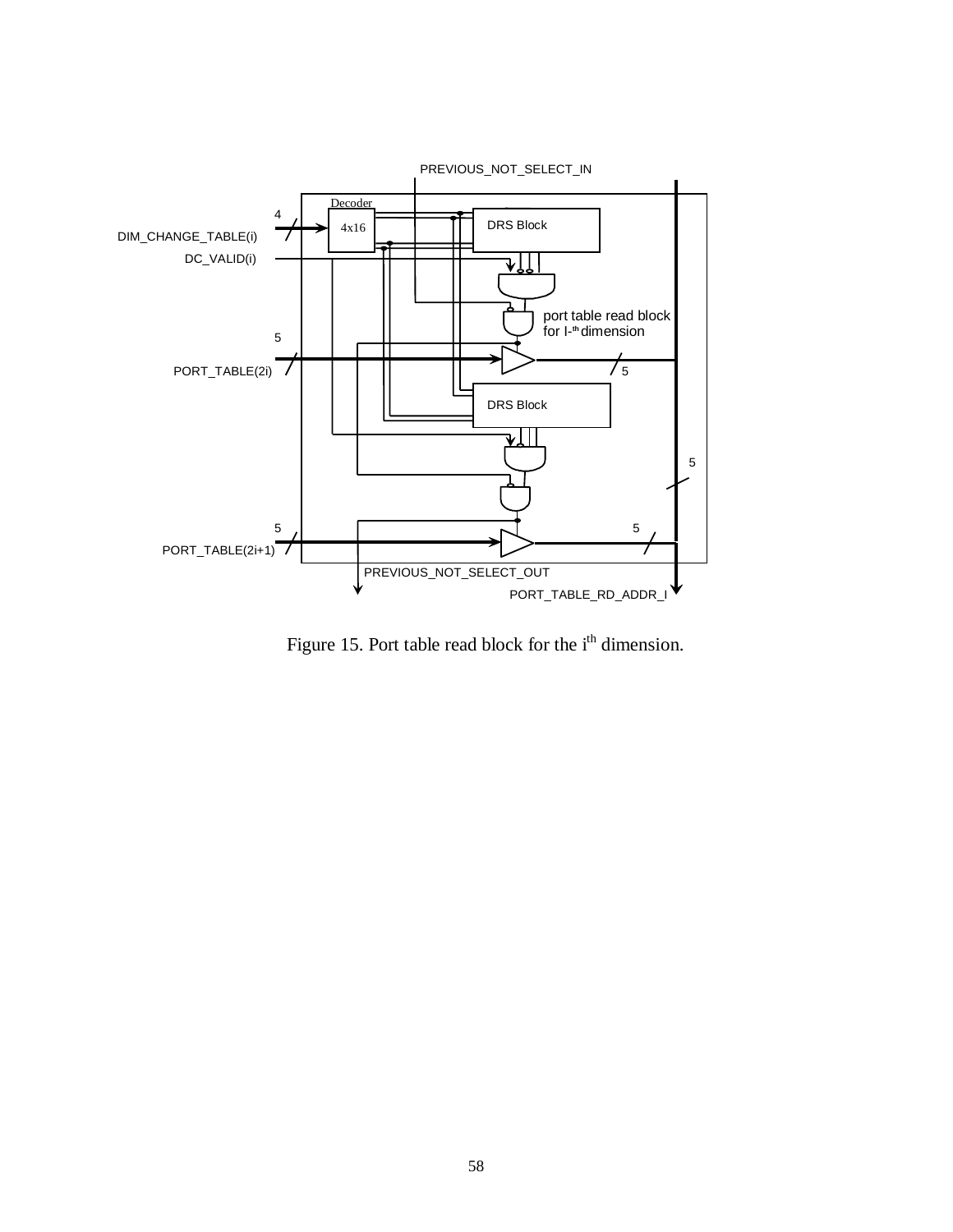PREVIOUS_NOT_SELECT_IN

Decoder

4x16

DRS Block

4

DIM_CHANGE_TABLE(i)

DC_VALID(i)

port table read block for I-th dimension

5

PORT_TABLE(2i)

5

DRS Block

5

5

5

PORT_TABLE(2i+1)

PREVIOUS_NOT_SELECT_OUT

PORT_TABLE_RD_ADDR_I

Figure 15. Port table read block for the i$^{th}$ dimension.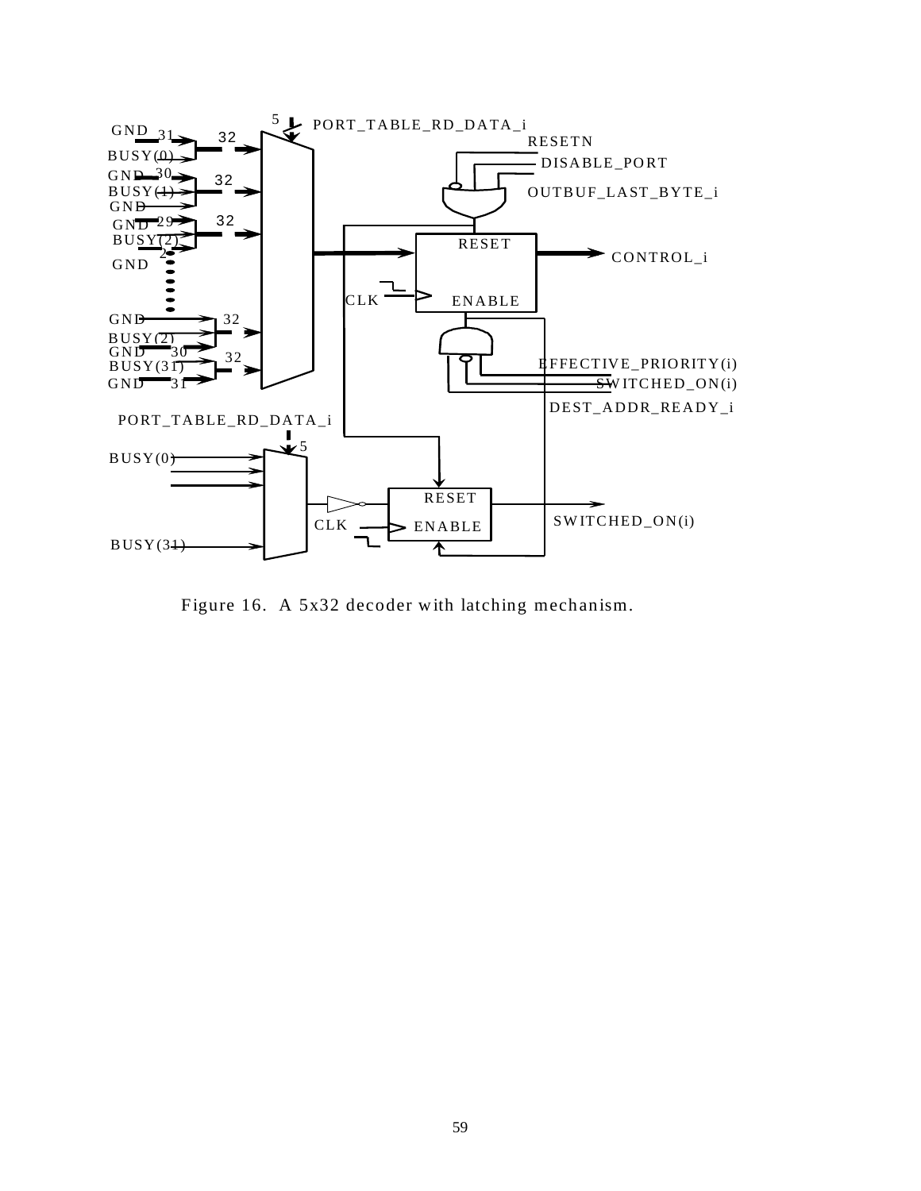Figure 16. A 5x32 decoder with latching mechanism.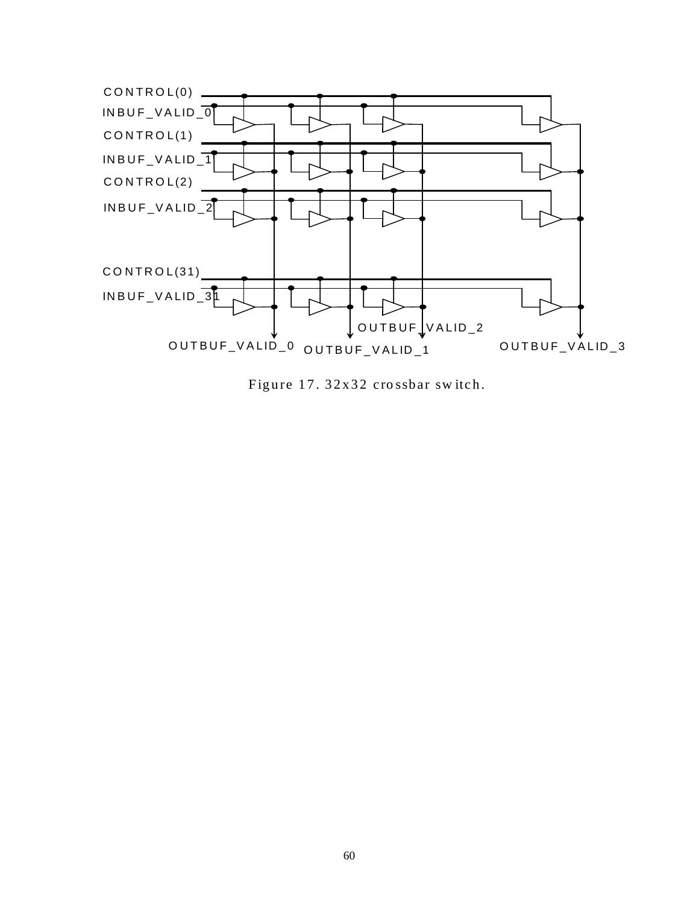CONTROL(0)
INBUF_VALID_0
CONTROL(1)
INBUF_VALID_1
CONTROL(2)
INBUF_VALID_2
CONTROL(31)
INBUF_VALID_31
OUTBUF_VALID_2
OUTBUF_VALID_0
OUTBUF_VALID_1
OUTBUF_VALID_3

Figure 17. 32x32 crossbar switch.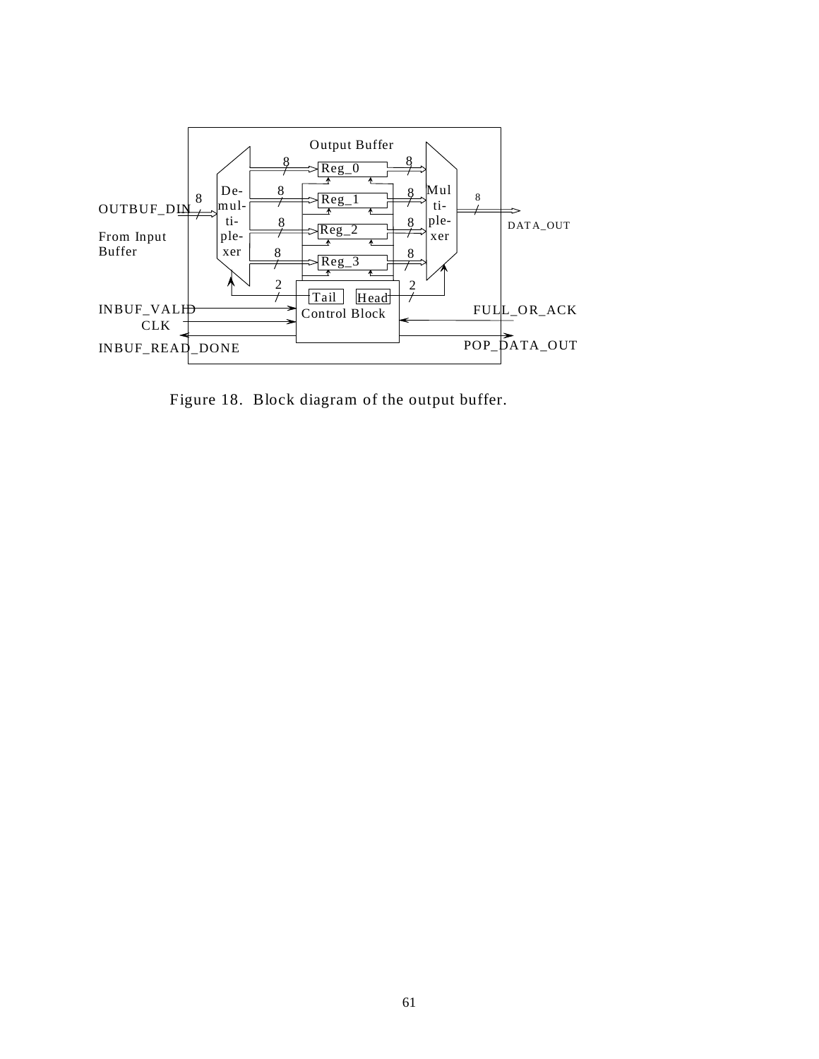Figure 18. Block diagram of the output buffer.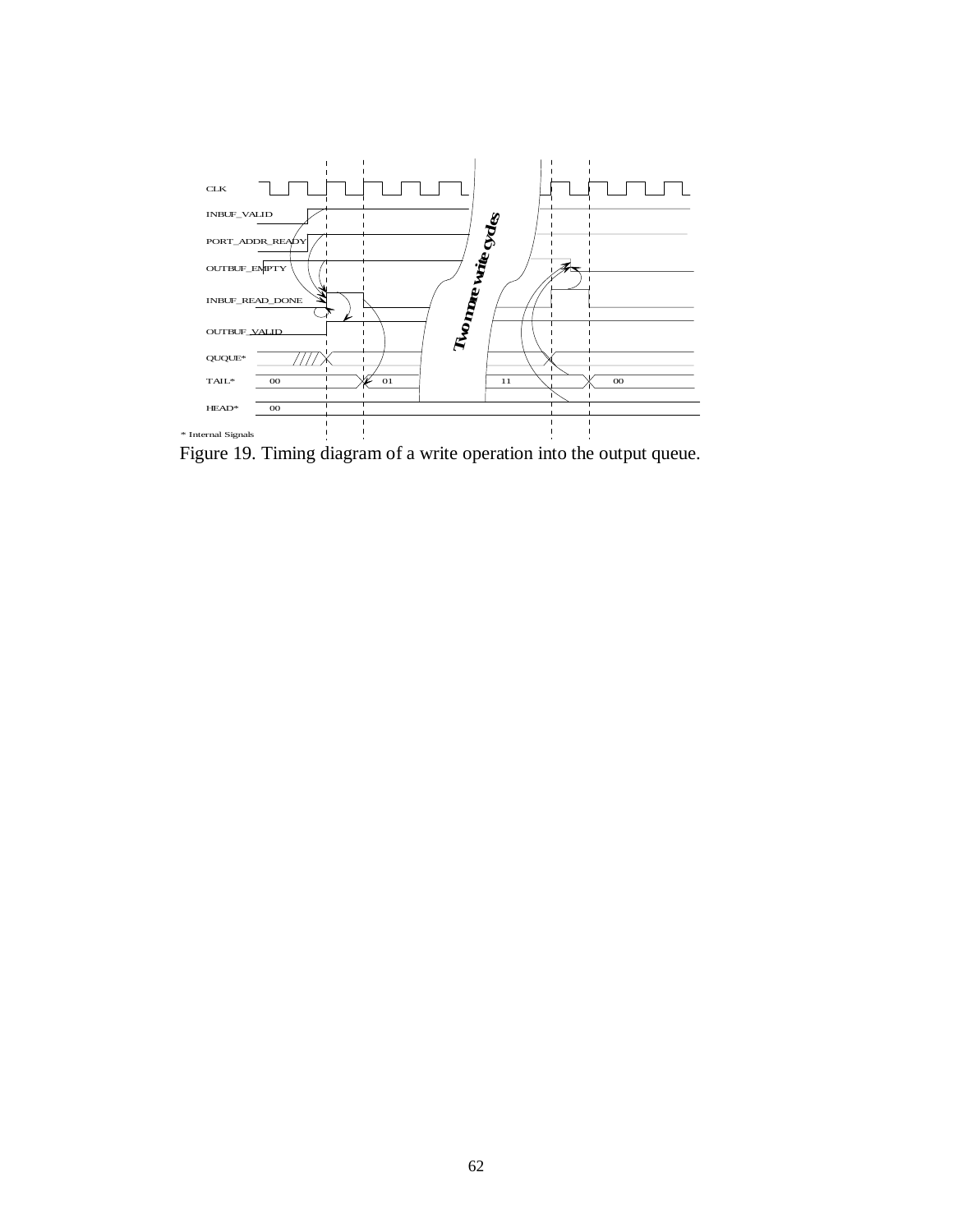CLK

INBUF_VALID

PORT_ADDR_READY

OUTBUF_EMPTY

INBUF_READ_DONE

OUTBUF_VALID

QUQUE*

TAIL* 00 01 11 00

HEAD* 00

Two more write cycles

* Internal Signals

Figure 19. Timing diagram of a write operation into the output queue.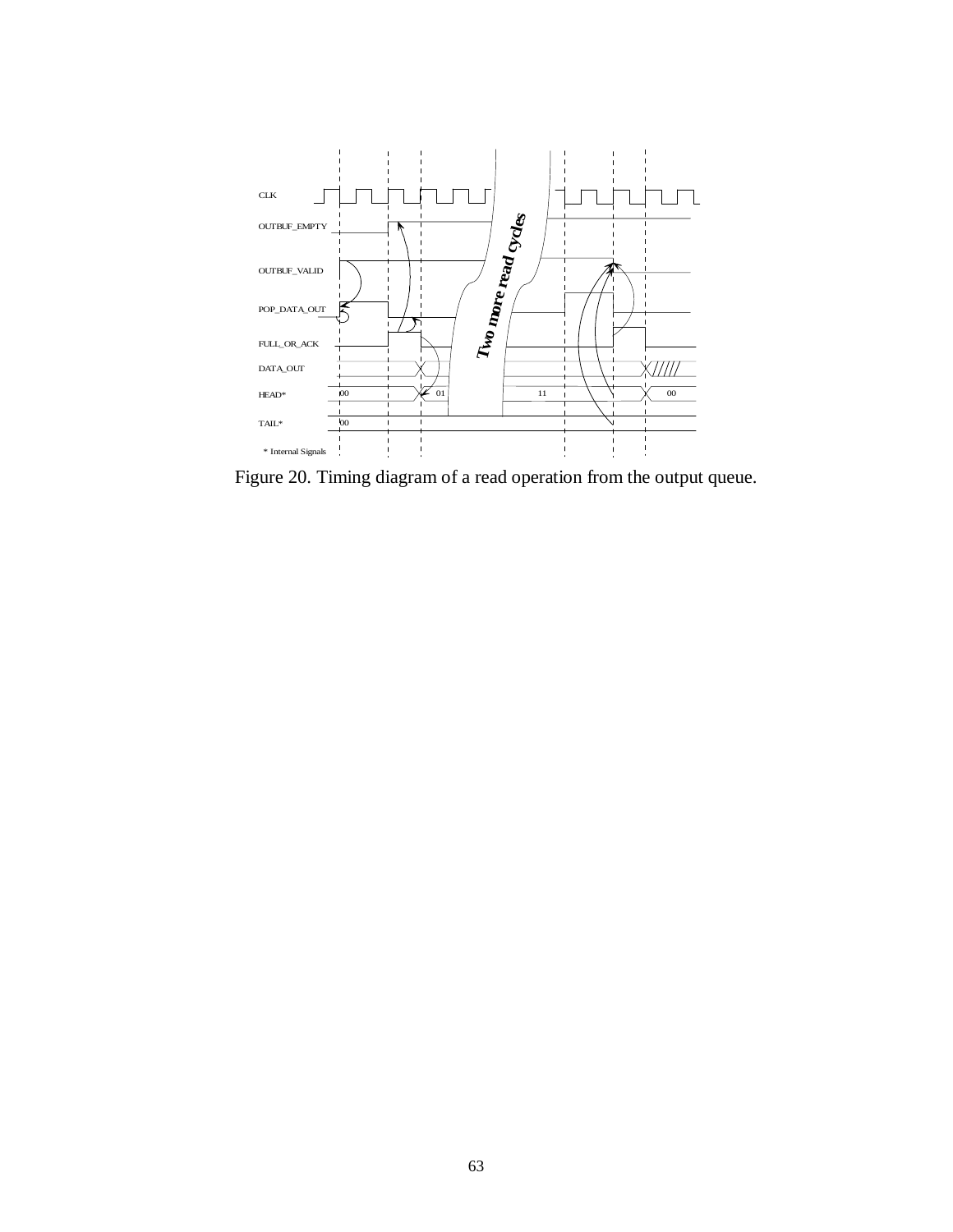CLK

OUTBUF_EMPTY

OUTBUF_VALID

POP_DATA_OUT

FULL_OR_ACK

DATA_OUT

HEAD*

TAIL*

* Internal Signals

00 01 11 00

00

Two more read cycles

Figure 20. Timing diagram of a read operation from the output queue.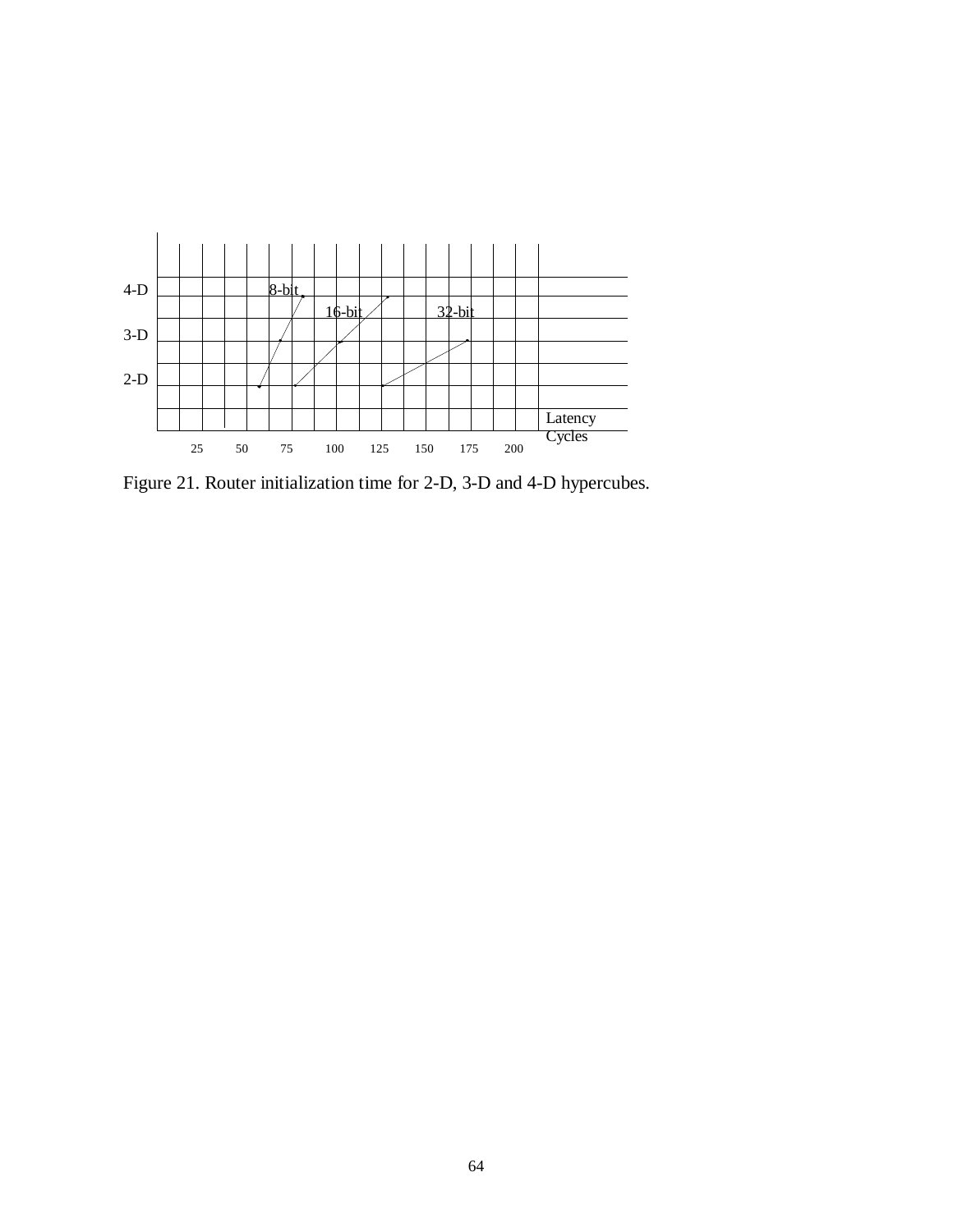| | | | | | | | | | | | | | | | | |
|---|---|---|---|---|---|---|---|---|---|---|---|---|---|---|---|---|
| 4-D | | | | | | 8-bit | | | | | | | | | | |
| | | | | | | | | 16-bit | | | | 32-bit | | | | |
| 3-D | | | | | | | | | | | | | | | | |
| | | | | | | | | | | | | | | | | |
| 2-D | | | | | | | | | | | | | | | | |
| | | | | | | | | | | | | | | | | |
| | | | | | | | | | | | | | | | | Latency Cycles |
| | 25 | | 50 | | 75 | | 100 | | 125 | | 150 | | 175 | | 200 | |

Figure 21. Router initialization time for 2-D, 3-D and 4-D hypercubes.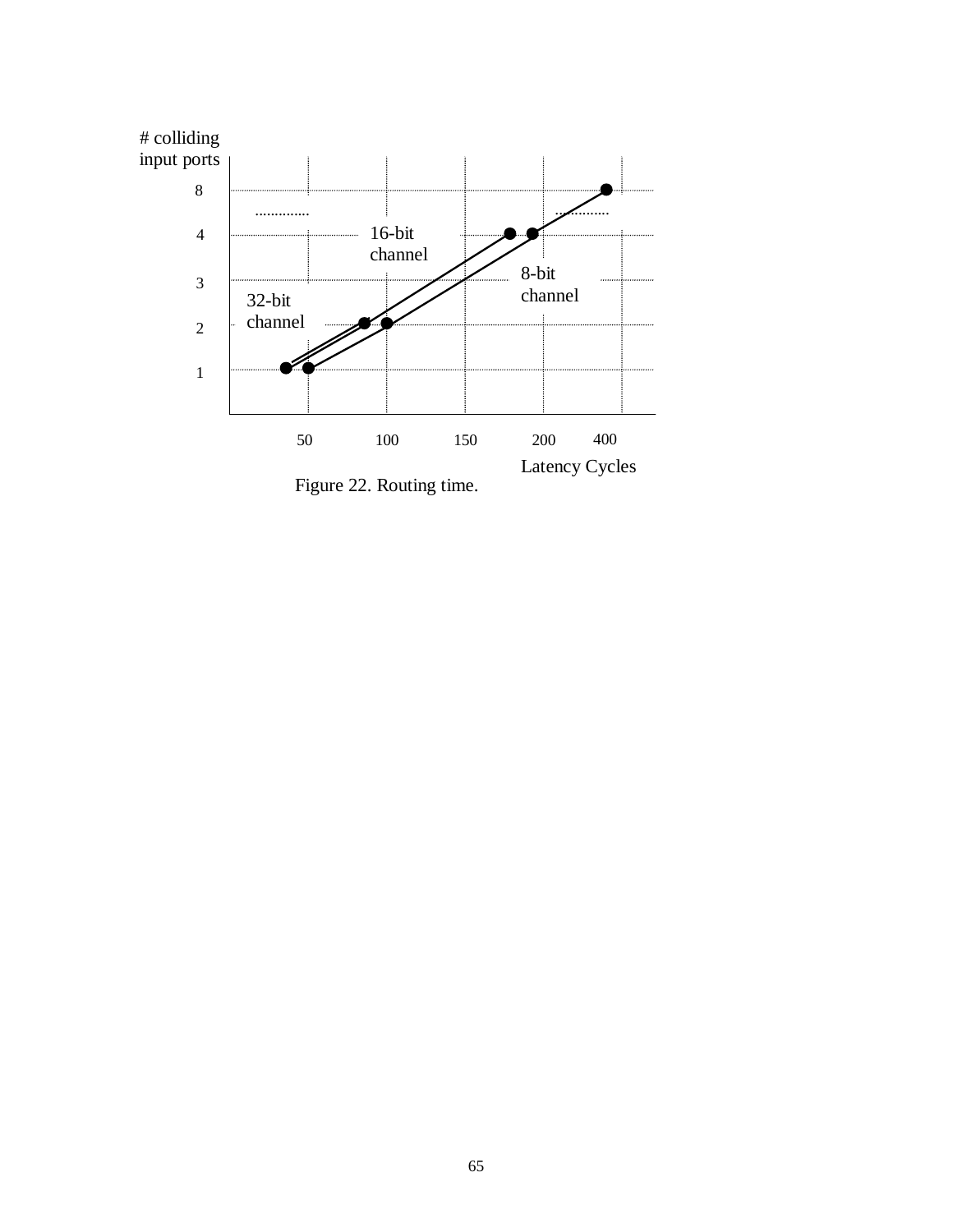# colliding
input ports

8

4

3

2

1

16-bit
channel

8-bit
channel

32-bit
channel

50 100 150 200 400

Latency Cycles

Figure 22. Routing time.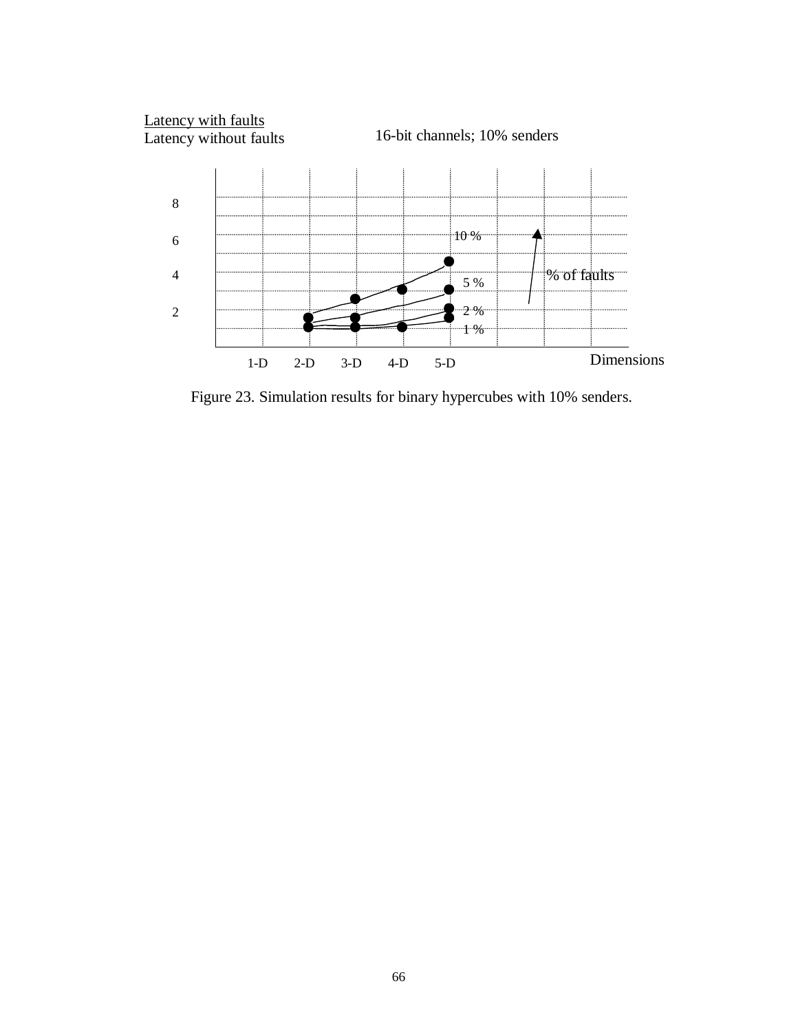Latency with faults
Latency without faults

16-bit channels; 10% senders

8

6

4

2

10 %

5 %

2 %

1 %

% of faults

1-D 2-D 3-D 4-D 5-D

Dimensions

Figure 23. Simulation results for binary hypercubes with 10% senders.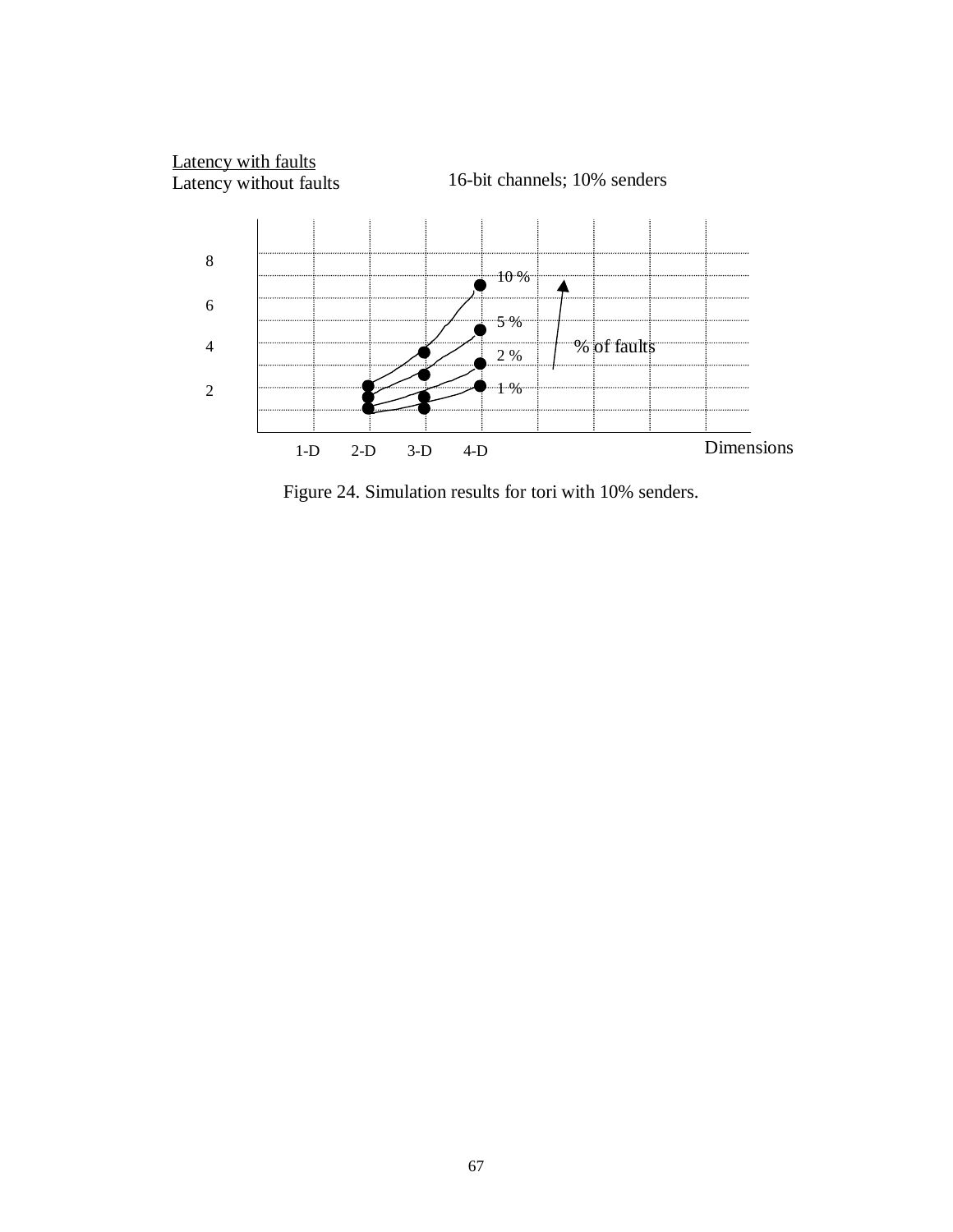Latency with faults
Latency without faults

16-bit channels; 10% senders

8

6

4

2

10 %

5 %

2 %

1 %

% of faults

1-D 2-D 3-D 4-D

Dimensions

Figure 24. Simulation results for tori with 10% senders.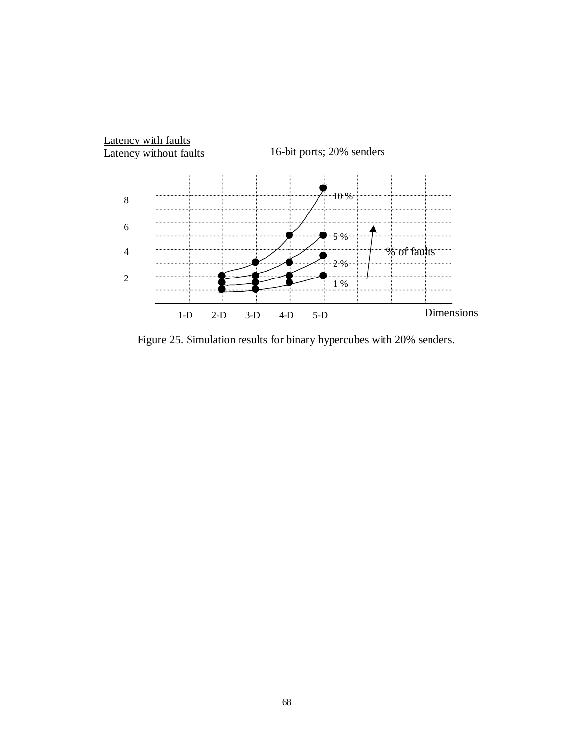Latency with faults
Latency without faults

16-bit ports; 20% senders

8

6

4

2

10 %

5 %

2 %

1 %

% of faults

1-D 2-D 3-D 4-D 5-D

Dimensions

Figure 25. Simulation results for binary hypercubes with 20% senders.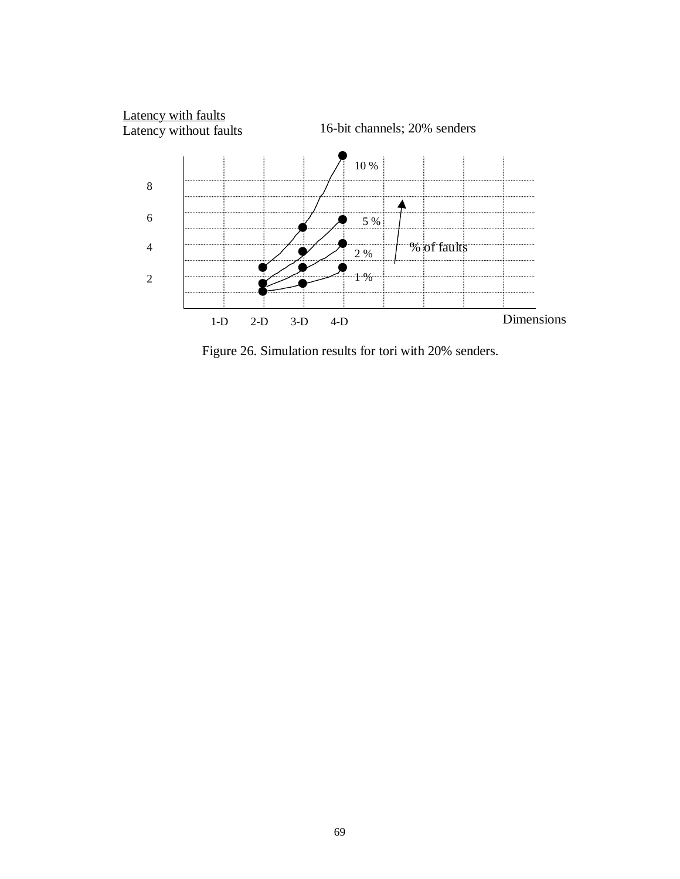Latency with faults
Latency without faults

16-bit channels; 20% senders

Figure 26. Simulation results for tori with 20% senders.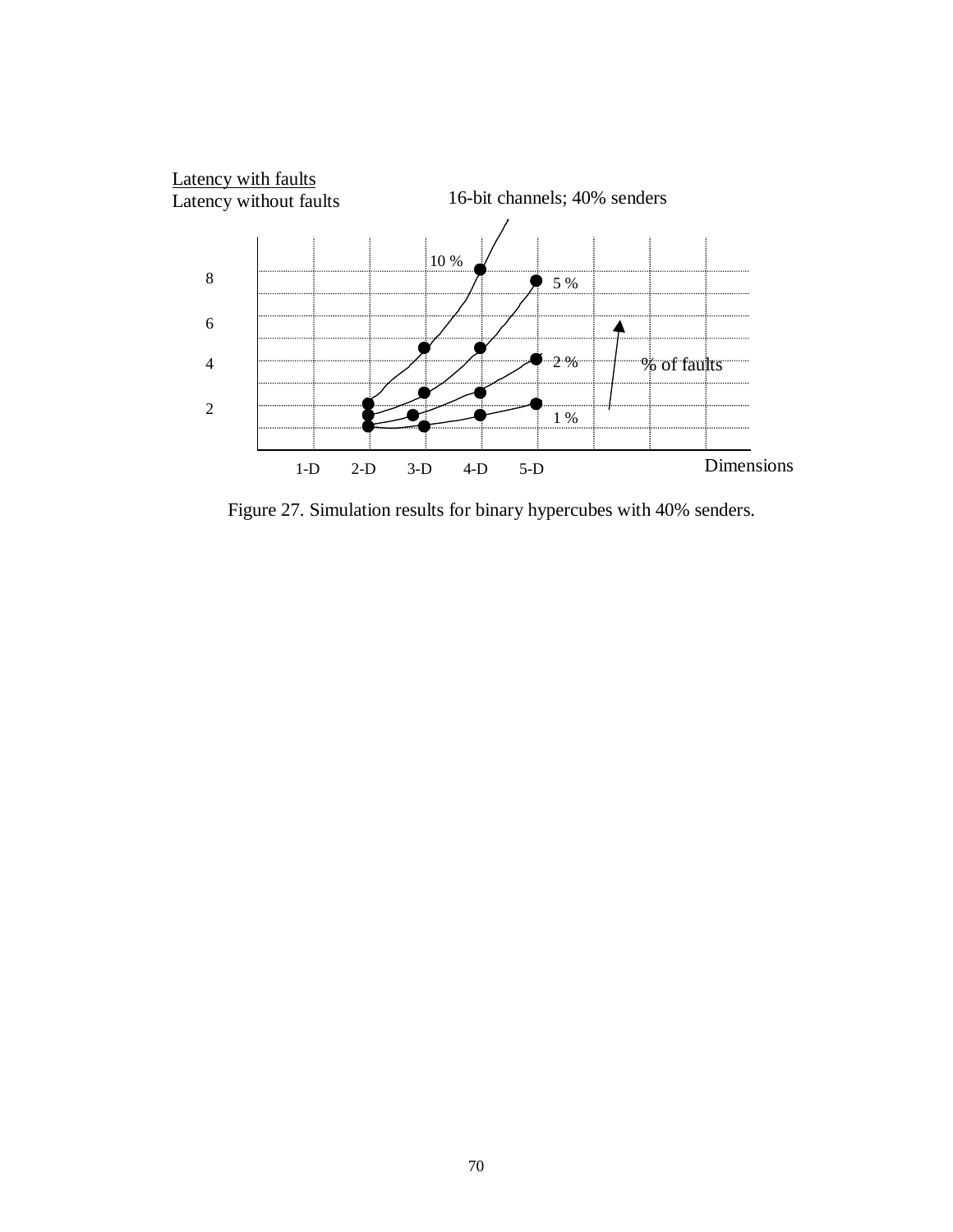Figure 27. Simulation results for binary hypercubes with 40% senders.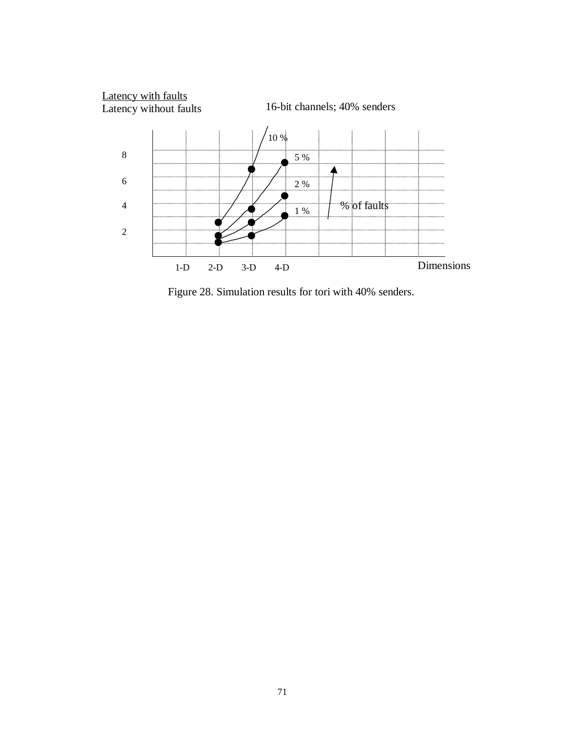Latency with faults
Latency without faults

16-bit channels; 40% senders

10 %

5 %

2 %

1 %

% of faults

8

6

4

2

1-D 2-D 3-D 4-D

Dimensions

Figure 28. Simulation results for tori with 40% senders.